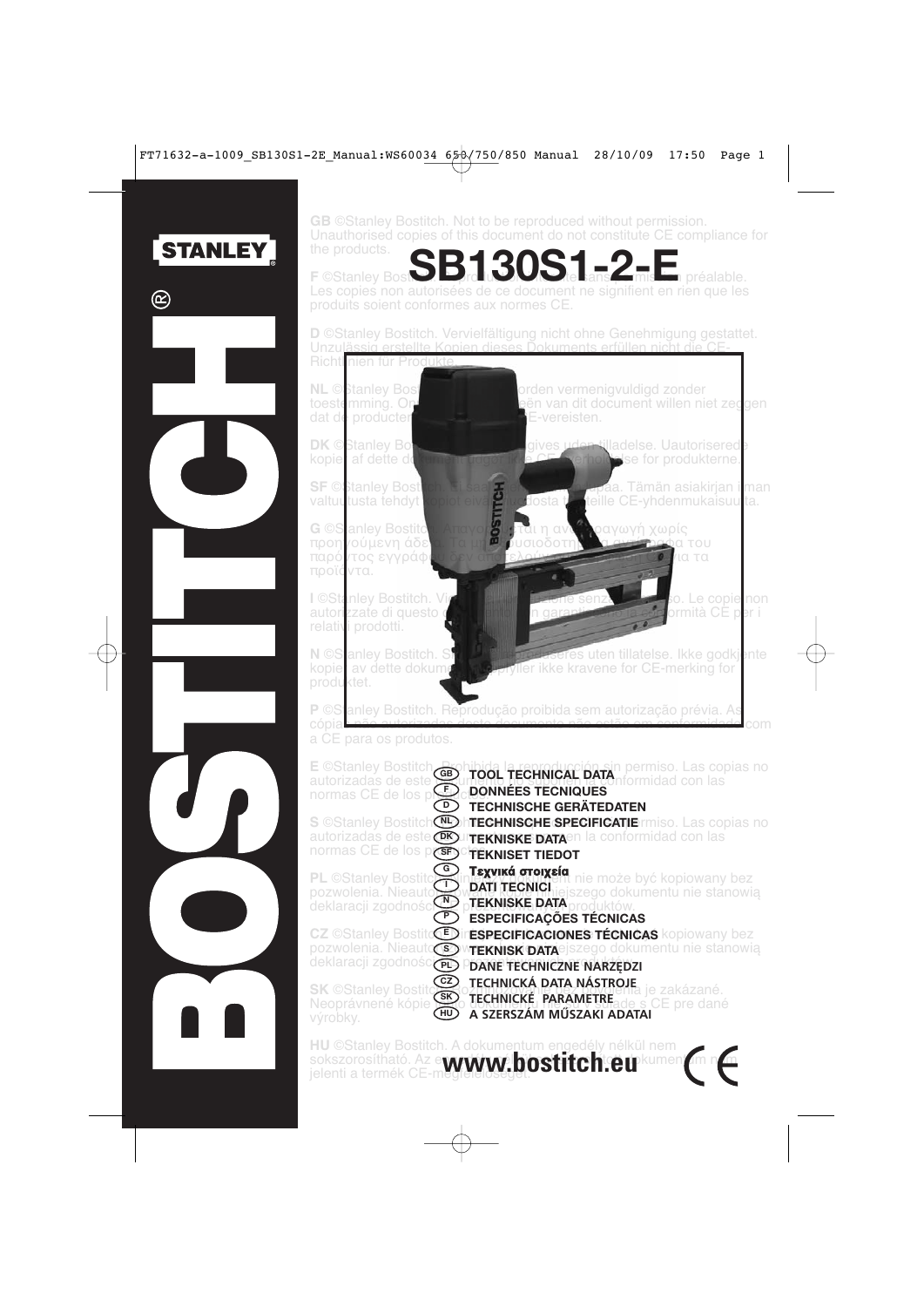# SB130S1-2-E

GB ©Stanley Bostitch. Not to be reproduced without permission. Unauthorised copies of this document do not constitute CE compliance for the products.

F ©Stanley Bostitch. Reproduction interdite sans permission préalable. Les copies non autorisées de ce document ne signifient en rien que les produits soient conformes aux normes CE.

D ©Stanley Bostitch. Vervielfältigung nicht ohne Genehmigung gestattet. Unzulässig erstellte Kopien dieses Dokuments erfüllen nicht die CE-Richtlinien für Produkte.

NL ©Stanley Bostitch. Mag niet worden vermenigvuldigd zonder toestemming. Onrechtmatige kopieën van dit document willen niet zeggen dat de producten voldoen aan de CE-vereisten.

DK ©Stanley Bostitch. Må ikke gengives uden tilladelse. Uautoriserede kopier af dette dokument udgør ikke CE-overholdelse for produkterne.

SF ©Stanley Bostitch. Ei saa kopioida ilman lupaa. Tämän asiakirjan ilman valtuutusta tehdyt kopiot eivät osoita tuotteille CE-yhdenmukaisuutta.

G ©Stanley Bostitch. Απαγορεύεται η αναπαραγωγή χωρίς προηγούμενη άδεια. Τα μη εξουσιοδοτημένα αντίγραφα του παρόντος εγγράφου δεν υποδηλώνουν συμμόρφωση CE για τα προϊόντα.

I ©Stanley Bostitch. Vietata la riproduzione senza permesso. Le copie non autorizzate di questo documento non garantiscono la conformità CE per i relativi prodotti.

N ©Stanley Bostitch. Skal ikke reproduseres uten tillatelse. Ikke godkjente kopier av dette dokumentet oppfyller ikke kravene for CE-merking for produktet.

P ©Stanley Bostitch. Reprodução proibida sem autorização prévia. As cópias não autorizadas deste documento não estão em conformidade com a CE para os produtos.

E ©Stanley Bostitch. Prohibida la reproducción sin permiso. Las copias no autorizadas de este documento no están en conformidad con las normas CE de los productos.

S ©Stanley Bostitch. Prohibida la reproducción sin permiso. Las copias no autorizadas de este documento no están en la conformidad con las normas CE de los productos.

PL ©Stanley Bostitch. Niniejszy dokument nie może być kopiowany bez pozwolenia. Nieautoryzowane kopie niniejszego dokumentu nie stanowią deklaracji zgodności CE dla produktów.

CZ ©Stanley Bostitch. Niniejszy dokument nie może być kopiowany bez pozwolenia. Nieautoryzowane kopie niniejszego dokumentu nie stanowią deklaracji zgodności CE dla produktów.

SK ©Stanley Bostitch. Reprodukcia bez povolenia je zakázané. Neoprávnené kópie tohto dokumentu nie sú v zhode s CE pre dané výrobky.

HU ©Stanley Bostitch. A dokumentum engedély nélkül nem sokszorosítható. Az engedély nélküli másolatok a dokumentumról nem jelenti a termék CE-megfelelőségét.

- (GB) TOOL TECHNICAL DATA
- (F) DONNÉES TECNIQUES
- (D) TECHNISCHE GERÄTEDATEN
- (NL) TECHNISCHE SPECIFICATIE
- (DK) TEKNISKE DATA
- (SF) TEKNISET TIEDOT
- (G) Τεχνικά στοιχεία
- (I) DATI TECNICI
- (N) TEKNISKE DATA
- (P) ESPECIFICAÇÕES TÉCNICAS
- (E) ESPECIFICACIONES TÉCNICAS
- (S) TEKNISK DATA
- (PL) DANE TECHNICZNE NARZĘDZI
- (CZ) TECHNICKÁ DATA NÁSTROJE
- (SK) TECHNICKÉ PARAMETRE
- (HU) A SZERSZÁM MŰSZAKI ADATAI

www.bostitch.eu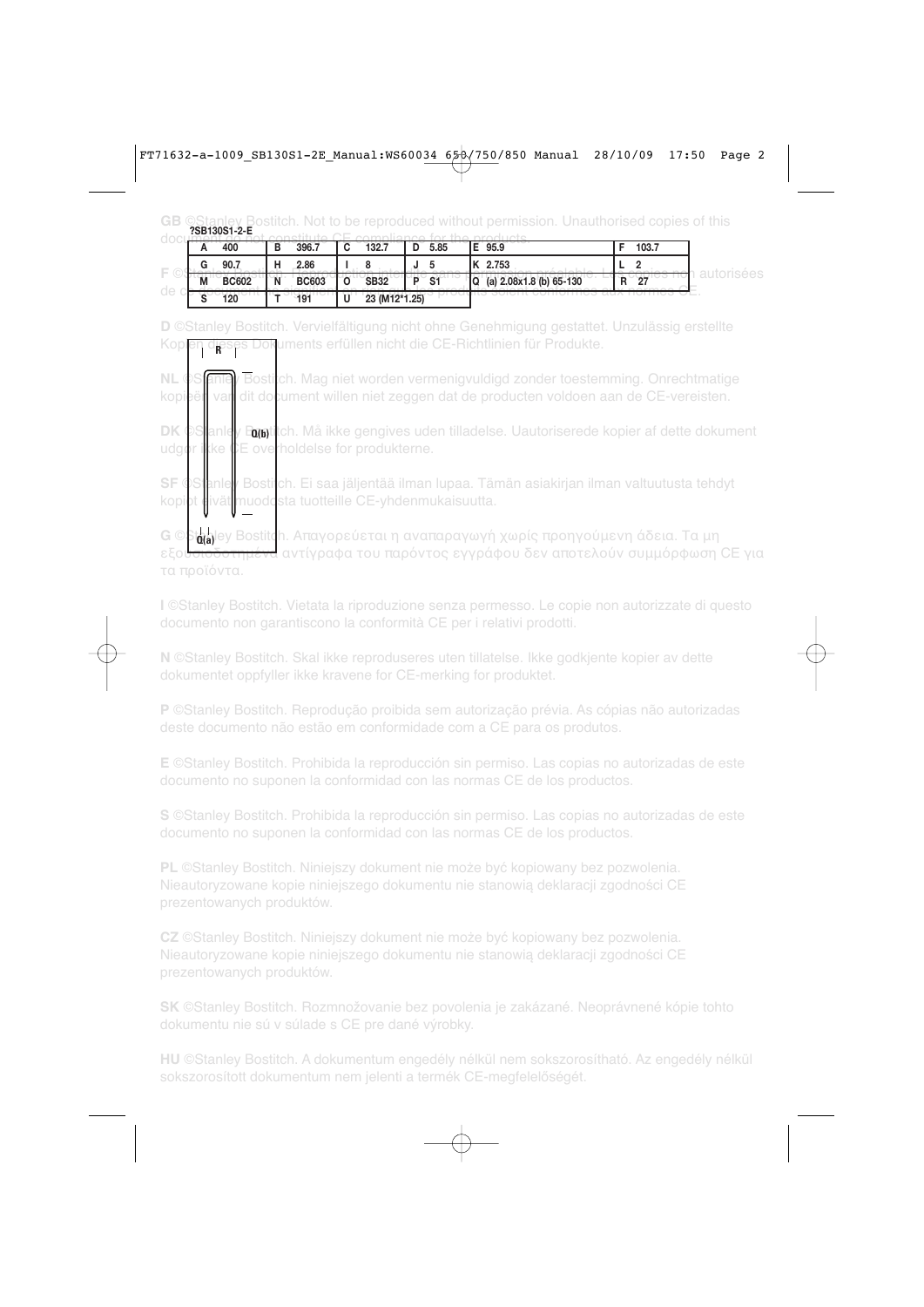?SB130S1-2-E

| A | 400 | B | 396.7 | C | 132.7 | D | 5.85 | E | 95.9 | F | 103.7 |
|---|---|---|---|---|---|---|---|---|---|---|---|
| G | 90.7 | H | 2.86 | I | 8 | J | 5 | K | 2.753 | L | 2 |
| M | BC602 | N | BC603 | O | SB32 | P | S1 | Q | (a) 2.08x1.8 (b) 65-130 | R | 27 |
| S | 120 | T | 191 | U | 23 (M12*1.25) | | | | | | |

R

Q(b)

Q(a)

**GB** ©Stanley Bostitch. Not to be reproduced without permission. Unauthorised copies of this document do not constitute CE compliance for the products.

**F** ©Stanley Bostitch. Reproduction interdite sans autorisation préalable. Les copies non autorisées de ce document ne garantissent pas que les produits soient conformes aux normes CE.

**D** ©Stanley Bostitch. Vervielfältigung nicht ohne Genehmigung gestattet. Unzulässig erstellte Kopien dieses Dokuments erfüllen nicht die CE-Richtlinien für Produkte.

**NL** ©Stanley Bostitch. Mag niet worden vermenigvuldigd zonder toestemming. Onrechtmatige kopieën van dit document willen niet zeggen dat de producten voldoen aan de CE-vereisten.

**DK** ©Stanley Bostitch. Må ikke gengives uden tilladelse. Uautoriserede kopier af dette dokument udgør ikke CE overholdelse for produkterne.

**SF** ©Stanley Bostitch. Ei saa jäljentää ilman lupaa. Tämän asiakirjan ilman valtuutusta tehdyt kopiot eivät muodosta tuotteille CE-yhdenmukaisuutta.

**G** ©Stanley Bostitch. Απαγορεύεται η αναπαραγωγή χωρίς προηγούμενη άδεια. Τα μη εξουσιοδοτημένα αντίγραφα του παρόντος εγγράφου δεν αποτελούν συμμόρφωση CE για τα προϊόντα.

**I** ©Stanley Bostitch. Vietata la riproduzione senza permesso. Le copie non autorizzate di questo documento non garantiscono la conformità CE per i relativi prodotti.

**N** ©Stanley Bostitch. Skal ikke reproduseres uten tillatelse. Ikke godkjente kopier av dette dokumentet oppfyller ikke kravene for CE-merking for produktet.

**P** ©Stanley Bostitch. Reprodução proibida sem autorização prévia. As cópias não autorizadas deste documento não estão em conformidade com a CE para os produtos.

**E** ©Stanley Bostitch. Prohibida la reproducción sin permiso. Las copias no autorizadas de este documento no suponen la conformidad con las normas CE de los productos.

**S** ©Stanley Bostitch. Prohibida la reproducción sin permiso. Las copias no autorizadas de este documento no suponen la conformidad con las normas CE de los productos.

**PL** ©Stanley Bostitch. Niniejszy dokument nie może być kopiowany bez pozwolenia. Nieautoryzowane kopie niniejszego dokumentu nie stanowią deklaracji zgodności CE prezentowanych produktów.

**CZ** ©Stanley Bostitch. Niniejszy dokument nie może być kopiowany bez pozwolenia. Nieautoryzowane kopie niniejszego dokumentu nie stanowią deklaracji zgodności CE prezentowanych produktów.

**SK** ©Stanley Bostitch. Rozmnožovanie bez povolenia je zakázané. Neoprávnené kópie tohto dokumentu nie sú v súlade s CE pre dané výrobky.

**HU** ©Stanley Bostitch. A dokumentum engedély nélkül nem sokszorosítható. Az engedély nélkül sokszorosított dokumentum nem jelenti a termék CE-megfelelőségét.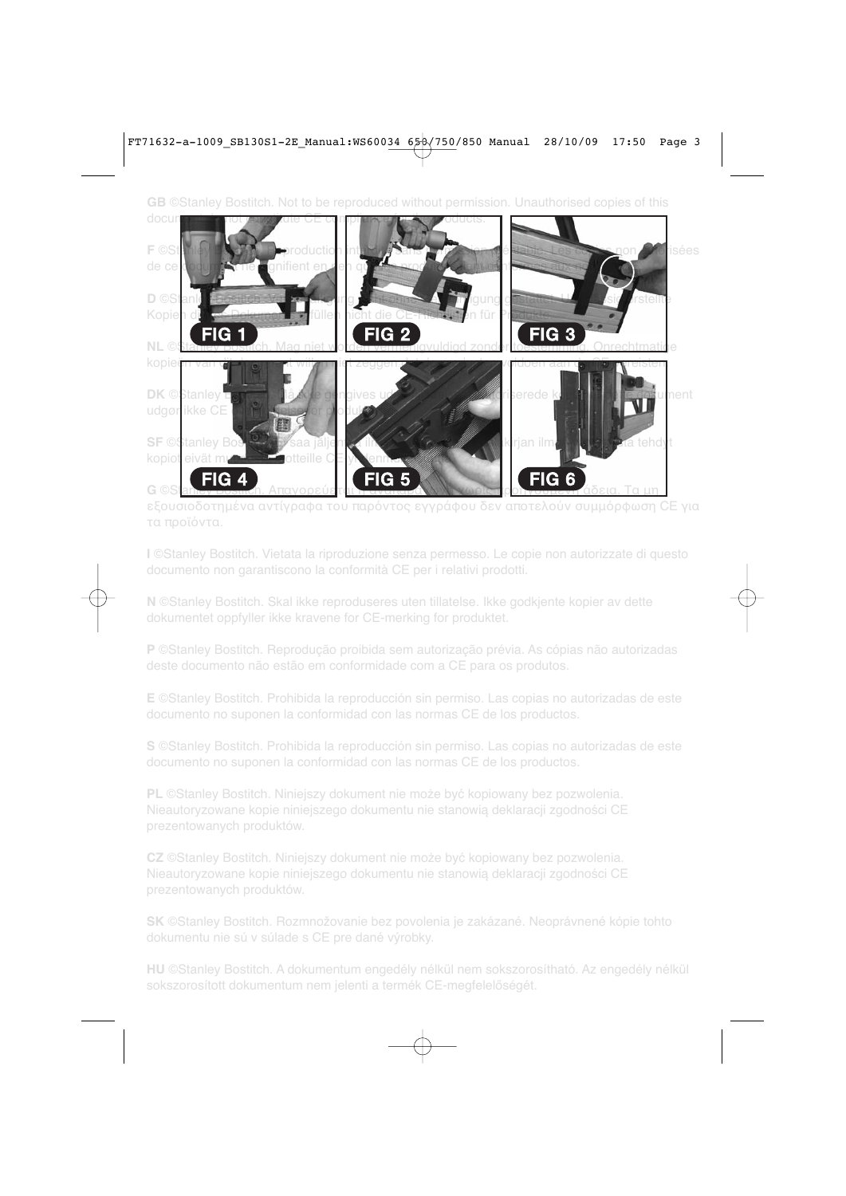**GB** ©Stanley Bostitch. Not to be reproduced without permission. Unauthorised copies of this document do not constitute CE compliance for the products.

FIG 1

FIG 2

FIG 3

FIG 4

FIG 5

FIG 6

**F** ©Stanley Bostitch. Reproduction interdite sans autorisation préalable. Les copies non autorisées de ce document ne signifient en rien que ces produits sont conformes aux normes CE.

**D** ©Stanley Bostitch. Vervielfältigung nur mit Genehmigung gestattet. Unautorisiert erstellte Kopien dieses Dokuments erfüllen nicht die CE-Richtlinien für Produkte.

**NL** ©Stanley Bostitch. Mag niet worden vermenigvuldigd zonder toestemming. Onrechtmatige kopieën van dit document willen niet zeggen dat de producten voldoen aan de CE-vereisten.

**DK** ©Stanley Bostitch. Må ikke gengives uden tilladelse. Uautoriserede kopier af dette dokument udgør ikke CE overholdelse for produkterne.

**SF** ©Stanley Bostitch. Ei saa jäljentää ilman lupaa. Tämän asiakirjan ilman lupaa tehdyt kopiot eivät muodosta tuotteille CE-yhdenmukaisuutta.

**G** ©Stanley Bostitch. Απαγορεύεται η αναπαραγωγή χωρίς γραπτή άδεια. Τα μη εξουσιοδοτημένα αντίγραφα του παρόντος εγγράφου δεν αποτελούν συμμόρφωση CE για τα προϊόντα.

**I** ©Stanley Bostitch. Vietata la riproduzione senza permesso. Le copie non autorizzate di questo documento non garantiscono la conformità CE per i relativi prodotti.

**N** ©Stanley Bostitch. Skal ikke reproduseres uten tillatelse. Ikke godkjente kopier av dette dokumentet oppfyller ikke kravene for CE-merking for produktet.

**P** ©Stanley Bostitch. Reprodução proibida sem autorização prévia. As cópias não autorizadas deste documento não estão em conformidade com a CE para os produtos.

**E** ©Stanley Bostitch. Prohibida la reproducción sin permiso. Las copias no autorizadas de este documento no suponen la conformidad con las normas CE de los productos.

**S** ©Stanley Bostitch. Prohibida la reproducción sin permiso. Las copias no autorizadas de este documento no suponen la conformidad con las normas CE de los productos.

**PL** ©Stanley Bostitch. Niniejszy dokument nie może być kopiowany bez pozwolenia. Nieautoryzowane kopie niniejszego dokumentu nie stanowią deklaracji zgodności CE prezentowanych produktów.

**CZ** ©Stanley Bostitch. Niniejszy dokument nie może być kopiowany bez pozwolenia. Nieautoryzowane kopie niniejszego dokumentu nie stanowią deklaracji zgodności CE prezentowanych produktów.

**SK** ©Stanley Bostitch. Rozmnožovanie bez povolenia je zakázané. Neoprávnené kópie tohto dokumentu nie sú v súlade s CE pre dané výrobky.

**HU** ©Stanley Bostitch. A dokumentum engedély nélkül nem sokszorosítható. Az engedély nélkül sokszorosított dokumentum nem jelenti a termék CE-megfelelőségét.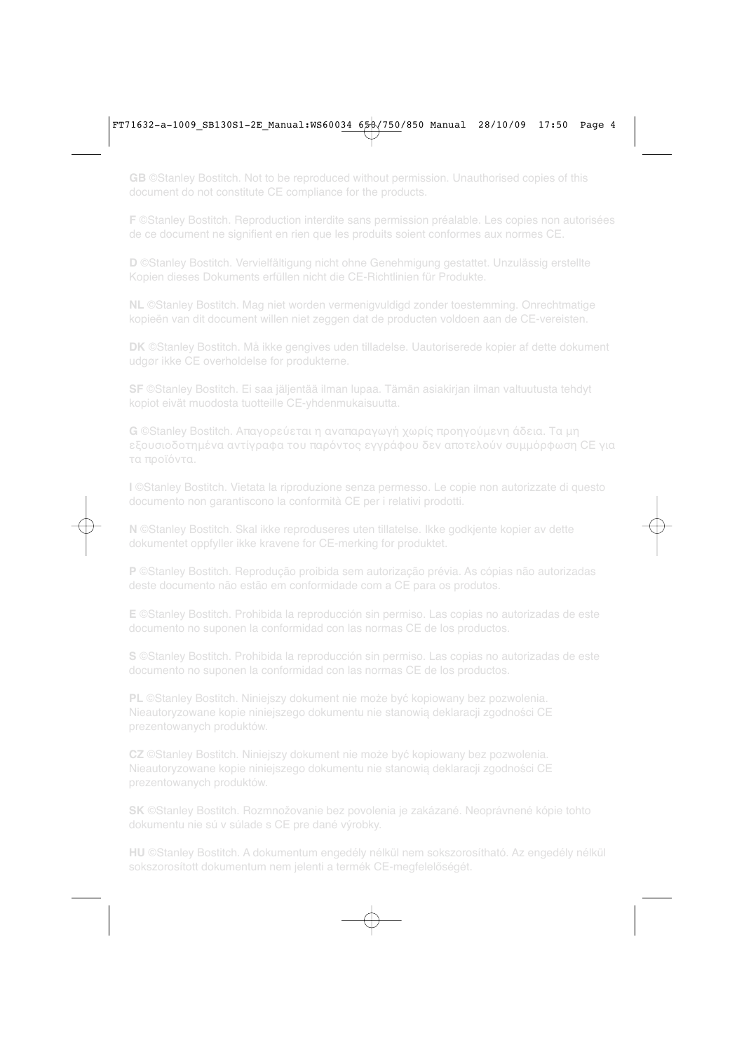**GB** ©Stanley Bostitch. Not to be reproduced without permission. Unauthorised copies of this document do not constitute CE compliance for the products.

**F** ©Stanley Bostitch. Reproduction interdite sans permission préalable. Les copies non autorisées de ce document ne signifient en rien que les produits soient conformes aux normes CE.

**D** ©Stanley Bostitch. Vervielfältigung nicht ohne Genehmigung gestattet. Unzulässig erstellte Kopien dieses Dokuments erfüllen nicht die CE-Richtlinien für Produkte.

**NL** ©Stanley Bostitch. Mag niet worden vermenigvuldigd zonder toestemming. Onrechtmatige kopieën van dit document willen niet zeggen dat de producten voldoen aan de CE-vereisten.

**DK** ©Stanley Bostitch. Må ikke gengives uden tilladelse. Uautoriserede kopier af dette dokument udgør ikke CE overholdelse for produkterne.

**SF** ©Stanley Bostitch. Ei saa jäljentää ilman lupaa. Tämän asiakirjan ilman valtuutusta tehdyt kopiot eivät muodosta tuotteille CE-yhdenmukaisuutta.

**G** ©Stanley Bostitch. Απαγορεύεται η αναπαραγωγή χωρίς προηγούμενη άδεια. Τα μη εξουσιοδοτημένα αντίγραφα του παρόντος εγγράφου δεν αποτελούν συμμόρφωση CE για τα προϊόντα.

**I** ©Stanley Bostitch. Vietata la riproduzione senza permesso. Le copie non autorizzate di questo documento non garantiscono la conformità CE per i relativi prodotti.

**N** ©Stanley Bostitch. Skal ikke reproduseres uten tillatelse. Ikke godkjente kopier av dette dokumentet oppfyller ikke kravene for CE-merking for produktet.

**P** ©Stanley Bostitch. Reprodução proibida sem autorização prévia. As cópias não autorizadas deste documento não estão em conformidade com a CE para os produtos.

**E** ©Stanley Bostitch. Prohibida la reproducción sin permiso. Las copias no autorizadas de este documento no suponen la conformidad con las normas CE de los productos.

**S** ©Stanley Bostitch. Prohibida la reproducción sin permiso. Las copias no autorizadas de este documento no suponen la conformidad con las normas CE de los productos.

**PL** ©Stanley Bostitch. Niniejszy dokument nie może być kopiowany bez pozwolenia. Nieautoryzowane kopie niniejszego dokumentu nie stanowią deklaracji zgodności CE prezentowanych produktów.

**CZ** ©Stanley Bostitch. Niniejszy dokument nie może być kopiowany bez pozwolenia. Nieautoryzowane kopie niniejszego dokumentu nie stanowią deklaracji zgodności CE prezentowanych produktów.

**SK** ©Stanley Bostitch. Rozmnožovanie bez povolenia je zakázané. Neoprávnené kópie tohto dokumentu nie sú v súlade s CE pre dané výrobky.

**HU** ©Stanley Bostitch. A dokumentum engedély nélkül nem sokszorosítható. Az engedély nélkül sokszorosított dokumentum nem jelenti a termék CE-megfelelőségét.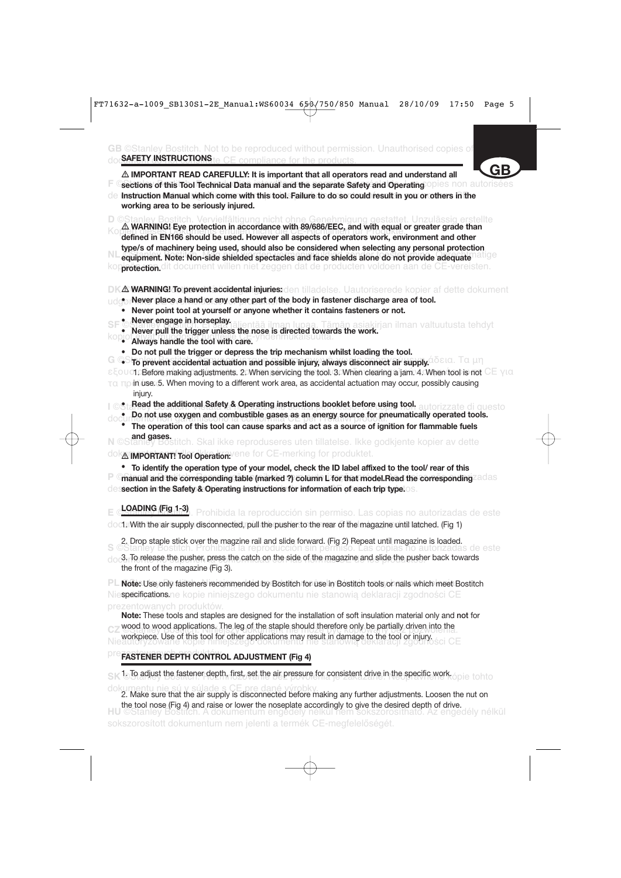## SAFETY INSTRUCTIONS

⚠ **IMPORTANT READ CAREFULLY: It is important that all operators read and understand all sections of this Tool Technical Data manual and the separate Safety and Operating Instruction Manual which come with this tool. Failure to do so could result in you or others in the working area to be seriously injured.**

⚠ **WARNING! Eye protection in accordance with 89/686/EEC, and with equal or greater grade than defined in EN166 should be used. However all aspects of operators work, environment and other type/s of machinery being used, should also be considered when selecting any personal protection equipment. Note: Non-side shielded spectacles and face shields alone do not provide adequate protection.**

⚠ **WARNING! To prevent accidental injuries:**

- **Never place a hand or any other part of the body in fastener discharge area of tool.**
- **Never point tool at yourself or anyone whether it contains fasteners or not.**
- **Never engage in horseplay.**
- **Never pull the trigger unless the nose is directed towards the work.**
- **Always handle the tool with care.**
- **Do not pull the trigger or depress the trip mechanism whilst loading the tool.**
- **To prevent accidental actuation and possible injury, always disconnect air supply.** 1. Before making adjustments. 2. When servicing the tool. 3. When clearing a jam. 4. When tool is not in use. 5. When moving to a different work area, as accidental actuation may occur, possibly causing injury.
- **Read the additional Safety & Operating instructions booklet before using tool.**
- **Do not use oxygen and combustible gases as an energy source for pneumatically operated tools.**
- **The operation of this tool can cause sparks and act as a source of ignition for flammable fuels and gases.**

⚠ **IMPORTANT! Tool Operation:**

- **To identify the operation type of your model, check the ID label affixed to the tool/ rear of this manual and the corresponding table (marked ?) column L for that model.Read the corresponding section in the Safety & Operating instructions for information of each trip type.**

## LOADING (Fig 1-3)

1. With the air supply disconnected, pull the pusher to the rear of the magazine until latched. (Fig 1)
2. Drop staple stick over the magzine rail and slide forward. (Fig 2) Repeat until magazine is loaded.
3. To release the pusher, press the catch on the side of the magazine and slide the pusher back towards the front of the magazine (Fig 3).

**Note:** Use only fasteners recommended by Bostitch for use in Bostitch tools or nails which meet Bostitch specifications.

**Note:** These tools and staples are designed for the installation of soft insulation material only and **not** for wood to wood applications. The leg of the staple should therefore only be partially driven into the workpiece. Use of this tool for other applications may result in damage to the tool or injury.

## FASTENER DEPTH CONTROL ADJUSTMENT (Fig 4)

1. To adjust the fastener depth, first, set the air pressure for consistent drive in the specific work.
2. Make sure that the air supply is disconnected before making any further adjustments. Loosen the nut on the tool nose (Fig 4) and raise or lower the noseplate accordingly to give the desired depth of drive.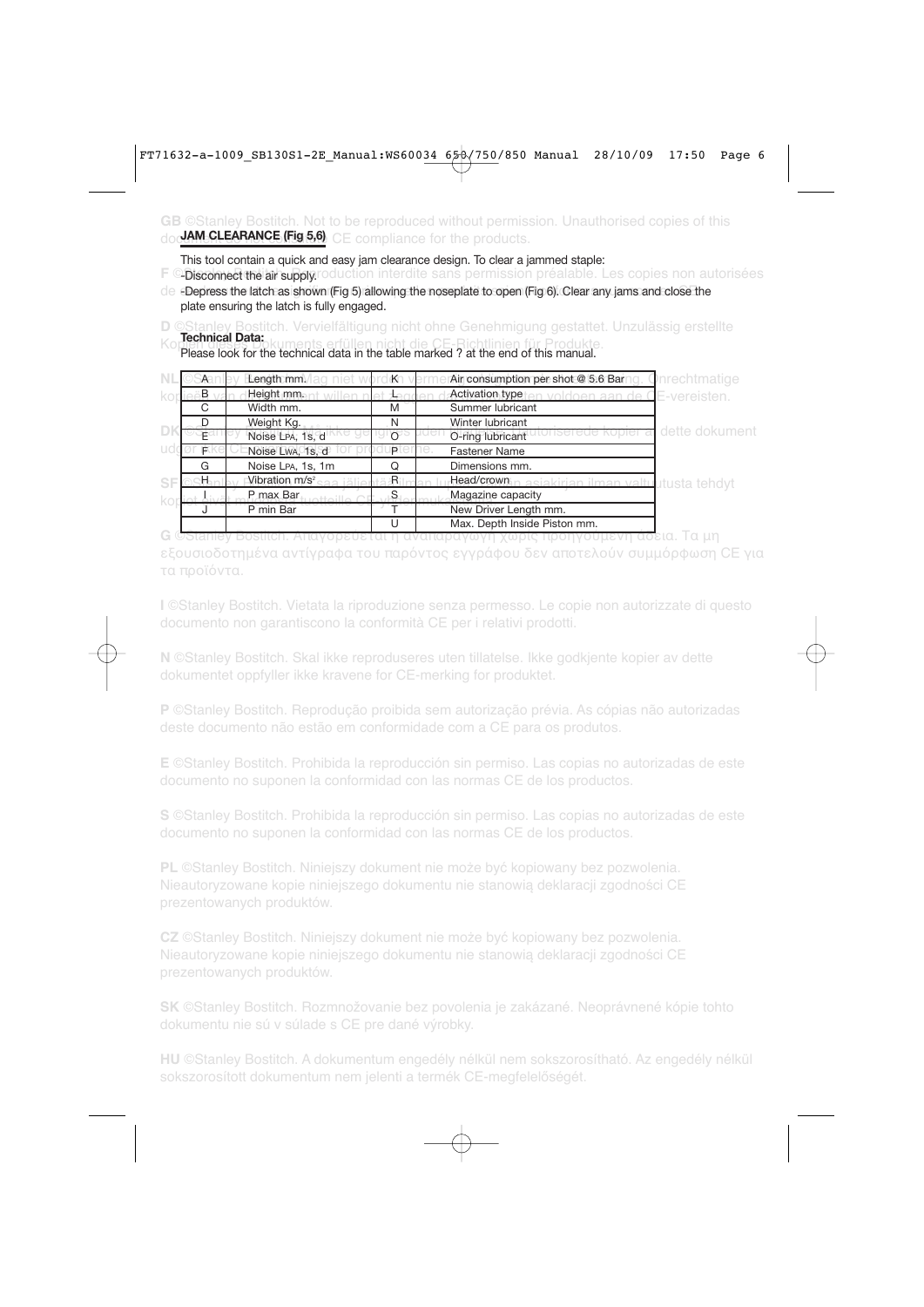## JAM CLEARANCE (Fig 5,6)

This tool contain a quick and easy jam clearance design. To clear a jammed staple:

- Disconnect the air supply.
- Depress the latch as shown (Fig 5) allowing the noseplate to open (Fig 6). Clear any jams and close the plate ensuring the latch is fully engaged.

**Technical Data:**

Please look for the technical data in the table marked ? at the end of this manual.

| | | | |
|---|---|---|---|
| A | Length mm. | K | Air consumption per shot @ 5.6 Bar |
| B | Height mm. | L | Activation type |
| C | Width mm. | M | Summer lubricant |
| D | Weight Kg. | N | Winter lubricant |
| E | Noise LPA, 1s, d | O | O-ring lubricant |
| F | Noise LWA, 1s, d | P | Fastener Name |
| G | Noise LPA, 1s, 1m | Q | Dimensions mm. |
| H | Vibration m/s² | R | Head/crown |
| I | P max Bar | S | Magazine capacity |
| J | P min Bar | T | New Driver Length mm. |
| | | U | Max. Depth Inside Piston mm. |

**GB** ©Stanley Bostitch. Not to be reproduced without permission. Unauthorised copies of this document do not imply CE compliance for the products.

**F** ©Stanley Bostitch. Reproduction interdite sans permission préalable. Les copies non autorisées de ce document n'impliquent pas la conformité CE des produits.

**D** ©Stanley Bostitch. Vervielfältigung nicht ohne Genehmigung gestattet. Unzulässig erstellte Kopien dieses Dokuments erfüllen nicht die CE-Richtlinien für Produkte.

**NL** ©Stanley Bostitch. Mag niet worden vermenigvuldigd zonder toestemming. Onrechtmatige kopieën van dit document willen niet zeggen dat de producten voldoen aan de CE-vereisten.

**DK** ©Stanley Bostitch. Må ikke gengives uden tilladelse. Uautoriserede kopier af dette dokument udgør ikke CE-overholdelse for produkterne.

**SF** ©Stanley Bostitch. Kopiointi kielletään ilman lupaa. Tämän asiakirjan ilman valtuutusta tehdyt kopiot eivät merkitse tuotteille CE-yhdenmukaisuutta.

**G** ©Stanley Bostitch. Απαγορεύεται η αναπαραγωγή χωρίς προηγούμενη άδεια. Τα μη εξουσιοδοτημένα αντίγραφα του παρόντος εγγράφου δεν αποτελούν συμμόρφωση CE για τα προϊόντα.

**I** ©Stanley Bostitch. Vietata la riproduzione senza permesso. Le copie non autorizzate di questo documento non garantiscono la conformità CE per i relativi prodotti.

**N** ©Stanley Bostitch. Skal ikke reproduseres uten tillatelse. Ikke godkjente kopier av dette dokumentet oppfyller ikke kravene for CE-merking for produktet.

**P** ©Stanley Bostitch. Reprodução proibida sem autorização prévia. As cópias não autorizadas deste documento não estão em conformidade com a CE para os produtos.

**E** ©Stanley Bostitch. Prohibida la reproducción sin permiso. Las copias no autorizadas de este documento no suponen la conformidad con las normas CE de los productos.

**S** ©Stanley Bostitch. Prohibida la reproducción sin permiso. Las copias no autorizadas de este documento no suponen la conformidad con las normas CE de los productos.

**PL** ©Stanley Bostitch. Niniejszy dokument nie może być kopiowany bez pozwolenia. Nieautoryzowane kopie niniejszego dokumentu nie stanowią deklaracji zgodności CE prezentowanych produktów.

**CZ** ©Stanley Bostitch. Niniejszy dokument nie może być kopiowany bez pozwolenia. Nieautoryzowane kopie niniejszego dokumentu nie stanowią deklaracji zgodności CE prezentowanych produktów.

**SK** ©Stanley Bostitch. Rozmnožovanie bez povolenia je zakázané. Neoprávnené kópie tohto dokumentu nie sú v súlade s CE pre dané výrobky.

**HU** ©Stanley Bostitch. A dokumentum engedély nélkül nem sokszorosítható. Az engedély nélkül sokszorosított dokumentum nem jelenti a termék CE-megfelelőségét.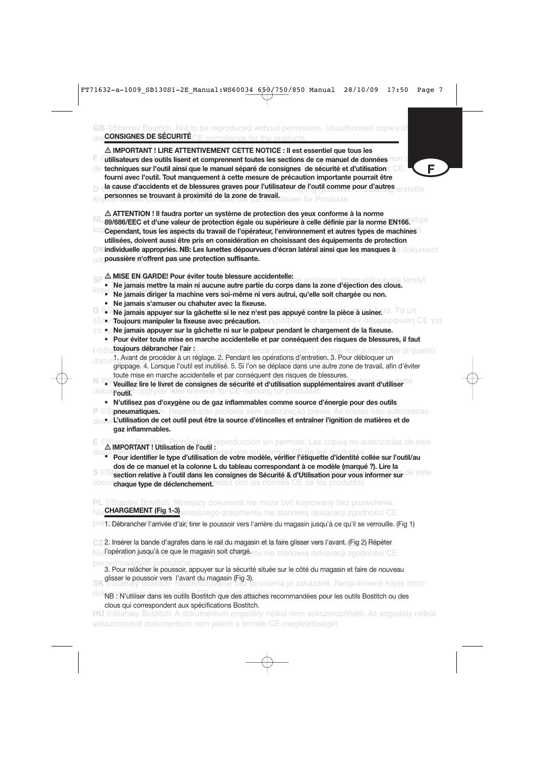## CONSIGNES DE SÉCURITÉ

⚠ **IMPORTANT ! LIRE ATTENTIVEMENT CETTE NOTICE : Il est essentiel que tous les utilisateurs des outils lisent et comprennent toutes les sections de ce manuel de données techniques sur l'outil ainsi que le manuel séparé de consignes de sécurité et d'utilisation fourni avec l'outil. Tout manquement à cette mesure de précaution importante pourrait être la cause d'accidents et de blessures graves pour l'utilisateur de l'outil comme pour d'autres personnes se trouvant à proximité de la zone de travail.**

⚠ **ATTENTION ! Il faudra porter un système de protection des yeux conforme à la norme 89/686/EEC et d'une valeur de protection égale ou supérieure à celle définie par la norme EN166. Cependant, tous les aspects du travail de l'opérateur, l'environnement et autres types de machines utilisées, doivent aussi être pris en considération en choisissant des équipements de protection individuelle appropriés. NB: Les lunettes dépourvues d'écran latéral ainsi que les masques à poussière n'offrent pas une protection suffisante.**

⚠ **MISE EN GARDE! Pour éviter toute blessure accidentelle:**

- **Ne jamais mettre la main ni aucune autre partie du corps dans la zone d'éjection des clous.**
- **Ne jamais diriger la machine vers soi-même ni vers autrui, qu'elle soit chargée ou non.**
- **Ne jamais s'amuser ou chahuter avec la fixeuse.**
- **Ne jamais appuyer sur la gâchette si le nez n'est pas appuyé contre la pièce à usiner.**
- **Toujours manipuler la fixeuse avec précaution.**
- **Ne jamais appuyer sur la gâchette ni sur le palpeur pendant le chargement de la fixeuse.**
- **Pour éviter toute mise en marche accidentelle et par conséquent des risques de blessures, il faut toujours débrancher l'air :**
  1. Avant de procéder à un réglage. 2. Pendant les opérations d'entretien. 3. Pour débloquer un grippage. 4. Lorsque l'outil est inutilisé. 5. Si l'on se déplace dans une autre zone de travail, afin d'éviter toute mise en marche accidentelle et par conséquent des risques de blessures.
- **Veuillez lire le livret de consignes de sécurité et d'utilisation supplémentaires avant d'utiliser l'outil.**
- **N'utilisez pas d'oxygène ou de gaz inflammables comme source d'énergie pour des outils pneumatiques.**
- **L'utilisation de cet outil peut être la source d'étincelles et entraîner l'ignition de matières et de gaz inflammables.**

⚠ **IMPORTANT ! Utilisation de l'outil :**

- **Pour identifier le type d'utilisation de votre modèle, vérifier l'étiquette d'identité collée sur l'outil/au dos de ce manuel et la colonne L du tableau correspondant à ce modèle (marqué ?). Lire la section relative à l'outil dans les consignes de Sécurité & d'Utilisation pour vous informer sur chaque type de déclenchement.**

## CHARGEMENT (Fig 1-3)

1. Débrancher l'arrivée d'air, tirer le poussoir vers l'arrière du magasin jusqu'à ce qu'il se verrouille. (Fig 1)

2. Insérer la bande d'agrafes dans le rail du magasin et la faire glisser vers l'avant. (Fig 2) Répéter l'opération jusqu'à ce que le magasin soit chargé.

3. Pour relâcher le poussoir, appuyer sur la sécurité située sur le côté du magasin et faire de nouveau glisser le poussoir vers l'avant du magasin (Fig 3).

NB : N'utiliser dans les outils Bostitch que des attaches recommandées pour les outils Bostitch ou des clous qui correspondent aux spécifications Bostitch.

GB ©Stanley Bostitch. Not to be reproduced without permission. Unauthorised copies of document do not confer CE compliance for the products.

PL ©Stanley Bostitch. Niniejszy dokument nie może być kopiowany bez pozwolenia. Nieautoryzowane kopie niniejszego dokumentu nie stanowią deklaracji zgodności CE prezentowanych produktów.

SK ©Stanley Bostitch. Rozmnožovanie bez povolenia je zakázané. Neoprávnené kópie tohto dokumentu nie sú v súlade s CE pre dané výrobky.

HU ©Stanley Bostitch. A dokumentum engedély nélkül nem sokszorosítható. Az engedély nélkül sokszorosított dokumentum nem jelenti a termék CE-megfelelőségét.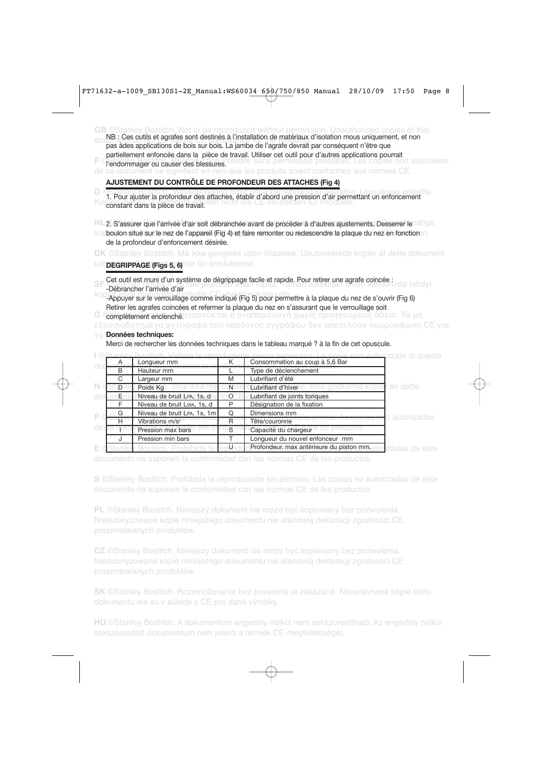NB : Ces outils et agrafes sont destinés à l'installation de matériaux d'isolation mous uniquement, et non pas àdes applications de bois sur bois. La jambe de l'agrafe devrait par conséquent n'être que partiellement enfoncée dans la pièce de travail. Utiliser cet outil pour d'autres applications pourrait l'endommager ou causer des blessures.

## AJUSTEMENT DU CONTRÔLE DE PROFONDEUR DES ATTACHES (Fig 4)

1. Pour ajuster la profondeur des attaches, établir d'abord une pression d'air permettant un enfoncement constant dans la pièce de travail.

2. S'assurer que l'arrivée d'air soit débranchée avant de procéder à d'autres ajustements. Desserrer le boulon situé sur le nez de l'appareil (Fig 4) et faire remonter ou redescendre la plaque du nez en fonction de la profondeur d'enfoncement désirée.

## DEGRIPPAGE (Figs 5, 6)

Cet outil est muni d'un système de dégrippage facile et rapide. Pour retirer une agrafe coincée :

-Débrancher l'arrivée d'air

-Appuyer sur le verrouillage comme indiqué (Fig 5) pour permettre à la plaque du nez de s'ouvrir (Fig 6)

Retirer les agrafes coincées et refermer la plaque du nez en s'assurant que le verrouillage soit complètement enclenché.

**Données techniques:**

Merci de rechercher les données techniques dans le tableau marqué ? à la fin de cet opuscule.

| | | | |
|---|---|---|---|
| A | Longueur mm | K | Consommation au coup à 5,6 Bar |
| B | Hauteur mm | L | Type de déclenchement |
| C | Largeur mm | M | Lubrifiant d'été |
| D | Poids Kg | N | Lubrifiant d'hiver |
| E | Niveau de bruit LPA, 1s, d | O | Lubrifiant de joints toriques |
| F | Niveau de bruit LWA, 1s, d | P | Désignation de la fixation |
| G | Niveau de bruit LPA, 1s, 1m | Q | Dimensions mm |
| H | Vibrations m/s² | R | Tête/couronne |
| I | Pression max bars | S | Capacité du chargeur |
| J | Pression min bars | T | Longueur du nouvel enfonceur mm |
| | | U | Profondeur. max antérieure du piston mm. |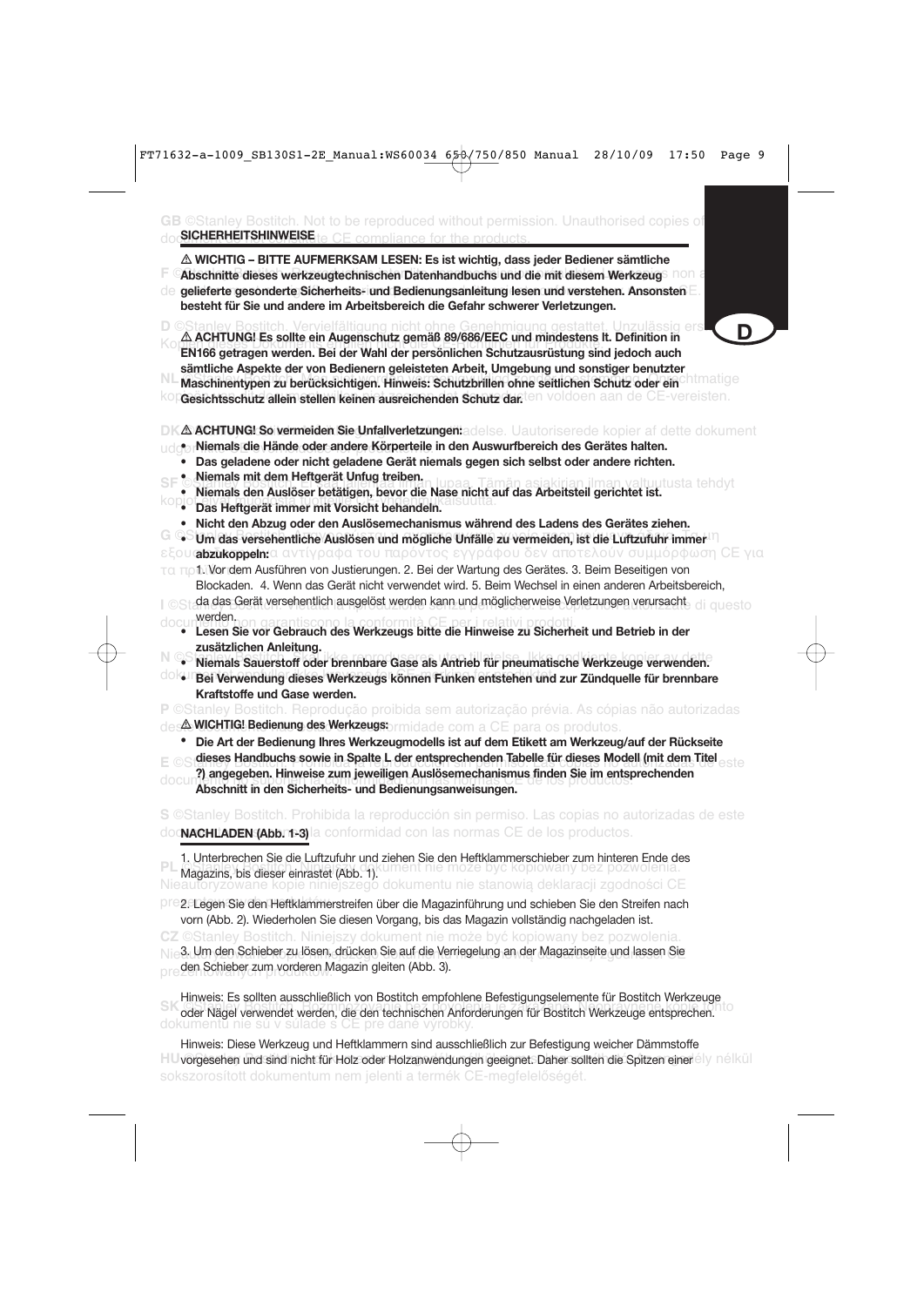## SICHERHEITSHINWEISE

**⚠ WICHTIG – BITTE AUFMERKSAM LESEN: Es ist wichtig, dass jeder Bediener sämtliche Abschnitte dieses werkzeugtechnischen Datenhandbuchs und die mit diesem Werkzeug gelieferte gesonderte Sicherheits- und Bedienungsanleitung lesen und verstehen. Ansonsten besteht für Sie und andere im Arbeitsbereich die Gefahr schwerer Verletzungen.**

**⚠ ACHTUNG! Es sollte ein Augenschutz gemäß 89/686/EEC und mindestens lt. Definition in EN166 getragen werden. Bei der Wahl der persönlichen Schutzausrüstung sind jedoch auch sämtliche Aspekte der von Bedienern geleisteten Arbeit, Umgebung und sonstiger benutzter Maschinentypen zu berücksichtigen. Hinweis: Schutzbrillen ohne seitlichen Schutz oder ein Gesichtsschutz allein stellen keinen ausreichenden Schutz dar.**

**⚠ ACHTUNG! So vermeiden Sie Unfallverletzungen:**

- **Niemals die Hände oder andere Körperteile in den Auswurfbereich des Gerätes halten.**
- **Das geladene oder nicht geladene Gerät niemals gegen sich selbst oder andere richten.**
- **Niemals mit dem Heftgerät Unfug treiben.**
- **Niemals den Auslöser betätigen, bevor die Nase nicht auf das Arbeitsteil gerichtet ist.**
- **Das Heftgerät immer mit Vorsicht behandeln.**
- **Nicht den Abzug oder den Auslösemechanismus während des Ladens des Gerätes ziehen.**
- **Um das versehentliche Auslösen und mögliche Unfälle zu vermeiden, ist die Luftzufuhr immer abzukoppeln:**
  1. Vor dem Ausführen von Justierungen. 2. Bei der Wartung des Gerätes. 3. Beim Beseitigen von Blockaden. 4. Wenn das Gerät nicht verwendet wird. 5. Beim Wechsel in einen anderen Arbeitsbereich, da das Gerät versehentlich ausgelöst werden kann und möglicherweise Verletzungen verursacht werden.
- **Lesen Sie vor Gebrauch des Werkzeugs bitte die Hinweise zu Sicherheit und Betrieb in der zusätzlichen Anleitung.**
- **Niemals Sauerstoff oder brennbare Gase als Antrieb für pneumatische Werkzeuge verwenden.**
- **Bei Verwendung dieses Werkzeugs können Funken entstehen und zur Zündquelle für brennbare Kraftstoffe und Gase werden.**

**⚠ WICHTIG! Bedienung des Werkzeugs:**

- **Die Art der Bedienung Ihres Werkzeugmodells ist auf dem Etikett am Werkzeug/auf der Rückseite dieses Handbuchs sowie in Spalte L der entsprechenden Tabelle für dieses Modell (mit dem Titel ?) angegeben. Hinweise zum jeweiligen Auslösemechanismus finden Sie im entsprechenden Abschnitt in den Sicherheits- und Bedienungsanweisungen.**

## NACHLADEN (Abb. 1-3)

1. Unterbrechen Sie die Luftzufuhr und ziehen Sie den Heftklammerschieber zum hinteren Ende des Magazins, bis dieser einrastet (Abb. 1).

2. Legen Sie den Heftklammerstreifen über die Magazinführung und schieben Sie den Streifen nach vorn (Abb. 2). Wiederholen Sie diesen Vorgang, bis das Magazin vollständig nachgeladen ist.

3. Um den Schieber zu lösen, drücken Sie auf die Verriegelung an der Magazinseite und lassen Sie den Schieber zum vorderen Magazin gleiten (Abb. 3).

Hinweis: Es sollten ausschließlich von Bostitch empfohlene Befestigungselemente für Bostitch Werkzeuge oder Nägel verwendet werden, die den technischen Anforderungen für Bostitch Werkzeuge entsprechen.

Hinweis: Diese Werkzeug und Heftklammern sind ausschließlich zur Befestigung weicher Dämmstoffe vorgesehen und sind nicht für Holz oder Holzanwendungen geeignet. Daher sollten die Spitzen einer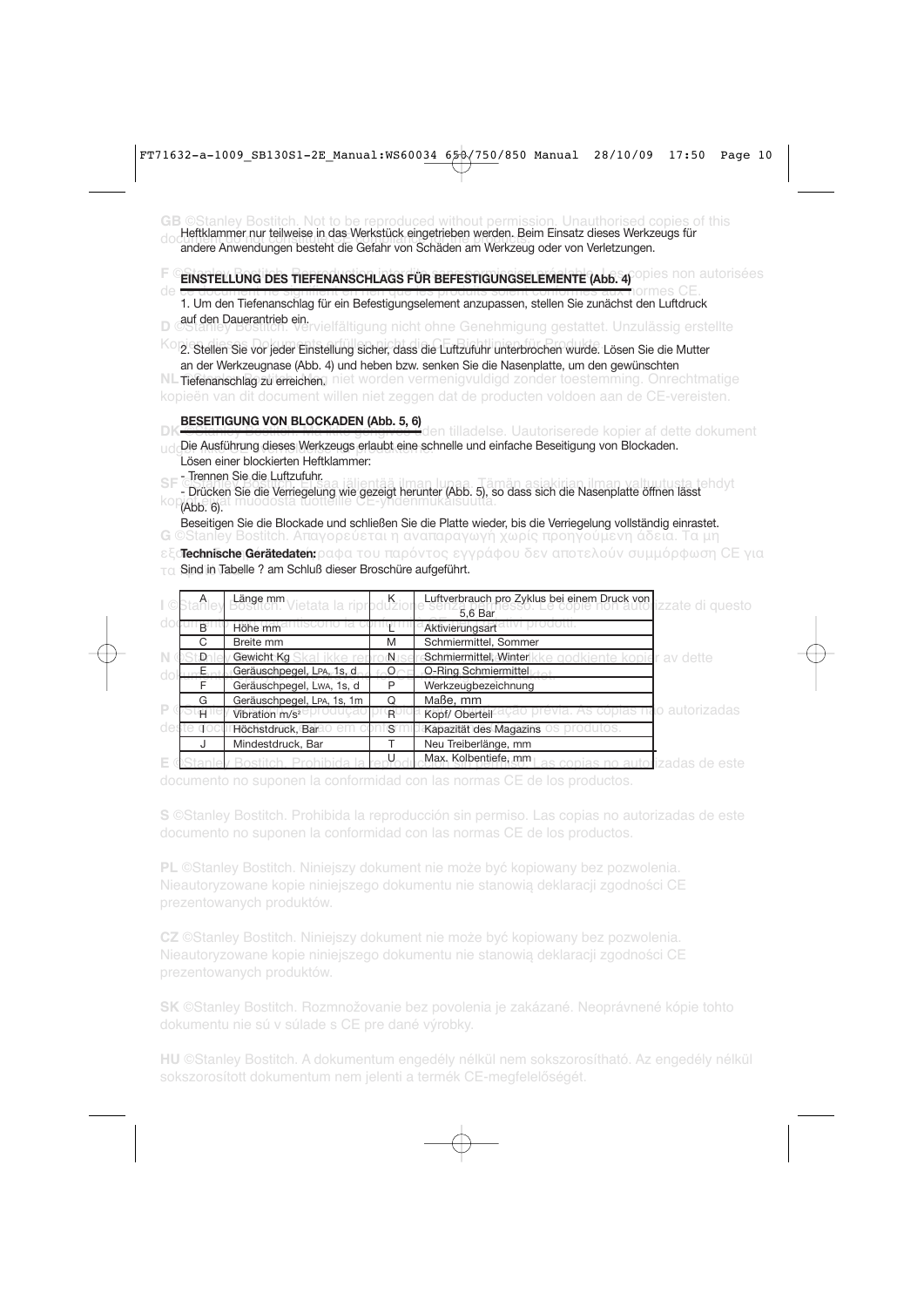Heftklammer nur teilweise in das Werkstück eingetrieben werden. Beim Einsatz dieses Werkzeugs für andere Anwendungen besteht die Gefahr von Schäden am Werkzeug oder von Verletzungen.

**EINSTELLUNG DES TIEFENANSCHLAGS FÜR BEFESTIGUNGSELEMENTE (Abb. 4)**

1. Um den Tiefenanschlag für ein Befestigungselement anzupassen, stellen Sie zunächst den Luftdruck auf den Dauerantrieb ein.

2. Stellen Sie vor jeder Einstellung sicher, dass die Luftzufuhr unterbrochen wurde. Lösen Sie die Mutter an der Werkzeugnase (Abb. 4) und heben bzw. senken Sie die Nasenplatte, um den gewünschten Tiefenanschlag zu erreichen.

**BESEITIGUNG VON BLOCKADEN (Abb. 5, 6)**

Die Ausführung dieses Werkzeugs erlaubt eine schnelle und einfache Beseitigung von Blockaden.
Lösen einer blockierten Heftklammer:

- Trennen Sie die Luftzufuhr.
- Drücken Sie die Verriegelung wie gezeigt herunter (Abb. 5), so dass sich die Nasenplatte öffnen lässt (Abb. 6).

Beseitigen Sie die Blockade und schließen Sie die Platte wieder, bis die Verriegelung vollständig einrastet.

**Technische Gerätedaten:**
Sind in Tabelle ? am Schluß dieser Broschüre aufgeführt.

| | | | |
|---|---|---|---|
| A | Länge mm | K | Luftverbrauch pro Zyklus bei einem Druck von 5,6 Bar |
| B | Höhe mm | L | Aktivierungsart |
| C | Breite mm | M | Schmiermittel, Sommer |
| D | Gewicht Kg | N | Schmiermittel, Winter |
| E | Geräuschpegel, LPA, 1s, d | O | O-Ring Schmiermittel |
| F | Geräuschpegel, LWA, 1s, d | P | Werkzeugbezeichnung |
| G | Geräuschpegel, LPA, 1s, 1m | Q | Maße, mm |
| H | Vibration m/s² | R | Kopf/ Oberteil |
| I | Höchstdruck, Bar | S | Kapazität des Magazins |
| J | Mindestdruck, Bar | T | Neu Treiberlänge, mm |
| | | U | Max. Kolbentiefe, mm |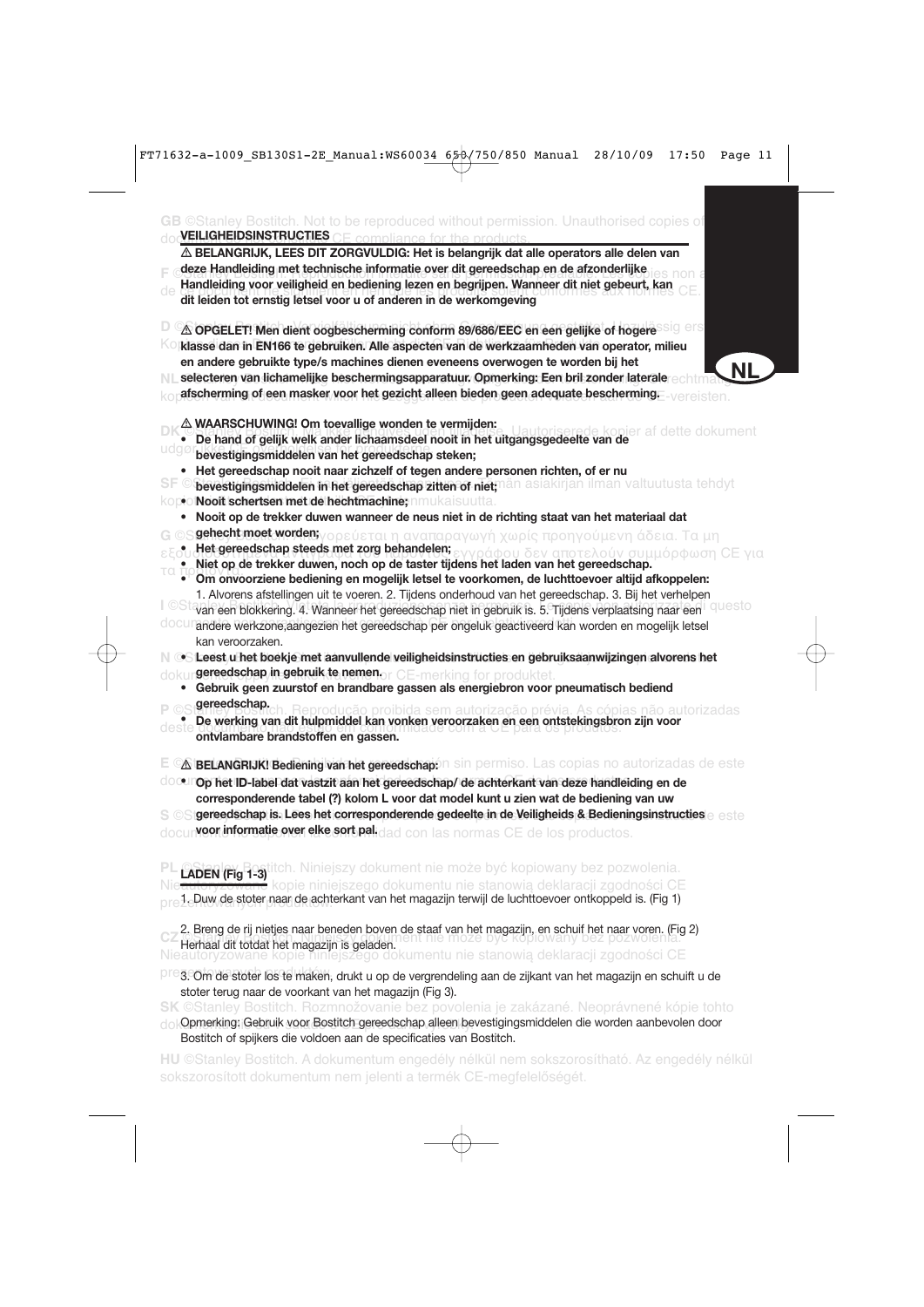## VEILIGHEIDSINSTRUCTIES

**⚠ BELANGRIJK, LEES DIT ZORGVULDIG: Het is belangrijk dat alle operators alle delen van deze Handleiding met technische informatie over dit gereedschap en de afzonderlijke Handleiding voor veiligheid en bediening lezen en begrijpen. Wanneer dit niet gebeurt, kan dit leiden tot ernstig letsel voor u of anderen in de werkomgeving**

**⚠ OPGELET! Men dient oogbescherming conform 89/686/EEC en een gelijke of hogere klasse dan in EN166 te gebruiken. Alle aspecten van de werkzaamheden van operator, milieu en andere gebruikte type/s machines dienen eveneens overwogen te worden bij het selecteren van lichamelijke beschermingsapparatuur. Opmerking: Een bril zonder laterale afscherming of een masker voor het gezicht alleen bieden geen adequate bescherming.**

**⚠ WAARSCHUWING! Om toevallige wonden te vermijden:**

- **De hand of gelijk welk ander lichaamsdeel nooit in het uitgangsgedeelte van de bevestigingsmiddelen van het gereedschap steken;**
- **Het gereedschap nooit naar zichzelf of tegen andere personen richten, of er nu bevestigingsmiddelen in het gereedschap zitten of niet;**
- **Nooit schertsen met de hechtmachine;**
- **Nooit op de trekker duwen wanneer de neus niet in de richting staat van het materiaal dat gehecht moet worden;**
- **Het gereedschap steeds met zorg behandelen;**
- **Niet op de trekker duwen, noch op de taster tijdens het laden van het gereedschap.**
- **Om onvoorziene bediening en mogelijk letsel te voorkomen, de luchttoevoer altijd afkoppelen:**
  1. Alvorens afstellingen uit te voeren. 2. Tijdens onderhoud van het gereedschap. 3. Bij het verhelpen van een blokkering. 4. Wanneer het gereedschap niet in gebruik is. 5. Tijdens verplaatsing naar een andere werkzone,aangezien het gereedschap per ongeluk geactiveerd kan worden en mogelijk letsel kan veroorzaken.
- **Leest u het boekje met aanvullende veiligheidsinstructies en gebruiksaanwijzingen alvorens het gereedschap in gebruik te nemen.**
- **Gebruik geen zuurstof en brandbare gassen als energiebron voor pneumatisch bediend gereedschap.**
- **De werking van dit hulpmiddel kan vonken veroorzaken en een ontstekingsbron zijn voor ontvlambare brandstoffen en gassen.**

**⚠ BELANGRIJK! Bediening van het gereedschap:**

- **Op het ID-label dat vastzit aan het gereedschap/ de achterkant van deze handleiding en de corresponderende tabel (?) kolom L voor dat model kunt u zien wat de bediening van uw gereedschap is. Lees het corresponderende gedeelte in de Veiligheids & Bedieningsinstructies voor informatie over elke sort pal.**

## LADEN (Fig 1-3)

1. Duw de stoter naar de achterkant van het magazijn terwijl de luchttoevoer ontkoppeld is. (Fig 1)

2. Breng de rij nietjes naar beneden boven de staaf van het magazijn, en schuif het naar voren. (Fig 2) Herhaal dit totdat het magazijn is geladen.

3. Om de stoter los te maken, drukt u op de vergrendeling aan de zijkant van het magazijn en schuift u de stoter terug naar de voorkant van het magazijn (Fig 3).

Opmerking: Gebruik voor Bostitch gereedschap alleen bevestigingsmiddelen die worden aanbevolen door Bostitch of spijkers die voldoen aan de specificaties van Bostitch.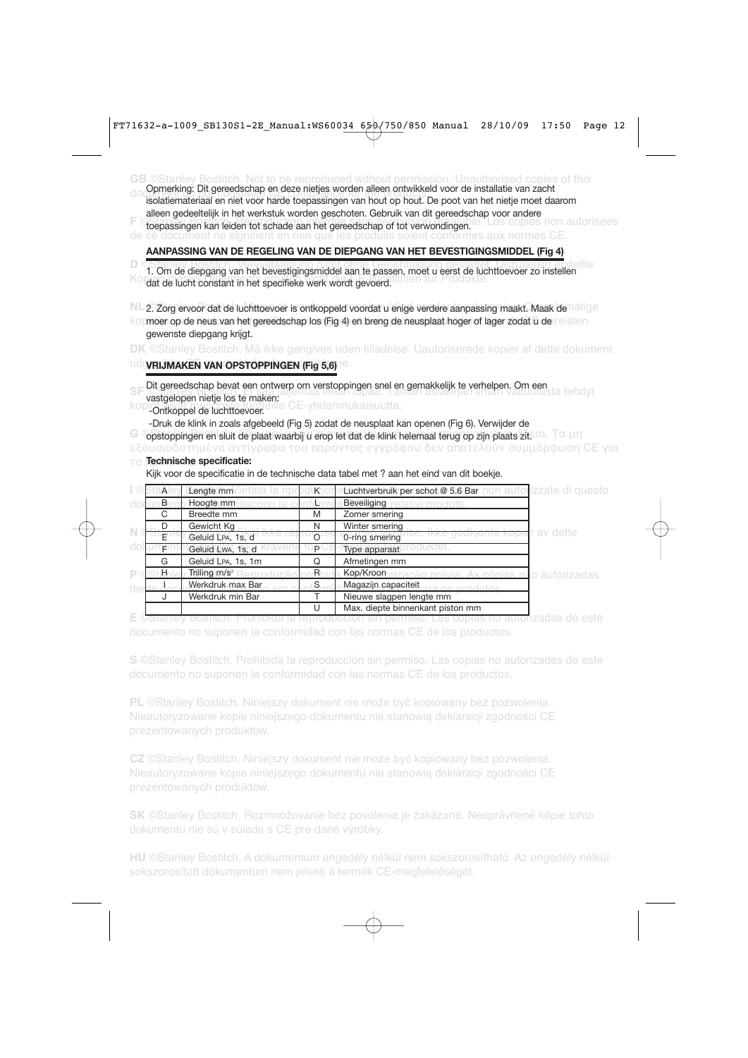Opmerking: Dit gereedschap en deze nietjes worden alleen ontwikkeld voor de installatie van zacht isolatiemateriaal en niet voor harde toepassingen van hout op hout. De poot van het nietje moet daarom alleen gedeeltelijk in het werkstuk worden geschoten. Gebruik van dit gereedschap voor andere toepassingen kan leiden tot schade aan het gereedschap of tot verwondingen.

**AANPASSING VAN DE REGELING VAN DE DIEPGANG VAN HET BEVESTIGINGSMIDDEL (Fig 4)**

1. Om de diepgang van het bevestigingsmiddel aan te passen, moet u eerst de luchttoevoer zo instellen dat de lucht constant in het specifieke werk wordt gevoerd.

2. Zorg ervoor dat de luchttoevoer is ontkoppeld voordat u enige verdere aanpassing maakt. Maak de moer op de neus van het gereedschap los (Fig 4) en breng de neusplaat hoger of lager zodat u de gewenste diepgang krijgt.

**VRIJMAKEN VAN OPSTOPPINGEN (Fig 5,6)**

Dit gereedschap bevat een ontwerp om verstoppingen snel en gemakkelijk te verhelpen. Om een vastgelopen nietje los te maken:
-Ontkoppel de luchttoevoer.

-Druk de klink in zoals afgebeeld (Fig 5) zodat de neusplaat kan openen (Fig 6). Verwijder de opstoppingen en sluit de plaat waarbij u erop let dat de klink helemaal terug op zijn plaats zit.

**Technische specificatie:**

Kijk voor de specificatie in de technische data tabel met ? aan het eind van dit boekje.

| | | | |
|---|---|---|---|
| A | Lengte mm | K | Luchtverbruik per schot @ 5.6 Bar |
| B | Hoogte mm | L | Beveiliging |
| C | Breedte mm | M | Zomer smering |
| D | Gewicht Kg | N | Winter smering |
| E | Geluid LPA, 1s, d | O | 0-ring smering |
| F | Geluid LWA, 1s, d | P | Type apparaat |
| G | Geluid LPA, 1s, 1m | Q | Afmetingen mm |
| H | Trilling m/s² | R | Kop/Kroon |
| I | Werkdruk max Bar | S | Magazijn capaciteit |
| J | Werkdruk min Bar | T | Nieuwe slagpen lengte mm |
| | | U | Max. diepte binnenkant piston mm |

**E** ©Stanley Bostitch. Prohibida la reproducción sin permiso. Las copias no autorizadas de este documento no suponen la conformidad con las normas CE de los productos.

**S** ©Stanley Bostitch. Prohibida la reproducción sin permiso. Las copias no autorizadas de este documento no suponen la conformidad con las normas CE de los productos.

**PL** ©Stanley Bostitch. Niniejszy dokument nie może być kopiowany bez pozwolenia. Nieautoryzowane kopie niniejszego dokumentu nie stanowią deklaracji zgodności CE prezentowanych produktów.

**CZ** ©Stanley Bostitch. Niniejszy dokument nie może być kopiowany bez pozwolenia. Nieautoryzowane kopie niniejszego dokumentu nie stanowią deklaracji zgodności CE prezentowanych produktów.

**SK** ©Stanley Bostitch. Rozmnožovanie bez povolenia je zakázané. Neoprávnené kópie tohto dokumentu nie sú v súlade s CE pre dané výrobky.

**HU** ©Stanley Bostitch. A dokumentum engedély nélkül nem sokszorosítható. Az engedély nélkül sokszorosított dokumentum nem jelenti a termék CE-megfelelőségét.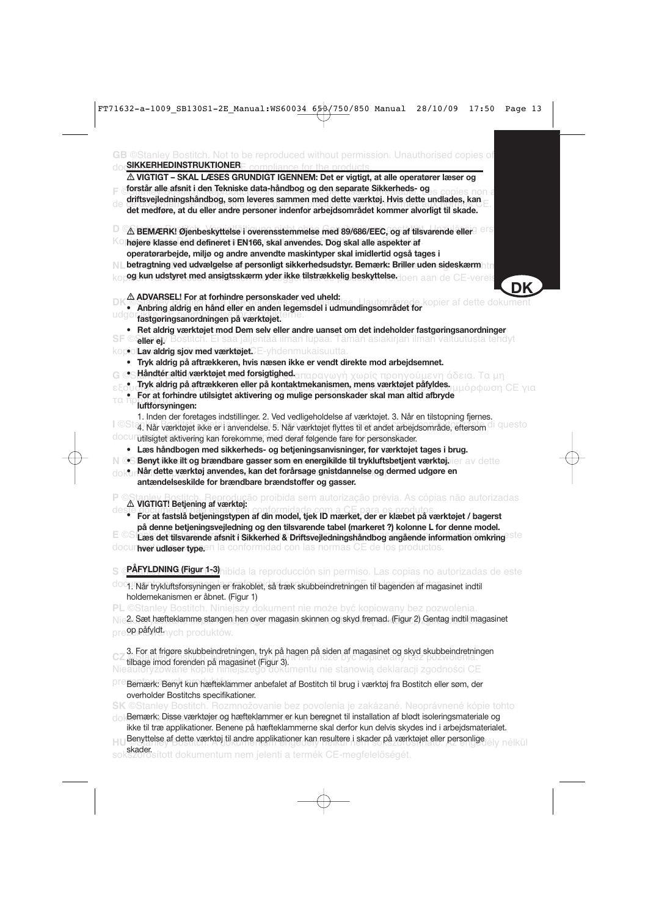## SIKKERHEDSINSTRUKTIONER

**⚠ VIGTIGT – SKAL LÆSES GRUNDIGT IGENNEM: Det er vigtigt, at alle operatører læser og forstår alle afsnit i den Tekniske data-håndbog og den separate Sikkerheds- og driftsvejledningshåndbog, som leveres sammen med dette værktøj. Hvis dette undlades, kan det medføre, at du eller andre personer indenfor arbejdsområdet kommer alvorligt til skade.**

**⚠ BEMÆRK! Øjenbeskyttelse i overensstemmelse med 89/686/EEC, og af tilsvarende eller højere klasse end defineret i EN166, skal anvendes. Dog skal alle aspekter af operatørarbejde, miljø og andre anvendte maskintyper skal imidlertid også tages i betragtning ved udvælgelse af personligt sikkerhedsudstyr. Bemærk: Briller uden sideskærm og kun udstyret med ansigtsskærm yder ikke tilstrækkelig beskyttelse.**

**⚠ ADVARSEL! For at forhindre personskader ved uheld:**

- **Anbring aldrig en hånd eller en anden legemsdel i udmundingsområdet for fastgøringsanordningen på værktøjet.**
- **Ret aldrig værktøjet mod Dem selv eller andre uanset om det indeholder fastgøringsanordninger eller ej.**
- **Lav aldrig sjov med værktøjet.**
- **Tryk aldrig på aftrækkeren, hvis næsen ikke er vendt direkte mod arbejdsemnet.**
- **Håndtér altid værktøjet med forsigtighed.**
- **Tryk aldrig på aftrækkeren eller på kontaktmekanismen, mens værktøjet påfyldes.**
- **For at forhindre utilsigtet aktivering og mulige personskader skal man altid afbryde luftforsyningen:**

  1. Inden der foretages indstillinger. 2. Ved vedligeholdelse af værktøjet. 3. Når en tilstopning fjernes. 4. Når værktøjet ikke er i anvendelse. 5. Når værktøjet flyttes til et andet arbejdsområde, eftersom utilsigtet aktivering kan forekomme, med deraf følgende fare for personskader.
- **Læs håndbogen med sikkerheds- og betjeningsanvisninger, før værktøjet tages i brug.**
- **Benyt ikke ilt og brændbare gasser som en energikilde til trykluftsbetjent værktøj.**
- **Når dette værktøj anvendes, kan det forårsage gnistdannelse og dermed udgøre en antændelseskilde for brændbare brændstoffer og gasser.**

**⚠ VIGTIGT! Betjening af værktøj:**

- **For at fastslå betjeningstypen af din model, tjek ID mærket, der er klæbet på værktøjet / bagerst på denne betjeningsvejledning og den tilsvarende tabel (markeret ?) kolonne L for denne model. Læs det tilsvarende afsnit i Sikkerhed & Driftsvejledningshåndbog angående information omkring hver udløser type.**

## PÅFYLDNING (Figur 1-3)

1. Når trykluftsforsyningen er frakoblet, så træk skubbeindretningen til bagenden af magasinet indtil holdemekanismen er åbnet. (Figur 1)

2. Sæt hæfteklamme stangen hen over magasin skinnen og skyd fremad. (Figur 2) Gentag indtil magasinet op påfyldt.

3. For at frigøre skubbeindretningen, tryk på hagen på siden af magasinet og skyd skubbeindretningen tilbage imod forenden på magasinet (Figur 3).

Bemærk: Benyt kun hæfteklammer anbefalet af Bostitch til brug i værktøj fra Bostitch eller søm, der overholder Bostitchs specifikationer.

Bemærk: Disse værktøjer og hæfteklammer er kun beregnet til installation af blødt isoleringsmateriale og ikke til træ applikationer. Benene på hæfteklammerne skal derfor kun delvis skydes ind i arbejdsmaterialet. Benyttelse af dette værktøj til andre applikationer kan resultere i skader på værktøjet eller personlige skader.

GB ©Stanley Bostitch. Not to be reproduced without permission. Unauthorised copies of document do not constitute CE compliance for the products.

DK ©Stanley Bostitch. Må ikke gengives uden tilladelse. Uautoriserede kopier af dette dokument udgør ikke CE-overensstemmelse for produkterne.

SF ©Stanley Bostitch. Ei saa jäljentää ilman lupaa. Tämän asiakirjan ilman valtuutusta tehdyt kopiot eivät tarkoita CE-yhdenmukaisuutta.

P ©Stanley Bostitch. Reprodução proibida sem autorização prévia. As cópias não autorizadas deste documento não estão em conformidade com a CE para os produtos.

S ©Stanley Bostitch. Prohibida la reproducción sin permiso. Las copias no autorizadas de este documento no constituyen la conformidad con las normas CE de los productos.

PL ©Stanley Bostitch. Niniejszy dokument nie może być kopiowany bez pozwolenia. Nieautoryzowane kopie niniejszego dokumentu nie stanowią deklaracji zgodności CE prezentowanych produktów.

CZ ©Stanley Bostitch. Tento dokument nie może być kopiowany bez pozwolenia. Nieautoryzowane kopie niniejszego dokumentu nie stanowią deklaracji zgodności CE prezentowanych produktów.

SK ©Stanley Bostitch. Rozmnožovanie bez povolenia je zakázané. Neoprávnené kópie tohto dokumentu nepredstavujú zhodu produktov s CE.

HU ©Stanley Bostitch. A dokumentum engedély nélkül nem sokszorosítható. Az engedély nélkül sokszorosított dokumentum nem jelenti a termék CE-megfelelőségét.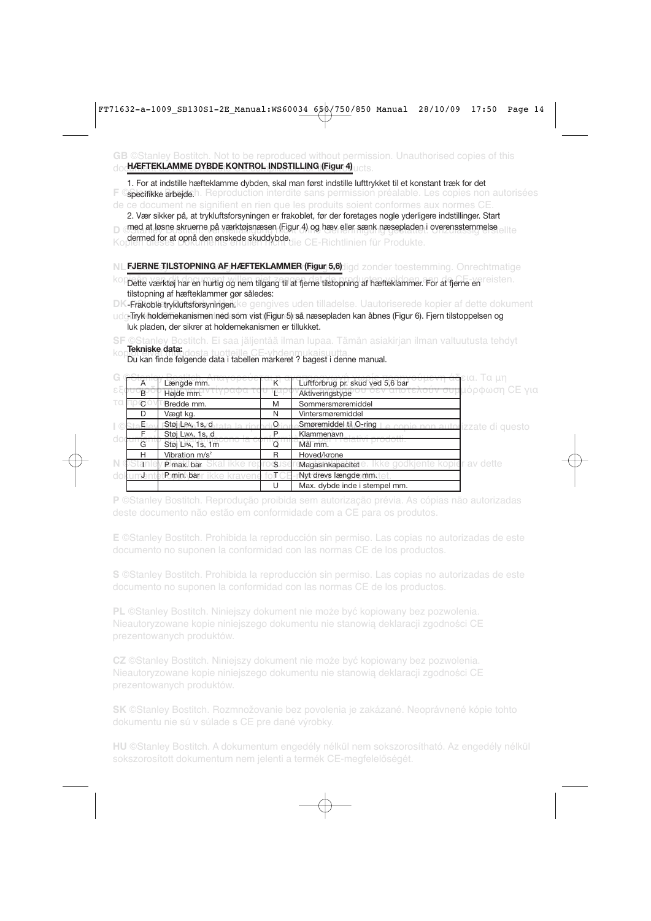## HÆFTEKLAMME DYBDE KONTROL INDSTILLING (Figur 4)

1. For at indstille hæfteklamme dybden, skal man først indstille lufttrykket til et konstant træk for det specifikke arbejde.

2. Vær sikker på, at trykluftsforsyningen er frakoblet, før der foretages nogle yderligere indstillinger. Start med at løsne skruerne på værktøjsnæsen (Figur 4) og hæv eller sænk næsepladen i overensstemmelse dermed for at opnå den ønskede skuddybde.

## FJERNE TILSTOPNING AF HÆFTEKLAMMER (Figur 5,6)

Dette værktøj har en hurtig og nem tilgang til at fjerne tilstopning af hæfteklammer. For at fjerne en tilstopning af hæfteklammer gør således:

-Frakoble trykluftsforsyningen.

-Tryk holdemekanismen ned som vist (Figur 5) så næsepladen kan åbnes (Figur 6). Fjern tilstoppelsen og luk pladen, der sikrer at holdemekanismen er tillukket.

**Tekniske data:**

Du kan finde følgende data i tabellen markeret ? bagest i denne manual.

| | | | |
|---|---|---|---|
| A | Længde mm. | K | Luftforbrug pr. skud ved 5,6 bar |
| B | Højde mm. | L | Aktiveringstype |
| C | Bredde mm. | M | Sommersmøremiddel |
| D | Vægt kg. | N | Vintersmøremiddel |
| E | Støj $L_{PA}$, 1s, d | O | Smøremiddel til O-ring |
| F | Støj $L_{WA}$, 1s, d | P | Klammenavn |
| G | Støj $L_{PA}$, 1s, 1m | Q | Mål mm. |
| H | Vibration m/s$^2$ | R | Hoved/krone |
| I | P max. bar | S | Magasinkapacitet |
| J | P min. bar | T | Nyt drevs længde mm. |
| | | U | Max. dybde inde i stempel mm. |

**P** ©Stanley Bostitch. Reprodução proibida sem autorização prévia. As cópias não autorizadas deste documento não estão em conformidade com a CE para os produtos.

**E** ©Stanley Bostitch. Prohibida la reproducción sin permiso. Las copias no autorizadas de este documento no suponen la conformidad con las normas CE de los productos.

**S** ©Stanley Bostitch. Prohibida la reproducción sin permiso. Las copias no autorizadas de este documento no suponen la conformidad con las normas CE de los productos.

**PL** ©Stanley Bostitch. Niniejszy dokument nie może być kopiowany bez pozwolenia. Nieautoryzowane kopie niniejszego dokumentu nie stanowią deklaracji zgodności CE prezentowanych produktów.

**CZ** ©Stanley Bostitch. Niniejszy dokument nie może być kopiowany bez pozwolenia. Nieautoryzowane kopie niniejszego dokumentu nie stanowią deklaracji zgodności CE prezentowanych produktów.

**SK** ©Stanley Bostitch. Rozmnožovanie bez povolenia je zakázané. Neoprávnené kópie tohto dokumentu nie sú v súlade s CE pre dané výrobky.

**HU** ©Stanley Bostitch. A dokumentum engedély nélkül nem sokszorosítható. Az engedély nélkül sokszorosított dokumentum nem jelenti a termék CE-megfelelőségét.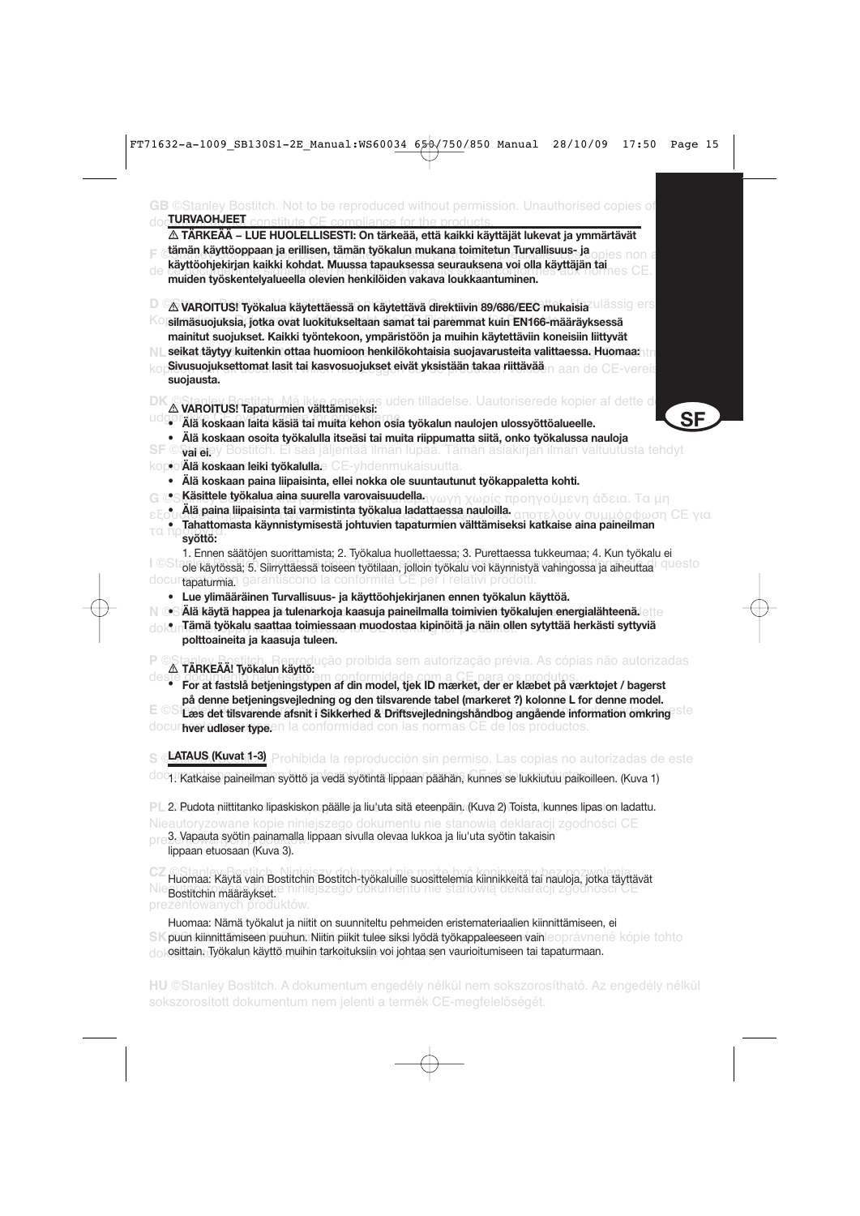**SF**

## TURVAOHJEET

⚠ **TÄRKEÄÄ – LUE HUOLELLISESTI: On tärkeää, että kaikki käyttäjät lukevat ja ymmärtävät tämän käyttöoppaan ja erillisen, tämän työkalun mukana toimitetun Turvallisuus- ja käyttöohjekirjan kaikki kohdat. Muussa tapauksessa seurauksena voi olla käyttäjän tai muiden työskentelyalueella olevien henkilöiden vakava loukkaantuminen.**

⚠ **VAROITUS! Työkalua käytettäessä on käytettävä direktiivin 89/686/EEC mukaisia silmäsuojuksia, jotka ovat luokitukseltaan samat tai paremmat kuin EN166-määräyksessä mainitut suojukset. Kaikki työntekoon, ympäristöön ja muihin käytettäviin koneisiin liittyvät seikat täytyy kuitenkin ottaa huomioon henkilökohtaisia suojavarusteita valittaessa. Huomaa: Sivusuojuksettomat lasit tai kasvosuojukset eivät yksistään takaa riittävää suojausta.**

⚠ **VAROITUS! Tapaturmien välttämiseksi:**

- **Älä koskaan laita käsiä tai muita kehon osia työkalun naulojen ulossyöttöalueelle.**
- **Älä koskaan osoita työkalulla itseäsi tai muita riippumatta siitä, onko työkalussa nauloja vai ei.**
- **Älä koskaan leiki työkalulla.**
- **Älä koskaan paina liipaisinta, ellei nokka ole suuntautunut työkappaletta kohti.**
- **Käsittele työkalua aina suurella varovaisuudella.**
- **Älä paina liipaisinta tai varmistinta työkalua ladattaessa nauloilla.**
- **Tahattomasta käynnistymisestä johtuvien tapaturmien välttämiseksi katkaise aina paineilman syöttö:**

  1. Ennen säätöjen suorittamista; 2. Työkalua huollettaessa; 3. Purettaessa tukkeumaa; 4. Kun työkalu ei ole käytössä; 5. Siirryttäessä toiseen työtilaan, jolloin työkalu voi käynnistyä vahingossa ja aiheuttaa tapaturmia.

- **Lue ylimääräinen Turvallisuus- ja käyttöohjekirjanen ennen työkalun käyttöä.**
- **Älä käytä happea ja tulenarkoja kaasuja paineilmalla toimivien työkalujen energialähteenä.**
- **Tämä työkalu saattaa toimiessaan muodostaa kipinöitä ja näin ollen sytyttää herkästi syttyviä polttoaineita ja kaasuja tuleen.**

⚠ **TÄRKEÄÄ! Työkalun käyttö:**

- **For at fastslå betjeningstypen af din model, tjek ID mærket, der er klæbet på værktøjet / bagerst på denne betjeningsvejledning og den tilsvarende tabel (markeret ?) kolonne L for denne model. Læs det tilsvarende afsnit i Sikkerhed & Driftsvejledningshåndbog angående information omkring hver udløser type.**

## LATAUS (Kuvat 1-3)

1. Katkaise paineilman syöttö ja vedä syötintä lippaan päähän, kunnes se lukkiutuu paikoilleen. (Kuva 1)

2. Pudota niittitanko lipaskiskon päälle ja liu'uta sitä eteenpäin. (Kuva 2) Toista, kunnes lipas on ladattu.

3. Vapauta syötin painamalla lippaan sivulla olevaa lukkoa ja liu'uta syötin takaisin lippaan etuosaan (Kuva 3).

Huomaa: Käytä vain Bostitchin Bostitch-työkaluille suosittelemia kiinnikkeitä tai nauloja, jotka täyttävät Bostitchin määräykset.

Huomaa: Nämä työkalut ja niitit on suunniteltu pehmeiden eristemateriaalien kiinnittämiseen, ei puun kiinnittämiseen puuhun. Niitin piikit tulee siksi lyödä työkappaleeseen vain osittain. Työkalun käyttö muihin tarkoituksiin voi johtaa sen vaurioitumiseen tai tapaturmaan.

GB ©Stanley Bostitch. Not to be reproduced without permission. Unauthorised copies of document do not constitute CE compliance for the products.

F ©Stanley Bostitch. ... copies non a... de... aux normes CE.

D ©... unzulässig ers... Ko...

NL ... kop... n aan de CE-vereis...

DK ©Stanley Bostitch. Må ikke gengives uden tilladelse. Uautoriserede kopier af dette d... udgør...

SF ©Stanley Bostitch. Ei saa jäljentää ilman lupaa. Tämän asiakirjan ilman valtuutusta tehdyt kopiot eivät takaa CE-yhdenmukaisuutta.

G ©Stanley Bostitch. ... χωρίς προηγούμενη άδεια. Τα μη εξουσιοδοτημένα ... δεν αποτελούν συμμόρφωση CE για τα προϊόντα.

I ©Stanley Bostitch. ... questo documento non garantiscono la conformità CE per i relativi prodotti.

N ©Stanley Bostitch. ... dette dokument...

P ©Stanley Bostitch. Reprodução proibida sem autorização prévia. As cópias não autorizadas deste documento não estão em conformidade com a CE para os produtos.

E ©Stanley Bostitch. ... este documento ... en la conformidad con las normas CE de los productos.

S ©Stanley Bostitch. Prohibida la reproducción sin permiso. Las copias no autorizadas de este documento...

PL ©Stanley Bostitch. ... Nieautoryzowane kopie niniejszego dokumentu nie stanowią deklaracji zgodności CE prezentowanych produktów.

CZ ©Stanley Bostitch. Niniejszy dokument nie może być kopiowany bez pozwolenia. Nieautoryzowane kopie niniejszego dokumentu nie stanowią deklaracji zgodności CE prezentowanych produktów.

SK ©Stanley Bostitch. ... neoprávnené kópie tohto dokumentu...

HU ©Stanley Bostitch. A dokumentum engedély nélkül nem sokszorosítható. Az engedély nélkül sokszorosított dokumentum nem jelenti a termék CE-megfelelőségét.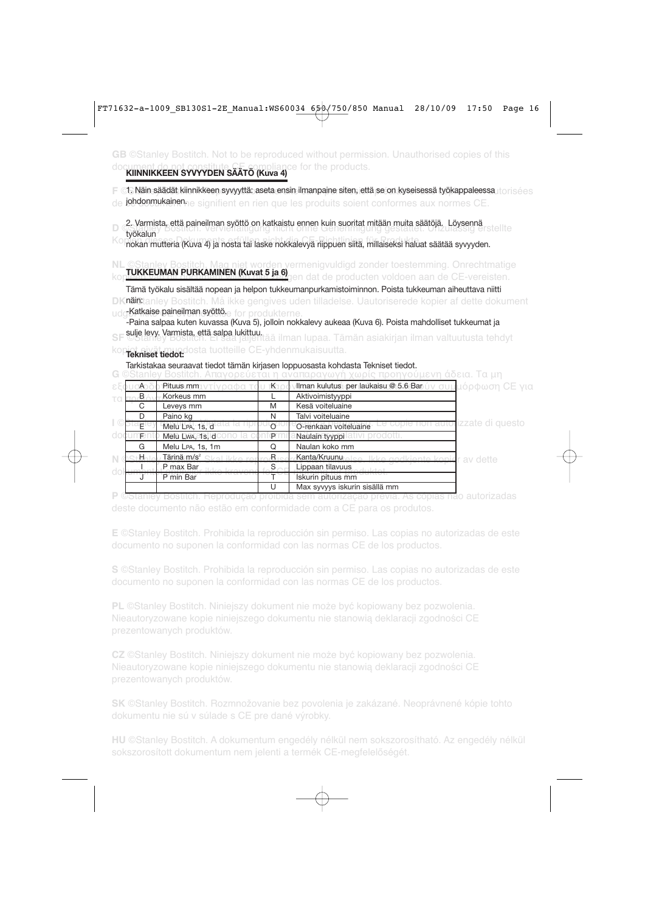## KIINNIKKEEN SYVYYDEN SÄÄTÖ (Kuva 4)

1. Näin säädät kiinnikkeen syvyyttä: aseta ensin ilmanpaine siten, että se on kyseisessä työkappaleessa johdonmukainen.

2. Varmista, että paineilman syöttö on katkaistu ennen kuin suoritat mitään muita säätöjä. Löysennä työkalun nokan mutteria (Kuva 4) ja nosta tai laske nokkalevyä riippuen siitä, millaiseksi haluat säätää syvyyden.

## TUKKEUMAN PURKAMINEN (Kuvat 5 ja 6)

Tämä työkalu sisältää nopean ja helpon tukkeumanpurkamistoiminnon. Poista tukkeuman aiheuttava niitti näin:

-Katkaise paineilman syöttö.

-Paina salpaa kuten kuvassa (Kuva 5), jolloin nokkalevy aukeaa (Kuva 6). Poista mahdolliset tukkeumat ja sulje levy. Varmista, että salpa lukittuu.

**Tekniset tiedot:**

Tarkistakaa seuraavat tiedot tämän kirjasen loppuosasta kohdasta Tekniset tiedot.

| | | | |
|---|---|---|---|
| A | Pituus mm | K | Ilman kulutus per laukaisu @ 5.6 Bar |
| B | Korkeus mm | L | Aktivoimistyyppi |
| C | Leveys mm | M | Kesä voiteluaine |
| D | Paino kg | N | Talvi voiteluaine |
| E | Melu LPA, 1s, d | O | O-renkaan voiteluaine |
| F | Melu LWA, 1s, d | P | Naulain tyyppi |
| G | Melu LPA, 1s, 1m | Q | Naulan koko mm |
| H | Tärinä m/s² | R | Kanta/Kruunu |
| I | P max Bar | S | Lippaan tilavuus |
| J | P min Bar | T | Iskurin pituus mm |
| | | U | Max syvyys iskurin sisällä mm |

**GB** ©Stanley Bostitch. Not to be reproduced without permission. Unauthorised copies of this document do not constitute CE compliance for the products.

**F** ©Stanley Bostitch. Reproduction interdite sans autorisation. Les copies non autorisées de ce document ne signifient en rien que les produits soient conformes aux normes CE.

**D** ©Stanley Bostitch. Vervielfältigung nicht ohne Genehmigung gestattet. Unzulässig erstellte Kopien dieses Dokuments erfüllen nicht die CE-Richtlinien für Produkte.

**NL** ©Stanley Bostitch. Mag niet worden vermenigvuldigd zonder toestemming. Onrechtmatige kopieën van dit document betekenen niet dat de producten voldoen aan de CE-vereisten.

**DK** ©Stanley Bostitch. Må ikke gengives uden tilladelse. Uautoriserede kopier af dette dokument udgør ikke overensstemmelse for produkterne.

**SF** ©Stanley Bostitch. Ei saa jäljentää ilman lupaa. Tämän asiakirjan ilman valtuutusta tehdyt kopiot eivät muodosta tuotteille CE-yhdenmukaisuutta.

**G** ©Stanley Bostitch. Απαγορεύεται η αναπαραγωγή χωρίς προηγούμενη άδεια. Τα μη εξουσιοδοτημένα αντίγραφα του εγγράφου δεν αποτελούν συμμόρφωση CE για τα προϊόντα.

**I** ©Stanley Bostitch. Vietata la riproduzione senza autorizzazione. Le copie non autorizzate di questo documento non costituiscono la conformità CE dei relativi prodotti.

**N** ©Stanley Bostitch. Skal ikke reproduseres uten tillatelse. Ikke godkjente kopier av dette dokumentet betyr ikke kravene for CE for produktet.

**P** ©Stanley Bostitch. Reprodução proibida sem autorização prévia. As cópias não autorizadas deste documento não estão em conformidade com a CE para os produtos.

**E** ©Stanley Bostitch. Prohibida la reproducción sin permiso. Las copias no autorizadas de este documento no suponen la conformidad con las normas CE de los productos.

**S** ©Stanley Bostitch. Prohibida la reproducción sin permiso. Las copias no autorizadas de este documento no suponen la conformidad con las normas CE de los productos.

**PL** ©Stanley Bostitch. Niniejszy dokument nie może być kopiowany bez pozwolenia. Nieautoryzowane kopie niniejszego dokumentu nie stanowią deklaracji zgodności CE prezentowanych produktów.

**CZ** ©Stanley Bostitch. Niniejszy dokument nie może być kopiowany bez pozwolenia. Nieautoryzowane kopie niniejszego dokumentu nie stanowią deklaracji zgodności CE prezentowanych produktów.

**SK** ©Stanley Bostitch. Rozmnožovanie bez povolenia je zakázané. Neoprávnené kópie tohto dokumentu nie sú v súlade s CE pre dané výrobky.

**HU** ©Stanley Bostitch. A dokumentum engedély nélkül nem sokszorosítható. Az engedély nélkül sokszorosított dokumentum nem jelenti a termék CE-megfelelőségét.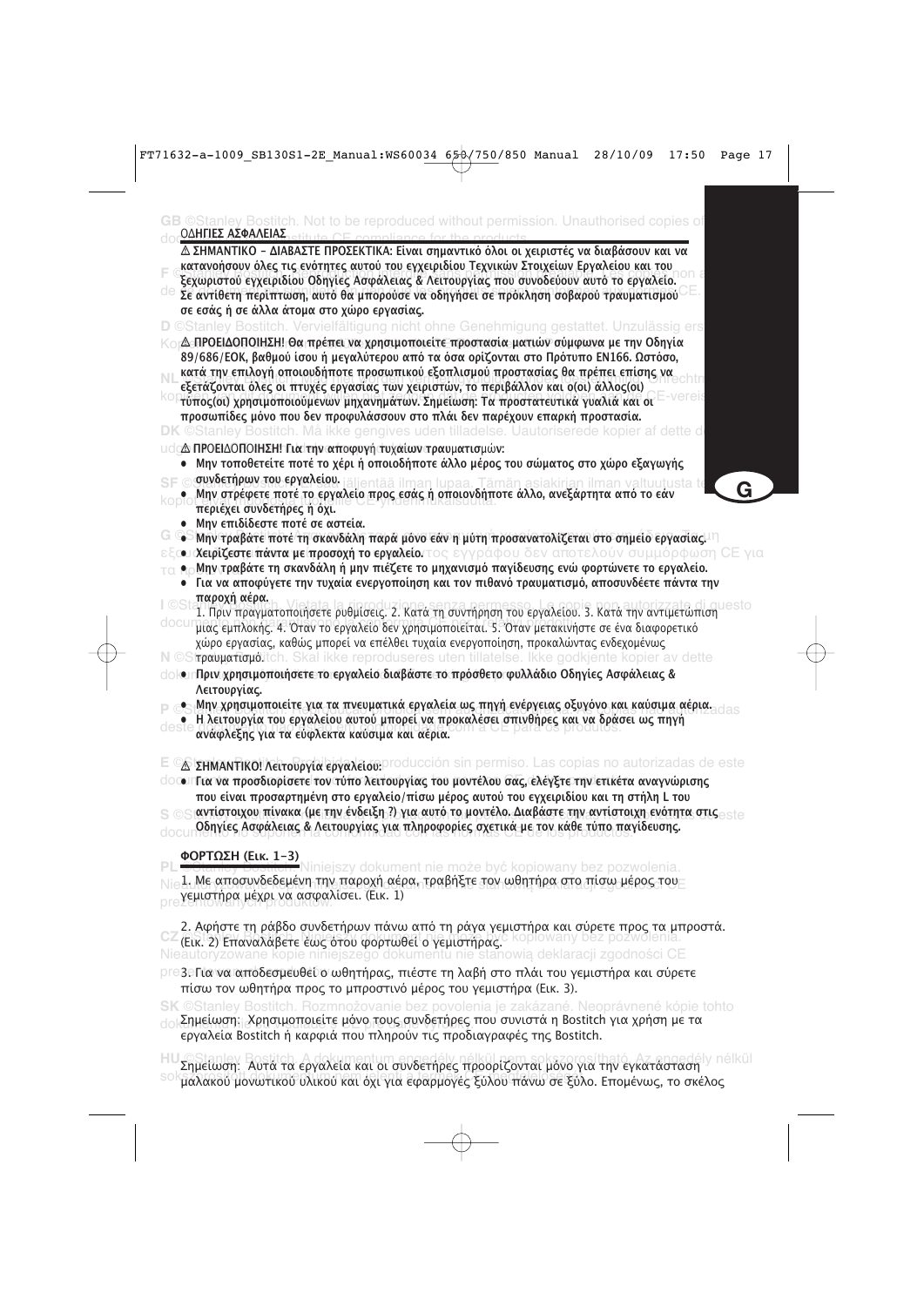ΟΔΗΓΙΕΣ ΑΣΦΑΛΕΙΑΣ

⚠ ΣΗΜΑΝΤΙΚΟ – ΔΙΑΒΑΣΤΕ ΠΡΟΣΕΚΤΙΚΑ: Είναι σημαντικό όλοι οι χειριστές να διαβάσουν και να κατανοήσουν όλες τις ενότητες αυτού του εγχειριδίου Τεχνικών Στοιχείων Εργαλείου και του ξεχωριστού εγχειριδίου Οδηγίες Ασφάλειας & Λειτουργίας που συνοδεύουν αυτό το εργαλείο. Σε αντίθετη περίπτωση, αυτό θα μπορούσε να οδηγήσει σε πρόκληση σοβαρού τραυματισμού σε εσάς ή σε άλλα άτομα στο χώρο εργασίας.

⚠ ΠΡΟΕΙΔΟΠΟΙΗΣΗ! Θα πρέπει να χρησιμοποιείτε προστασία ματιών σύμφωνα με την Οδηγία 89/686/ΕΟΚ, βαθμού ίσου ή μεγαλύτερου από τα όσα ορίζονται στο Πρότυπο EN166. Ωστόσο, κατά την επιλογή οποιουδήποτε προσωπικού εξοπλισμού προστασίας θα πρέπει επίσης να εξετάζονται όλες οι πτυχές εργασίας των χειριστών, το περιβάλλον και ο(οι) άλλος(οι) τύπος(οι) χρησιμοποιούμενων μηχανημάτων. Σημείωση: Τα προστατευτικά γυαλιά και οι προσωπίδες μόνο που δεν προφυλάσσουν στο πλάι δεν παρέχουν επαρκή προστασία.

⚠ ΠΡΟΕΙΔΟΠΟΙΗΣΗ! Για την αποφυγή τυχαίων τραυματισμών:

- Μην τοποθετείτε ποτέ το χέρι ή οποιοδήποτε άλλο μέρος του σώματος στο χώρο εξαγωγής συνδετήρων του εργαλείου.
- Μην στρέφετε ποτέ το εργαλείο προς εσάς ή οποιονδήποτε άλλο, ανεξάρτητα από το εάν περιέχει συνδετήρες ή όχι.
- Μην επιδίδεστε ποτέ σε αστεία.
- Μην τραβάτε ποτέ τη σκανδάλη παρά μόνο εάν η μύτη προσανατολίζεται στο σημείο εργασίας.
- Χειρίζεστε πάντα με προσοχή το εργαλείο.
- Μην τραβάτε τη σκανδάλη ή μην πιέζετε το μηχανισμό παγίδευσης ενώ φορτώνετε το εργαλείο.
- Για να αποφύγετε την τυχαία ενεργοποίηση και τον πιθανό τραυματισμό, αποσυνδέετε πάντα την παροχή αέρα.
  1. Πριν πραγματοποιήσετε ρυθμίσεις. 2. Κατά τη συντήρηση του εργαλείου. 3. Κατά την αντιμετώπιση μιας εμπλοκής. 4. Όταν το εργαλείο δεν χρησιμοποιείται. 5. Όταν μετακινήστε σε ένα διαφορετικό χώρο εργασίας, καθώς μπορεί να επέλθει τυχαία ενεργοποίηση, προκαλώντας ενδεχομένως τραυματισμό.
- Πριν χρησιμοποιήσετε το εργαλείο διαβάστε το πρόσθετο φυλλάδιο Οδηγίες Ασφάλειας & Λειτουργίας.
- Μην χρησιμοποιείτε για τα πνευματικά εργαλεία ως πηγή ενέργειας οξυγόνο και καύσιμα αέρια.
- Η λειτουργία του εργαλείου αυτού μπορεί να προκαλέσει σπινθήρες και να δράσει ως πηγή ανάφλεξης για τα εύφλεκτα καύσιμα και αέρια.

⚠ ΣΗΜΑΝΤΙΚΟ! Λειτουργία εργαλείου:

- Για να προσδιορίσετε τον τύπο λειτουργίας του μοντέλου σας, ελέγξτε την ετικέτα αναγνώρισης που είναι προσαρτημένη στο εργαλείο/πίσω μέρος αυτού του εγχειριδίου και τη στήλη L του αντίστοιχου πίνακα (με την ένδειξη ?) για αυτό το μοντέλο. Διαβάστε την αντίστοιχη ενότητα στις Οδηγίες Ασφάλειας & Λειτουργίας για πληροφορίες σχετικά με τον κάθε τύπο παγίδευσης.

## ΦΟΡΤΩΣΗ (Εικ. 1–3)

1. Με αποσυνδεδεμένη την παροχή αέρα, τραβήξτε τον ωθητήρα στο πίσω μέρος του γεμιστήρα μέχρι να ασφαλίσει. (Εικ. 1)

2. Αφήστε τη ράβδο συνδετήρων πάνω από τη ράγα γεμιστήρα και σύρετε προς τα μπροστά. (Εικ. 2) Επαναλάβετε έως ότου φορτωθεί ο γεμιστήρας.

3. Για να αποδεσμευθεί ο ωθητήρας, πιέστε τη λαβή στο πλάι του γεμιστήρα και σύρετε πίσω τον ωθητήρα προς το μπροστινό μέρος του γεμιστήρα (Εικ. 3).

Σημείωση: Χρησιμοποιείτε μόνο τους συνδετήρες που συνιστά η Bostitch για χρήση με τα εργαλεία Bostitch ή καρφιά που πληρούν τις προδιαγραφές της Bostitch.

Σημείωση: Αυτά τα εργαλεία και οι συνδετήρες προορίζονται μόνο για την εγκατάσταση μαλακού μονωτικού υλικού και όχι για εφαρμογές ξύλου πάνω σε ξύλο. Επομένως, το σκέλος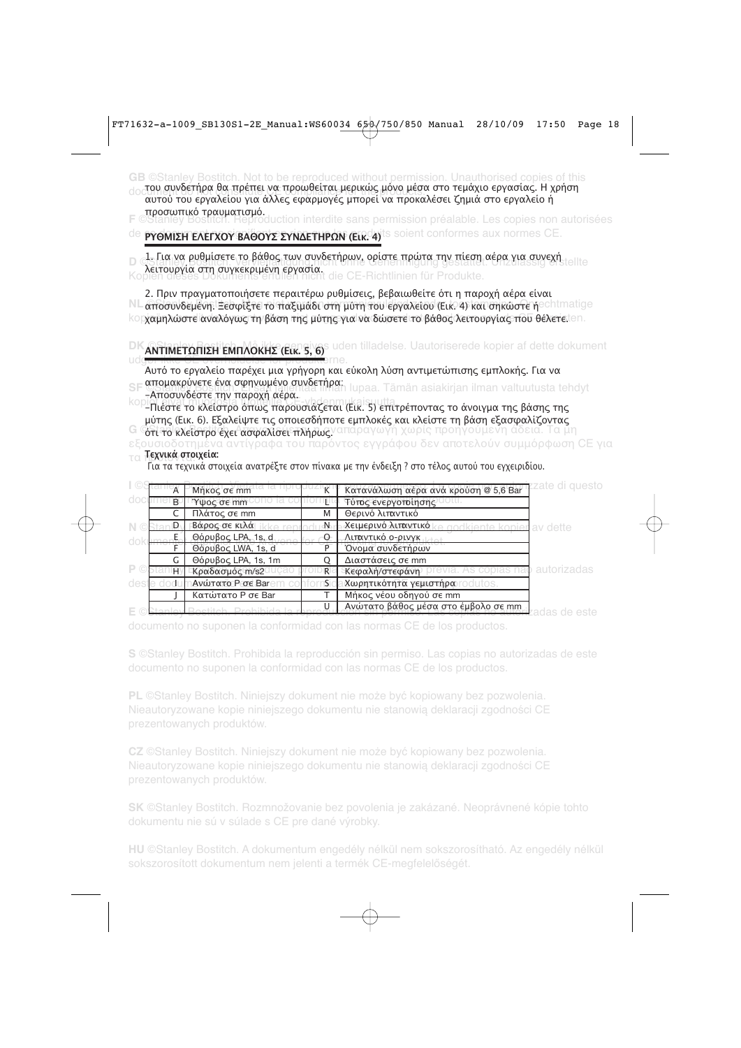GB ©Stanley Bostitch. Not to be reproduced without permission. Unauthorised copies of this document do not confer conformity of the products to CE.

του συνδετήρα θα πρέπει να προωθείται μερικώς μόνο μέσα στο τεμάχιο εργασίας. Η χρήση αυτού του εργαλείου για άλλες εφαρμογές μπορεί να προκαλέσει ζημιά στο εργαλείο ή προσωπικό τραυματισμό.

F ©Stanley Bostitch. Reproduction interdite sans permission préalable. Les copies non autorisées de ce document ne garantissent pas que les produits soient conformes aux normes CE.

## ΡΥΘΜΙΣΗ ΕΛΕΓΧΟΥ ΒΑΘΟΥΣ ΣΥΝΔΕΤΗΡΩΝ (Εικ. 4)

D ©Stanley Bostitch. Darf nicht ohne Genehmigung reproduziert werden. Unzulässig erstellte Kopien dieses Dokuments erfüllen nicht die CE-Richtlinien für Produkte.

1. Για να ρυθμίσετε το βάθος των συνδετήρων, ορίστε πρώτα την πίεση αέρα για συνεχή λειτουργία στη συγκεκριμένη εργασία.

2. Πριν πραγματοποιήσετε περαιτέρω ρυθμίσεις, βεβαιωθείτε ότι η παροχή αέρα είναι αποσυνδεμένη. Ξεσφίξτε το παξιμάδι στη μύτη του εργαλείου (Εικ. 4) και σηκώστε ή χαμηλώστε αναλόγως τη βάση της μύτης για να δώσετε το βάθος λειτουργίας που θέλετε.

NL ©Stanley Bostitch. Niet zonder toestemming te reproduceren. Onrechtmatige kopieën van dit document voldoen niet aan de CE-normen.

## ΑΝΤΙΜΕΤΩΠΙΣΗ ΕΜΠΛΟΚΗΣ (Εικ. 5, 6)

DK ©Stanley Bostitch. Må ikke gengives uden tilladelse. Uautoriserede kopier af dette dokument udgør ikke CE-overensstemmelse.

Αυτό το εργαλείο παρέχει μια γρήγορη και εύκολη λύση αντιμετώπισης εμπλοκής. Για να απομακρύνετε ένα σφηνωμένο συνδετήρα:

- -Αποσυνδέστε την παροχή αέρα.
- -Πιέστε το κλείστρο όπως παρουσιάζεται (Εικ. 5) επιτρέποντας το άνοιγμα της βάσης της μύτης (Εικ. 6). Εξαλείψτε τις οποιεσδήποτε εμπλοκές και κλείστε τη βάση εξασφαλίζοντας ότι το κλείστρο έχει ασφαλίσει πλήρως.

SF ©Stanley Bostitch. Kopiointi kielletty ilman lupaa. Tämän asiakirjan ilman valtuutusta tehdyt kopiot eivät ole CE-vaatimusten mukaisia.

G ©Stanley Bostitch. Απαγορεύεται η αναπαραγωγή χωρίς προηγούμενη άδεια. Τα μη εξουσιοδοτημένα αντίγραφα του παρόντος εγγράφου δεν αποτελούν συμμόρφωση CE για τα προϊόντα.

**Τεχνικά στοιχεία:**

Για τα τεχνικά στοιχεία ανατρέξτε στον πίνακα με την ένδειξη ? στο τέλος αυτού του εγχειριδίου.

| | | | |
|---|---|---|---|
| A | Μήκος σε mm | K | Κατανάλωση αέρα ανά κρούση @ 5,6 Bar |
| B | Ύψος σε mm | L | Τύπος ενεργοποίησης |
| C | Πλάτος σε mm | M | Θερινό λιπαντικό |
| D | Βάρος σε κιλά | N | Χειμερινό λιπαντικό |
| E | Θόρυβος LPA, 1s, d | O | Λιπαντικό ο-ρινγκ |
| F | Θόρυβος LWA, 1s, d | P | Όνομα συνδετήρων |
| G | Θόρυβος LPA, 1s, 1m | Q | Διαστάσεις σε mm |
| H | Κραδασμός m/s2 | R | Κεφαλή/στεφάνη |
| I | Ανώτατο P σε Bar | S | Χωρητικότητα γεμιστήρα |
| J | Κατώτατο P σε Bar | T | Μήκος νέου οδηγού σε mm |
| | | U | Ανώτατο βάθος μέσα στο έμβολο σε mm |

I ©Stanley Bostitch. Vietata la riproduzione senza permesso. Le copie non autorizzate di questo documento non garantiscono la conformità CE dei prodotti.

N ©Stanley Bostitch. Må ikke reproduseres uten tillatelse. Ikke godkjente kopier av dette dokumentet utgjør ikke samsvar med CE for produktet.

P ©Stanley Bostitch. Reprodução proibida sem permissão prévia. As cópias não autorizadas deste documento não conferem conformidade CE aos produtos.

E ©Stanley Bostitch. Prohibida la reproducción sin permiso. Las copias no autorizadas de este documento no suponen la conformidad con las normas CE de los productos.

S ©Stanley Bostitch. Prohibida la reproducción sin permiso. Las copias no autorizadas de este documento no suponen la conformidad con las normas CE de los productos.

PL ©Stanley Bostitch. Niniejszy dokument nie może być kopiowany bez pozwolenia. Nieautoryzowane kopie niniejszego dokumentu nie stanowią deklaracji zgodności CE prezentowanych produktów.

CZ ©Stanley Bostitch. Niniejszy dokument nie może być kopiowany bez pozwolenia. Nieautoryzowane kopie niniejszego dokumentu nie stanowią deklaracji zgodności CE prezentowanych produktów.

SK ©Stanley Bostitch. Rozmnožovanie bez povolenia je zakázané. Neoprávnené kópie tohto dokumentu nie sú v súlade s CE pre dané výrobky.

HU ©Stanley Bostitch. A dokumentum engedély nélkül nem sokszorosítható. Az engedély nélkül sokszorosított dokumentum nem jelenti a termék CE-megfelelőségét.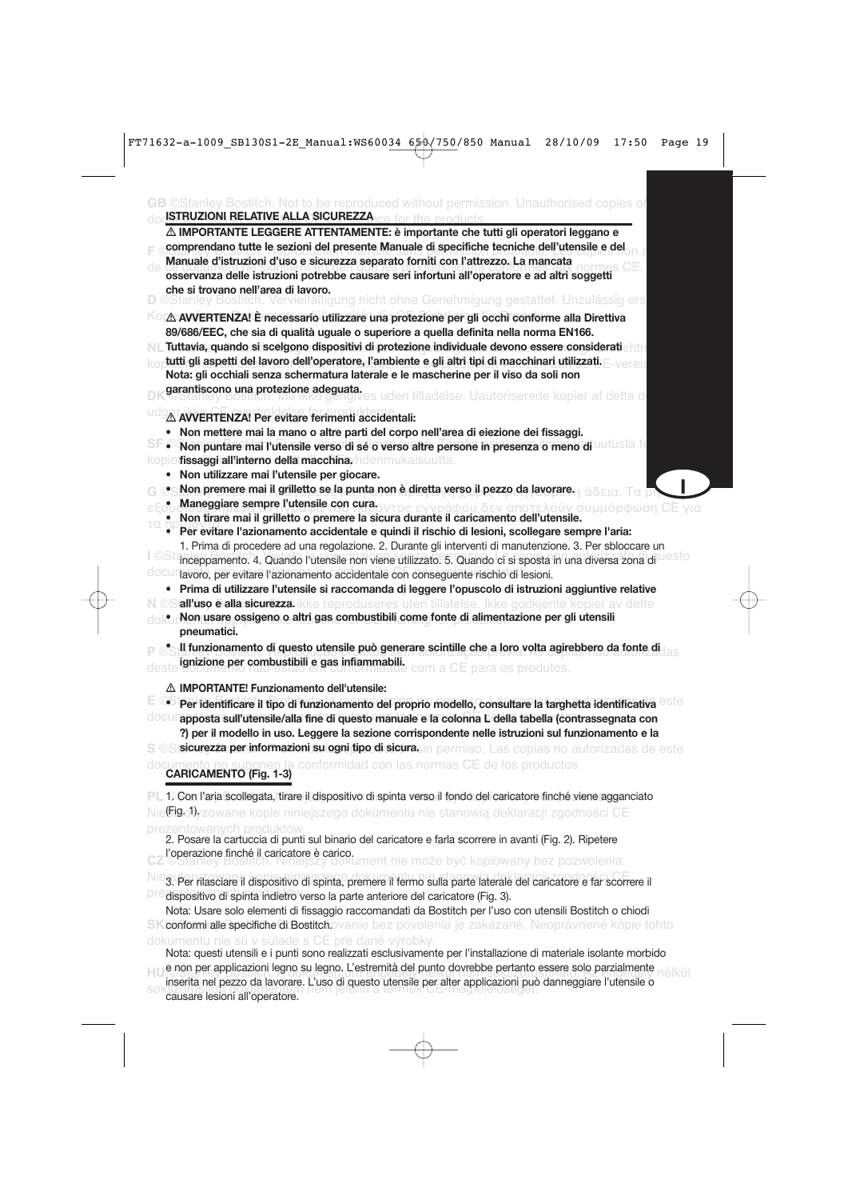## ISTRUZIONI RELATIVE ALLA SICUREZZA

⚠ **IMPORTANTE LEGGERE ATTENTAMENTE: è importante che tutti gli operatori leggano e comprendano tutte le sezioni del presente Manuale di specifiche tecniche dell'utensile e del Manuale d'istruzioni d'uso e sicurezza separato forniti con l'attrezzo. La mancata osservanza delle istruzioni potrebbe causare seri infortuni all'operatore e ad altri soggetti che si trovano nell'area di lavoro.**

⚠ **AVVERTENZA! È necessario utilizzare una protezione per gli occhi conforme alla Direttiva 89/686/EEC, che sia di qualità uguale o superiore a quella definita nella norma EN166. Tuttavia, quando si scelgono dispositivi di protezione individuale devono essere considerati tutti gli aspetti del lavoro dell'operatore, l'ambiente e gli altri tipi di macchinari utilizzati. Nota: gli occhiali senza schermatura laterale e le mascherine per il viso da soli non garantiscono una protezione adeguata.**

⚠ **AVVERTENZA! Per evitare ferimenti accidentali:**

- **Non mettere mai la mano o altre parti del corpo nell'area di eiezione dei fissaggi.**
- **Non puntare mai l'utensile verso di sé o verso altre persone in presenza o meno di fissaggi all'interno della macchina.**
- **Non utilizzare mai l'utensile per giocare.**
- **Non premere mai il grilletto se la punta non è diretta verso il pezzo da lavorare.**
- **Maneggiare sempre l'utensile con cura.**
- **Non tirare mai il grilletto o premere la sicura durante il caricamento dell'utensile.**
- **Per evitare l'azionamento accidentale e quindi il rischio di lesioni, scollegare sempre l'aria:**
  1. Prima di procedere ad una regolazione. 2. Durante gli interventi di manutenzione. 3. Per sbloccare un inceppamento. 4. Quando l'utensile non viene utilizzato. 5. Quando ci si sposta in una diversa zona di lavoro, per evitare l'azionamento accidentale con conseguente rischio di lesioni.
- **Prima di utilizzare l'utensile si raccomanda di leggere l'opuscolo di istruzioni aggiuntive relative all'uso e alla sicurezza.**
- **Non usare ossigeno o altri gas combustibili come fonte di alimentazione per gli utensili pneumatici.**
- **Il funzionamento di questo utensile può generare scintille che a loro volta agirebbero da fonte di ignizione per combustibili e gas infiammabili.**

⚠ **IMPORTANTE! Funzionamento dell'utensile:**

- **Per identificare il tipo di funzionamento del proprio modello, consultare la targhetta identificativa apposta sull'utensile/alla fine di questo manuale e la colonna L della tabella (contrassegnata con ?) per il modello in uso. Leggere la sezione corrispondente nelle istruzioni sul funzionamento e la sicurezza per informazioni su ogni tipo di sicura.**

### CARICAMENTO (Fig. 1-3)

1. Con l'aria scollegata, tirare il dispositivo di spinta verso il fondo del caricatore finché viene agganciato (Fig. 1).

2. Posare la cartuccia di punti sul binario del caricatore e farla scorrere in avanti (Fig. 2). Ripetere l'operazione finché il caricatore è carico.

3. Per rilasciare il dispositivo di spinta, premere il fermo sulla parte laterale del caricatore e far scorrere il dispositivo di spinta indietro verso la parte anteriore del caricatore (Fig. 3).

Nota: Usare solo elementi di fissaggio raccomandati da Bostitch per l'uso con utensili Bostitch o chiodi conformi alle specifiche di Bostitch.

Nota: questi utensili e i punti sono realizzati esclusivamente per l'installazione di materiale isolante morbido e non per applicazioni legno su legno. L'estremità del punto dovrebbe pertanto essere solo parzialmente inserita nel pezzo da lavorare. L'uso di questo utensile per alter applicazioni può danneggiare l'utensile o causare lesioni all'operatore.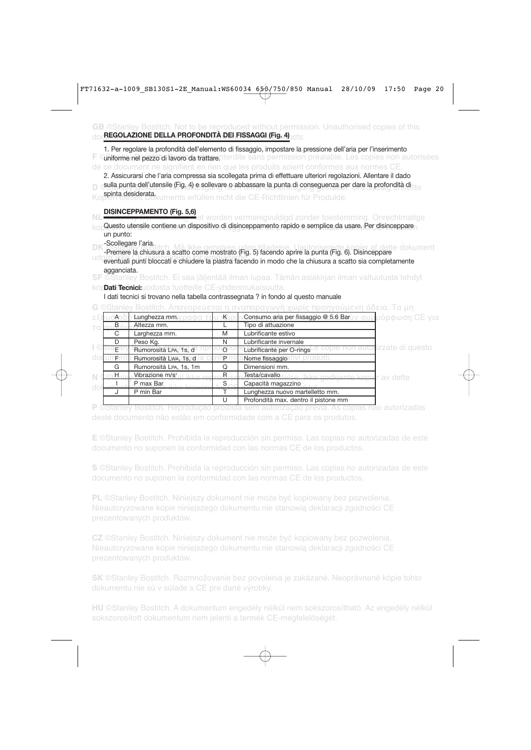## REGOLAZIONE DELLA PROFONDITÀ DEI FISSAGGI (Fig. 4)

1. Per regolare la profondità dell'elemento di fissaggio, impostare la pressione dell'aria per l'inserimento uniforme nel pezzo di lavoro da trattare.

2. Assicurarsi che l'aria compressa sia scollegata prima di effettuare ulteriori regolazioni. Allentare il dado sulla punta dell'utensile (Fig. 4) e sollevare o abbassare la punta di conseguenza per dare la profondità di spinta desiderata.

## DISINCEPPAMENTO (Fig. 5,6)

Questo utensile contiene un dispositivo di disinceppamento rapido e semplice da usare. Per disinceppare un punto:

-Scollegare l'aria.

-Premere la chiusura a scatto come mostrato (Fig. 5) facendo aprire la punta (Fig. 6). Disinceppare eventuali punti bloccati e chiudere la piastra facendo in modo che la chiusura a scatto sia completamente agganciata.

**Dati Tecnici:**

I dati tecnici si trovano nella tabella contrassegnata ? in fondo al questo manuale

| | | | |
|---|---|---|---|
| A | Lunghezza mm. | K | Consumo aria per fissaggio @ 5.6 Bar |
| B | Altezza mm. | L | Tipo di attuazione |
| C | Larghezza mm. | M | Lubrificante estivo |
| D | Peso Kg. | N | Lubrificante invernale |
| E | Rumorosità $L_{PA}$, 1s, d | O | Lubrificante per O-rings |
| F | Rumorosità $L_{WA}$, 1s, d | P | Nome fissaggio |
| G | Rumorosità $L_{PA}$, 1s, 1m | Q | Dimensioni mm. |
| H | Vibrazione m/s² | R | Testa/cavallo |
| I | P max Bar | S | Capacità magazzino |
| J | P min Bar | T | Lunghezza nuovo martelletto mm. |
| | | U | Profondità max. dentro il pistone mm |

**GB** ©Stanley Bostitch. Not to be reproduced without permission. Unauthorised copies of this document do not constitute CE conformity of the products.

**F** ©Stanley Bostitch. Reproduction interdite sans permission préalable. Les copies non autorisées de ce document ne signifient en rien que les produits soient conformes aux normes CE.

**D** ©Stanley Bostitch. Vervielfältigung nicht ohne Genehmigung gestattet. Unzulässig erstellte Kopien dieses Dokuments erfüllen nicht die CE-Richtlinien für Produkte.

**NL** ©Stanley Bostitch. Mag niet worden vermenigvuldigd zonder toestemming. Onrechtmatige kopieën van dit document betekenen niet dat de producten voldoen aan de CE-normen.

**DK** ©Stanley Bostitch. Må ikke gengives uden tilladelse. Uautoriserede kopier af dette dokument udgør ikke CE-overensstemmelse for produkterne.

**SF** ©Stanley Bostitch. Ei saa jäljentää ilman lupaa. Tämän asiakirjan ilman valtuutusta tehdyt kopiot eivät muodosta tuotteille CE-yhdenmukaisuutta.

**G** ©Stanley Bostitch. Απαγορεύεται η αναπαραγωγή χωρίς προηγούμενη άδεια. Τα μη εξουσιοδοτημένα αντίγραφα του εγγράφου δεν αποτελούν συμμόρφωση CE για τα προϊόντα.

**I** ©Stanley Bostitch. Vietata la riproduzione senza autorizzazione. Le copie non autorizzate di questo documento non garantiscono la conformità CE dei relativi prodotti.

**N** ©Stanley Bostitch. Skal ikke reproduseres uten tillatelse. Ikke godkjente kopier av dette dokumentet oppfyller ikke kravene til CE-samsvar for produktene.

**P** ©Stanley Bostitch. Reprodução proibida sem autorização prévia. As cópias não autorizadas deste documento não estão em conformidade com a CE para os produtos.

**E** ©Stanley Bostitch. Prohibida la reproducción sin permiso. Las copias no autorizadas de este documento no suponen la conformidad con las normas CE de los productos.

**S** ©Stanley Bostitch. Prohibida la reproducción sin permiso. Las copias no autorizadas de este documento no suponen la conformidad con las normas CE de los productos.

**PL** ©Stanley Bostitch. Niniejszy dokument nie może być kopiowany bez pozwolenia. Nieautoryzowane kopie niniejszego dokumentu nie stanowią deklaracji zgodności CE prezentowanych produktów.

**CZ** ©Stanley Bostitch. Niniejszy dokument nie może być kopiowany bez pozwolenia. Nieautoryzowane kopie niniejszego dokumentu nie stanowią deklaracji zgodności CE prezentowanych produktów.

**SK** ©Stanley Bostitch. Rozmnožovanie bez povolenia je zakázané. Neoprávnené kópie tohto dokumentu nie sú v súlade s CE pre dané výrobky.

**HU** ©Stanley Bostitch. A dokumentum engedély nélkül nem sokszorosítható. Az engedély nélkül sokszorosított dokumentum nem jelenti a termék CE-megfelelőségét.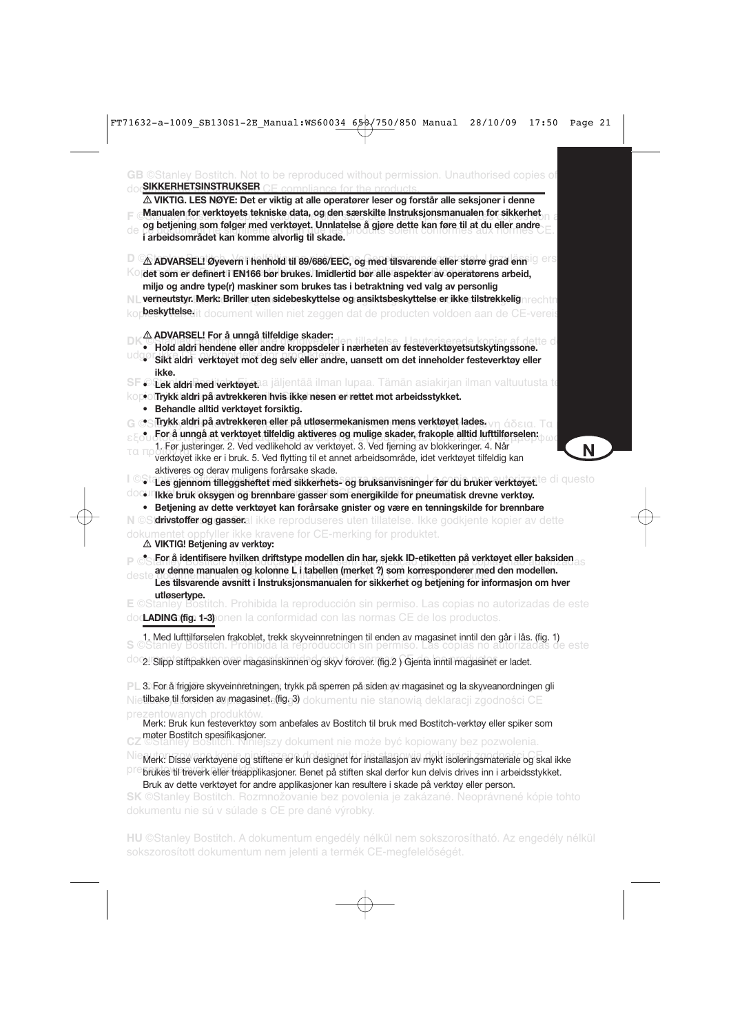## SIKKERHETSINSTRUKSER

⚠ **VIKTIG. LES NØYE: Det er viktig at alle operatører leser og forstår alle seksjoner i denne Manualen for verktøyets tekniske data, og den særskilte Instruksjonsmanualen for sikkerhet og betjening som følger med verktøyet. Unnlatelse å gjøre dette kan føre til at du eller andre i arbeidsområdet kan komme alvorlig til skade.**

⚠ **ADVARSEL! Øyevern i henhold til 89/686/EEC, og med tilsvarende eller større grad enn det som er definert i EN166 bør brukes. Imidlertid bør alle aspekter av operatørens arbeid, miljø og andre type(r) maskiner som brukes tas i betraktning ved valg av personlig verneutstyr. Merk: Briller uten sidebeskyttelse og ansiktsbeskyttelse er ikke tilstrekkelig beskyttelse.**

⚠ **ADVARSEL! For å unngå tilfeldige skader:**

- **Hold aldri hendene eller andre kroppsdeler i nærheten av festeverktøyetsutskytingssone.**
- **Sikt aldri verktøyet mot deg selv eller andre, uansett om det inneholder festeverktøy eller ikke.**
- **Lek aldri med verktøyet.**
- **Trykk aldri på avtrekkeren hvis ikke nesen er rettet mot arbeidsstykket.**
- **Behandle alltid verktøyet forsiktig.**
- **Trykk aldri på avtrekkeren eller på utløsermekanismen mens verktøyet lades.**
- **For å unngå at verktøyet tilfeldig aktiveres og mulige skader, frakople alltid lufttilførselen:** 1. Før justeringer. 2. Ved vedlikehold av verktøyet. 3. Ved fjerning av blokkeringer. 4. Når verktøyet ikke er i bruk. 5. Ved flytting til et annet arbeidsområde, idet verktøyet tilfeldig kan aktiveres og derav muligens forårsake skade.
- **Les gjennom tilleggsheftet med sikkerhets- og bruksanvisninger før du bruker verktøyet.**
- **Ikke bruk oksygen og brennbare gasser som energikilde for pneumatisk drevne verktøy.**
- **Betjening av dette verktøyet kan forårsake gnister og være en tenningskilde for brennbare drivstoffer og gasser.**

⚠ **VIKTIG! Betjening av verktøy:**

- **For å identifisere hvilken driftstype modellen din har, sjekk ID-etiketten på verktøyet eller baksiden av denne manualen og kolonne L i tabellen (merket ?) som korresponderer med den modellen. Les tilsvarende avsnitt i Instruksjonsmanualen for sikkerhet og betjening for informasjon om hver utløsertype.**

## LADING (fig. 1-3)

1. Med lufttilførselen frakoblet, trekk skyveinnretningen til enden av magasinet inntil den går i lås. (fig. 1)

2. Slipp stiftpakken over magasinskinnen og skyv forover. (fig.2 ) Gjenta inntil magasinet er ladet.

3. For å frigjøre skyveinnretningen, trykk på sperren på siden av magasinet og la skyveanordningen gli tilbake til forsiden av magasinet. (fig. 3)

Merk: Bruk kun festeverktøy som anbefales av Bostitch til bruk med Bostitch-verktøy eller spiker som møter Bostitch spesifikasjoner.

Merk: Disse verktøyene og stiftene er kun designet for installasjon av mykt isoleringsmateriale og skal ikke brukes til treverk eller treapplikasjoner. Benet på stiften skal derfor kun delvis drives inn i arbeidsstykket. Bruk av dette verktøyet for andre applikasjoner kan resultere i skade på verktøy eller person.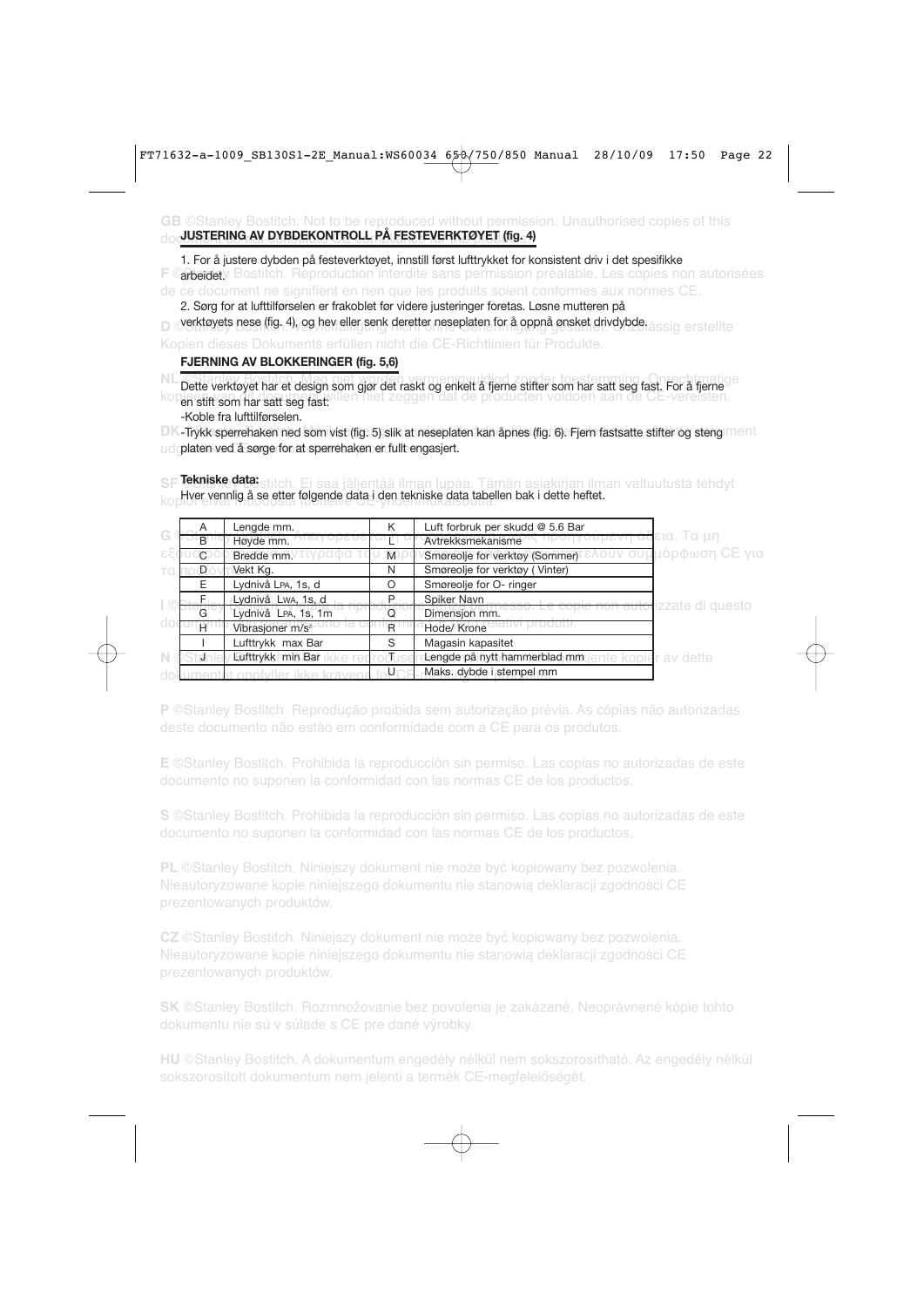## JUSTERING AV DYBDEKONTROLL PÅ FESTEVERKTØYET (fig. 4)

1. For å justere dybden på festeverktøyet, innstill først lufttrykket for konsistent driv i det spesifikke arbeidet.

2. Sørg for at lufttilførselen er frakoblet før videre justeringer foretas. Løsne mutteren på verktøyets nese (fig. 4), og hev eller senk deretter neseplaten for å oppnå ønsket drivdybde.

## FJERNING AV BLOKKERINGER (fig. 5,6)

Dette verktøyet har et design som gjør det raskt og enkelt å fjerne stifter som har satt seg fast. For å fjerne en stift som har satt seg fast:

-Koble fra lufttilførselen.

-Trykk sperrehaken ned som vist (fig. 5) slik at neseplaten kan åpnes (fig. 6). Fjern fastsatte stifter og steng platen ved å sørge for at sperrehaken er fullt engasjert.

**Tekniske data:**

Hver vennlig å se etter følgende data i den tekniske data tabellen bak i dette heftet.

| | | | |
|---|---|---|---|
| A | Lengde mm. | K | Luft forbruk per skudd @ 5.6 Bar |
| B | Høyde mm. | L | Avtrekksmekanisme |
| C | Bredde mm. | M | Smøreolje for verktøy (Sommer) |
| D | Vekt Kg. | N | Smøreolje for verktøy ( Vinter) |
| E | Lydnivå $L_{PA}$, 1s, d | O | Smøreolje for O- ringer |
| F | Lydnivå $L_{WA}$, 1s, d | P | Spiker Navn |
| G | Lydnivå $L_{PA}$, 1s, 1m | Q | Dimensjon mm. |
| H | Vibrasjoner m/s² | R | Hode/ Krone |
| I | Lufttrykk max Bar | S | Magasin kapasitet |
| J | Lufttrykk min Bar | T | Lengde på nytt hammerblad mm |
| | | U | Maks. dybde i stempel mm |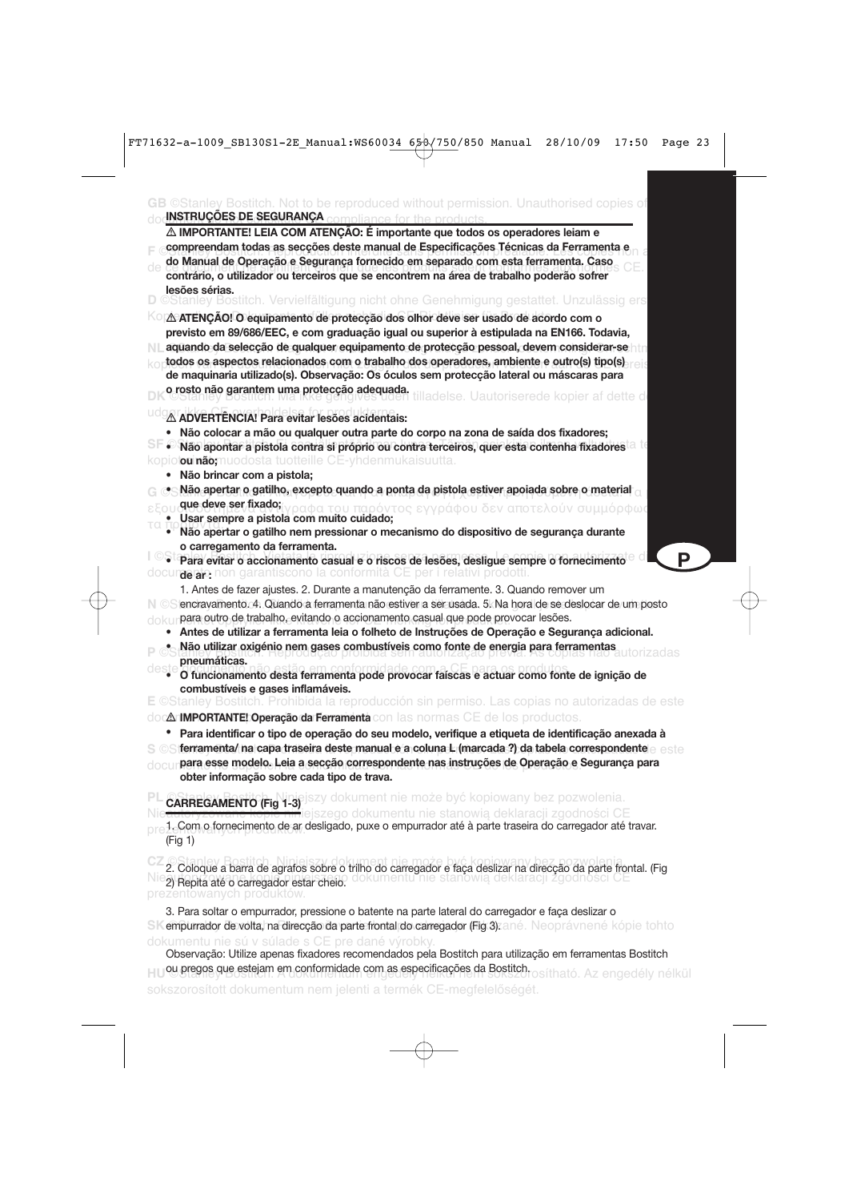## INSTRUÇÕES DE SEGURANÇA

⚠ **IMPORTANTE! LEIA COM ATENÇÃO: É importante que todos os operadores leiam e compreendam todas as secções deste manual de Especificações Técnicas da Ferramenta e do Manual de Operação e Segurança fornecido em separado com esta ferramenta. Caso contrário, o utilizador ou terceiros que se encontrem na área de trabalho poderão sofrer lesões sérias.**

⚠ **ATENÇÃO! O equipamento de protecção dos olhor deve ser usado de acordo com o previsto em 89/686/EEC, e com graduação igual ou superior à estipulada na EN166. Todavia, aquando da selecção de qualquer equipamento de protecção pessoal, devem considerar-se todos os aspectos relacionados com o trabalho dos operadores, ambiente e outro(s) tipo(s) de maquinaria utilizado(s). Observação: Os óculos sem protecção lateral ou máscaras para o rosto não garantem uma protecção adequada.**

⚠ **ADVERTÊNCIA! Para evitar lesões acidentais:**

- **Não colocar a mão ou qualquer outra parte do corpo na zona de saída dos fixadores;**
- **Não apontar a pistola contra si próprio ou contra terceiros, quer esta contenha fixadores ou não;**
- **Não brincar com a pistola;**
- **Não apertar o gatilho, excepto quando a ponta da pistola estiver apoiada sobre o material que deve ser fixado;**
- **Usar sempre a pistola com muito cuidado;**
- **Não apertar o gatilho nem pressionar o mecanismo do dispositivo de segurança durante o carregamento da ferramenta.**
- **Para evitar o accionamento casual e o riscos de lesões, desligue sempre o fornecimento de ar :**

  1. Antes de fazer ajustes. 2. Durante a manutenção da ferramenta. 3. Quando remover um encravamento. 4. Quando a ferramenta não estiver a ser usada. 5. Na hora de se deslocar de um posto para outro de trabalho, evitando o accionamento casual que pode provocar lesões.
- **Antes de utilizar a ferramenta leia o folheto de Instruções de Operação e Segurança adicional.**
- **Não utilizar oxigénio nem gases combustíveis como fonte de energia para ferramentas pneumáticas.**
- **O funcionamento desta ferramenta pode provocar faíscas e actuar como fonte de ignição de combustíveis e gases inflamáveis.**

⚠ **IMPORTANTE! Operação da Ferramenta**

- **Para identificar o tipo de operação do seu modelo, verifique a etiqueta de identificação anexada à ferramenta/ na capa traseira deste manual e a coluna L (marcada ?) da tabela correspondente para esse modelo. Leia a secção correspondente nas instruções de Operação e Segurança para obter informação sobre cada tipo de trava.**

## CARREGAMENTO (Fig 1-3)

1. Com o fornecimento de ar desligado, puxe o empurrador até à parte traseira do carregador até travar. (Fig 1)

2. Coloque a barra de agrafos sobre o trilho do carregador e faça deslizar na direcção da parte frontal. (Fig 2) Repita até o carregador estar cheio.

3. Para soltar o empurrador, pressione o batente na parte lateral do carregador e faça deslizar o empurrador de volta, na direcção da parte frontal do carregador (Fig 3).

Observação: Utilize apenas fixadores recomendados pela Bostitch para utilização em ferramentas Bostitch ou pregos que estejam em conformidade com as especificações da Bostitch.

GB ©Stanley Bostitch. Not to be reproduced without permission. Unauthorised copies of documents do not guarantee CE compliance for the products.

D ©Stanley Bostitch. Vervielfältigung nicht ohne Genehmigung gestattet.

DK ©Stanley Bostitch. Må ikke gengives uden tilladelse. Uautoriserede kopier af dette dokument udgør ikke CE-overholdelse for produkterne.

P ©Stanley Bostitch. Reprodução proibida sem autorização prévia. As cópias não autorizadas deste documento não estão em conformidade com a CE para os produtos.

E ©Stanley Bostitch. Prohibida la reproducción sin permiso. Las copias no autorizadas de este documento no garantizan la conformidad con las normas CE de los productos.

PL ©Stanley Bostitch. Niniejszy dokument nie może być kopiowany bez pozwolenia. Nieautoryzowane kopie niniejszego dokumentu nie stanowią deklaracji zgodności CE prezentowanych produktów.

CZ ©Stanley Bostitch. Niniejszy dokument nie może być kopiowany bez pozwolenia. Nieautoryzowane kopie niniejszego dokumentu nie stanowią deklaracji zgodności CE prezentowanych produktów.

SK ©Stanley Bostitch. Neoprávnené kópie tohto dokumentu nie sú v súlade s CE pre dané výrobky.

HU ©Stanley Bostitch. A dokumentum engedély nélkül nem sokszorosítható. Az engedély nélkül sokszorosított dokumentum nem jelenti a termék CE-megfelelőségét.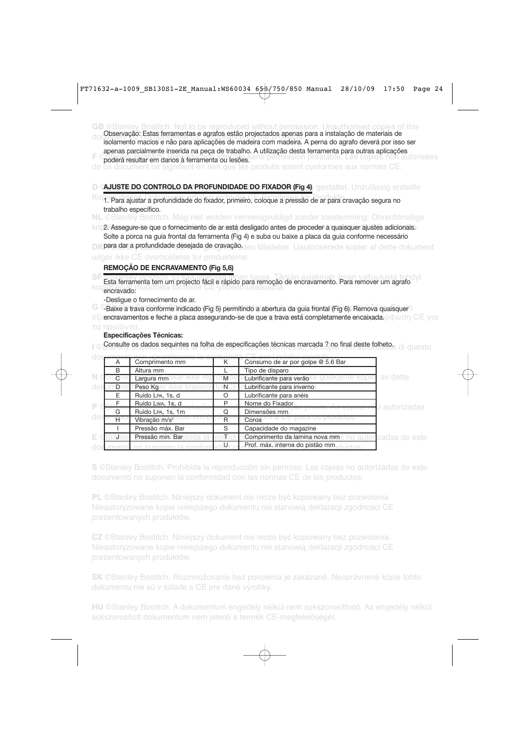Observação: Estas ferramentas e agrafos estão projectados apenas para a instalação de materiais de isolamento macios e não para aplicações de madeira com madeira. A perna do agrafo deverá por isso ser apenas parcialmente inserida na peça de trabalho. A utilização desta ferramenta para outras aplicações poderá resultar em danos à ferramenta ou lesões.

**AJUSTE DO CONTROLO DA PROFUNDIDADE DO FIXADOR (Fig 4)**

1. Para ajustar a profundidade do fixador, primeiro, coloque a pressão de ar para cravação segura no trabalho específico.

2. Assegure-se que o fornecimento de ar está desligado antes de proceder a quaisquer ajustes adicionais. Solte a porca na guia frontal da ferramenta (Fig 4) e suba ou baixe a placa da guia conforme necessário para dar a profundidade desejada de cravação.

**REMOÇÃO DE ENCRAVAMENTO (Fig 5,6)**

Esta ferramenta tem um projecto fácil e rápido para remoção de encravamento. Para remover um agrafo encravado:

-Desligue o fornecimento de ar.

-Baixe a trava conforme indicado (Fig 5) permitindo a abertura da guia frontal (Fig 6). Remova quaisquer encravamentos e feche a placa assegurando-se de que a trava está completamente encaixada.

**Especificações Técnicas:**

Consulte os dados seguintes na folha de especificações técnicas marcada ? no final deste folheto.

| | | | |
|---|---|---|---|
| A | Comprimento mm | K | Consumo de ar por golpe @ 5.6 Bar |
| B | Altura mm | L | Tipo de disparo |
| C | Largura mm | M | Lubrificante para verão |
| D | Peso Kg | N | Lubrificante para inverno |
| E | Ruído LPA, 1s, d | O | Lubrificante para anéis |
| F | Ruído LWA, 1s, d | P | Nome do Fixador |
| G | Ruído LPA, 1s, 1m | Q | Dimensões mm |
| H | Vibração m/s² | R | Coroa |
| I | Pressão máx. Bar | S | Capacidade do magazine |
| J | Pressão mín. Bar | T | Comprimento da lamina nova mm |
| | | U | Prof. máx. interna do pistão mm |

**S** ©Stanley Bostitch. Prohibida la reproducción sin permiso. Las copias no autorizadas de este documento no suponen la conformidad con las normas CE de los productos.

**PL** ©Stanley Bostitch. Niniejszy dokument nie może być kopiowany bez pozwolenia. Nieautoryzowane kopie niniejszego dokumentu nie stanowią deklaracji zgodności CE prezentowanych produktów.

**CZ** ©Stanley Bostitch. Niniejszy dokument nie może być kopiowany bez pozwolenia. Nieautoryzowane kopie niniejszego dokumentu nie stanowią deklaracji zgodności CE prezentowanych produktów.

**SK** ©Stanley Bostitch. Rozmnožovanie bez povolenia je zakázané. Neoprávnené kópie tohto dokumentu nie sú v súlade s CE pre dané výrobky.

**HU** ©Stanley Bostitch. A dokumentum engedély nélkül nem sokszorosítható. Az engedély nélkül sokszorosított dokumentum nem jelenti a termék CE-megfelelőségét.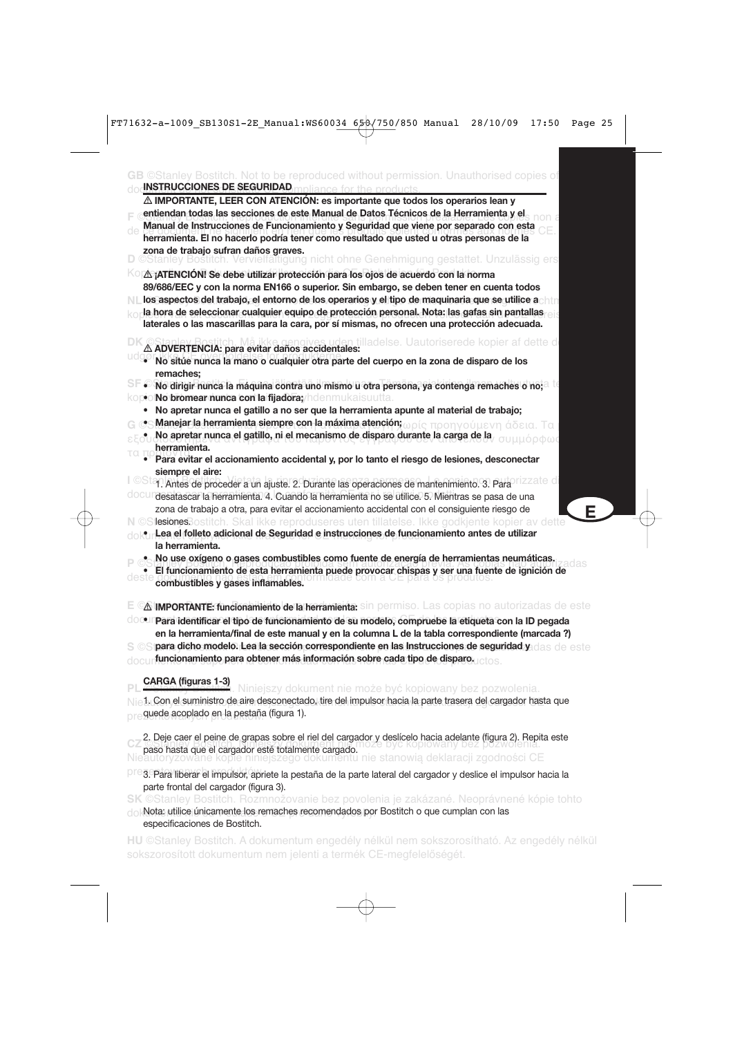## INSTRUCCIONES DE SEGURIDAD

**⚠ IMPORTANTE, LEER CON ATENCIÓN: es importante que todos los operarios lean y entiendan todas las secciones de este Manual de Datos Técnicos de la Herramienta y el Manual de Instrucciones de Funcionamiento y Seguridad que viene por separado con esta herramienta. El no hacerlo podría tener como resultado que usted u otras personas de la zona de trabajo sufran daños graves.**

**⚠ ¡ATENCIÓN! Se debe utilizar protección para los ojos de acuerdo con la norma 89/686/EEC y con la norma EN166 o superior. Sin embargo, se deben tener en cuenta todos los aspectos del trabajo, el entorno de los operarios y el tipo de maquinaria que se utilice a la hora de seleccionar cualquier equipo de protección personal. Nota: las gafas sin pantallas laterales o las mascarillas para la cara, por sí mismas, no ofrecen una protección adecuada.**

**⚠ ADVERTENCIA: para evitar daños accidentales:**

- **No sitúe nunca la mano o cualquier otra parte del cuerpo en la zona de disparo de los remaches;**
- **No dirigir nunca la máquina contra uno mismo u otra persona, ya contenga remaches o no;**
- **No bromear nunca con la fijadora;**
- **No apretar nunca el gatillo a no ser que la herramienta apunte al material de trabajo;**
- **Manejar la herramienta siempre con la máxima atención;**
- **No apretar nunca el gatillo, ni el mecanismo de disparo durante la carga de la herramienta.**
- **Para evitar el accionamiento accidental y, por lo tanto el riesgo de lesiones, desconectar siempre el aire:**
  1. Antes de proceder a un ajuste. 2. Durante las operaciones de mantenimiento. 3. Para desatascar la herramienta. 4. Cuando la herramienta no se utilice. 5. Mientras se pasa de una zona de trabajo a otra, para evitar el accionamiento accidental con el consiguiente riesgo de lesiones.
- **Lea el folleto adicional de Seguridad e instrucciones de funcionamiento antes de utilizar la herramienta.**
- **No use oxígeno o gases combustibles como fuente de energía de herramientas neumáticas.**
- **El funcionamiento de esta herramienta puede provocar chispas y ser una fuente de ignición de combustibles y gases inflamables.**

**⚠ IMPORTANTE: funcionamiento de la herramienta:**

- **Para identificar el tipo de funcionamiento de su modelo, compruebe la etiqueta con la ID pegada en la herramienta/final de este manual y en la columna L de la tabla correspondiente (marcada ?) para dicho modelo. Lea la sección correspondiente en las Instrucciones de seguridad y funcionamiento para obtener más información sobre cada tipo de disparo.**

### CARGA (figuras 1-3)

1. Con el suministro de aire desconectado, tire del impulsor hacia la parte trasera del cargador hasta que quede acoplado en la pestaña (figura 1).

2. Deje caer el peine de grapas sobre el riel del cargador y deslícelo hacia adelante (figura 2). Repita este paso hasta que el cargador esté totalmente cargado.

3. Para liberar el impulsor, apriete la pestaña de la parte lateral del cargador y deslice el impulsor hacia la parte frontal del cargador (figura 3).

Nota: utilice únicamente los remaches recomendados por Bostitch o que cumplan con las especificaciones de Bostitch.

GB ©Stanley Bostitch. Not to be reproduced without permission. Unauthorised copies of documents do not represent CE compliance for the products.

F ©Stanley Bostitch. ... non a ... de ... CE.

D ©Stanley Bostitch. Vervielfältigung nicht ohne Genehmigung gestattet. Unzulässig erstellte Kopien ...

NL ©Stanley Bostitch. ...

DK ©Stanley Bostitch. Må ikke gengives uden tilladelse. Uautoriserede kopier af dette dokument ...

SF ©Stanley Bostitch. ... kopio ... -vaatimustenmukaisuutta.

G ©Stanley Bostitch. ... χωρίς προηγούμενη άδεια. Τα εξουσιοδοτημένα ... συμμόρφωσης τα προϊόντα ...

I ©Stanley Bostitch. Vietata la riproduzione senza permesso. Le copie non autorizzate di documenti ...

N ©Stanley Bostitch. Skal ikke reproduseres uten tillatelse. Ikke godkjente kopier av dette dokumentet ...

P ©Stanley Bostitch. ... autorizadas deste documento não estão em conformidade com a CE para os produtos.

E ©Stanley Bostitch. ... sin permiso. Las copias no autorizadas de este documento ... CE de los productos.

S ©Stanley Bostitch. ... de este documento ... productos.

PL ©Stanley Bostitch. Niniejszy dokument nie może być kopiowany bez pozwolenia. Nieautoryzowane ... prezentowanych produktów.

CZ ©Stanley Bostitch. ... může být kopírovány bez povolenia. Nieautoryzowane kopie niniejszego dokumentu nie stanowią deklaracji zgodności CE prezentowanych produktów.

SK ©Stanley Bostitch. Rozmnožovanie bez povolenia je zakázané. Neoprávnené kópie tohto dokumentu ...

HU ©Stanley Bostitch. A dokumentum engedély nélkül nem sokszorosítható. Az engedély nélkül sokszorosított dokumentum nem jelenti a termék CE-megfelelőségét.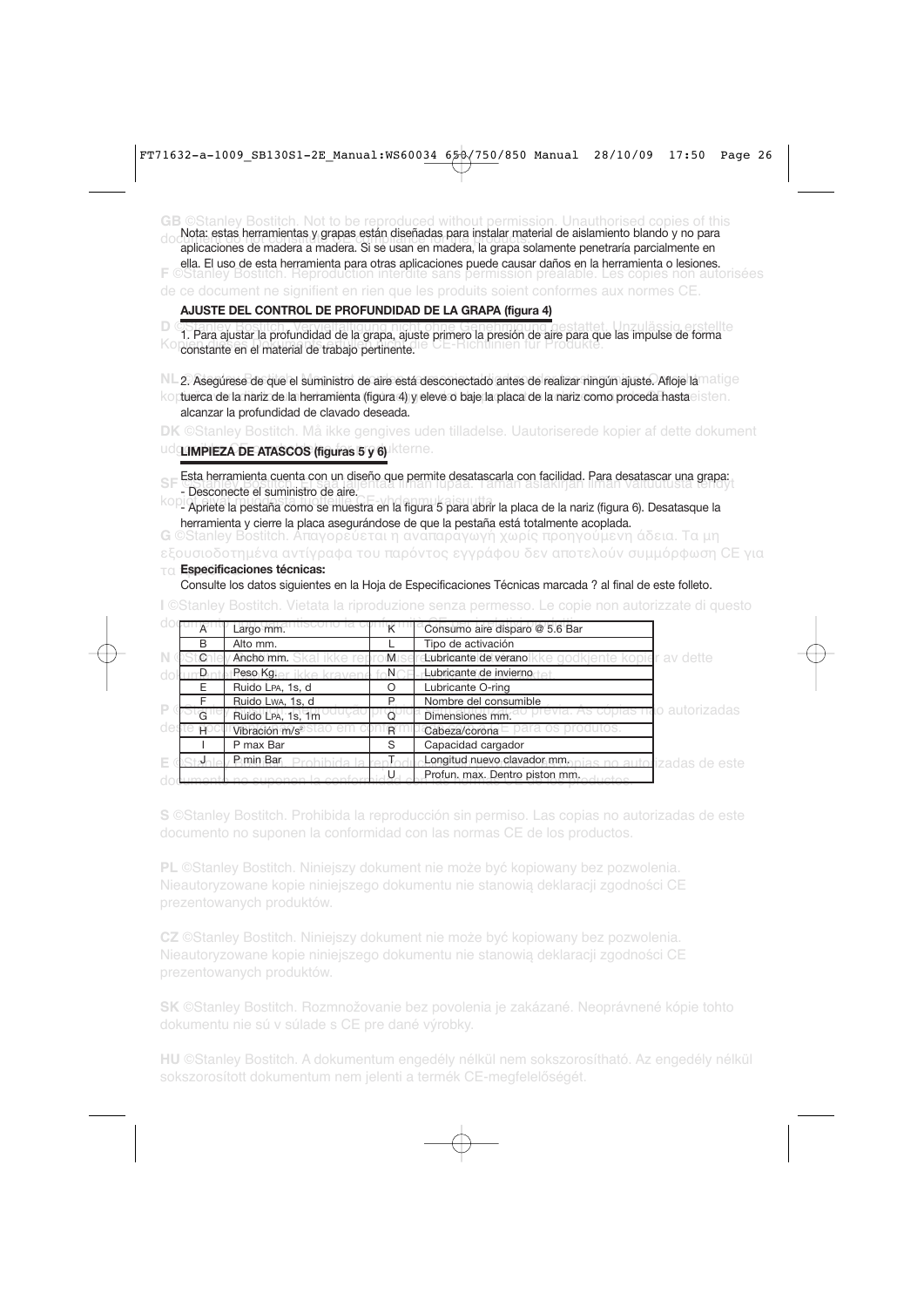Nota: estas herramientas y grapas están diseñadas para instalar material de aislamiento blando y no para aplicaciones de madera a madera. Si se usan en madera, la grapa solamente penetraría parcialmente en ella. El uso de esta herramienta para otras aplicaciones puede causar daños en la herramienta o lesiones.

**AJUSTE DEL CONTROL DE PROFUNDIDAD DE LA GRAPA (figura 4)**

1. Para ajustar la profundidad de la grapa, ajuste primero la presión de aire para que las impulse de forma constante en el material de trabajo pertinente.

2. Asegúrese de que el suministro de aire está desconectado antes de realizar ningún ajuste. Afloje la tuerca de la nariz de la herramienta (figura 4) y eleve o baje la placa de la nariz como proceda hasta alcanzar la profundidad de clavado deseada.

**LIMPIEZA DE ATASCOS (figuras 5 y 6)**

Esta herramienta cuenta con un diseño que permite desatascarla con facilidad. Para desatascar una grapa:
- Desconecte el suministro de aire.
- Apriete la pestaña como se muestra en la figura 5 para abrir la placa de la nariz (figura 6). Desatasque la herramienta y cierre la placa asegurándose de que la pestaña está totalmente acoplada.

**Especificaciones técnicas:**

Consulte los datos siguientes en la Hoja de Especificaciones Técnicas marcada ? al final de este folleto.

| | | | |
|---|---|---|---|
| A | Largo mm. | K | Consumo aire disparo @ 5.6 Bar |
| B | Alto mm. | L | Tipo de activación |
| C | Ancho mm. | M | Lubricante de verano |
| D | Peso Kg. | N | Lubricante de invierno |
| E | Ruido LPA, 1s, d | O | Lubricante O-ring |
| F | Ruido LWA, 1s, d | P | Nombre del consumible |
| G | Ruido LPA, 1s, 1m | Q | Dimensiones mm. |
| H | Vibración m/s² | R | Cabeza/corona |
| I | P max Bar | S | Capacidad cargador |
| J | P min Bar | T | Longitud nuevo clavador mm. |
| | | U | Profun. max. Dentro piston mm. |

**S** ©Stanley Bostitch. Prohibida la reproducción sin permiso. Las copias no autorizadas de este documento no suponen la conformidad con las normas CE de los productos.

**PL** ©Stanley Bostitch. Niniejszy dokument nie może być kopiowany bez pozwolenia. Nieautoryzowane kopie niniejszego dokumentu nie stanowią deklaracji zgodności CE prezentowanych produktów.

**CZ** ©Stanley Bostitch. Niniejszy dokument nie może być kopiowany bez pozwolenia. Nieautoryzowane kopie niniejszego dokumentu nie stanowią deklaracji zgodności CE prezentowanych produktów.

**SK** ©Stanley Bostitch. Rozmnožovanie bez povolenia je zakázané. Neoprávnené kópie tohto dokumentu nie sú v súlade s CE pre dané výrobky.

**HU** ©Stanley Bostitch. A dokumentum engedély nélkül nem sokszorosítható. Az engedély nélkül sokszorosított dokumentum nem jelenti a termék CE-megfelelőségét.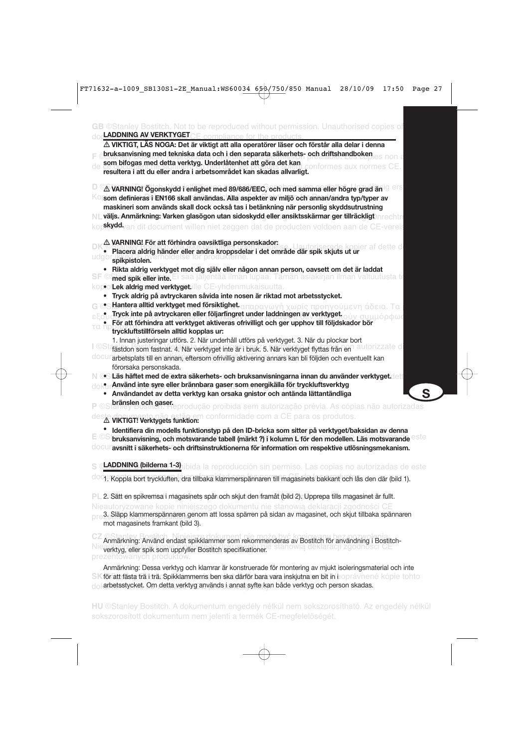## LADDNING AV VERKTYGET

**⚠ VIKTIGT, LÄS NOGA: Det är viktigt att alla operatörer läser och förstår alla delar i denna bruksanvisning med tekniska data och i den separata säkerhets- och driftshandboken som bifogas med detta verktyg. Underlåtenhet att göra det kan resultera i att du eller andra i arbetsområdet kan skadas allvarligt.**

**⚠ VARNING! Ögonskydd i enlighet med 89/686/EEC, och med samma eller högre grad än som definieras i EN166 skall användas. Alla aspekter av miljö och annan/andra typ/typer av maskineri som används skall dock också tas i betänkning när personlig skyddsutrustning väljs. Anmärkning: Varken glasögon utan sidoskydd eller ansiktsskärmar ger tillräckligt skydd.**

**⚠ VARNING! För att förhindra oavsiktliga personskador:**

- **Placera aldrig händer eller andra kroppsdelar i det område där spik skjuts ut ur spikpistolen.**
- **Rikta aldrig verktyget mot dig själv eller någon annan person, oavsett om det är laddat med spik eller inte.**
- **Lek aldrig med verktyget.**
- **Tryck aldrig på avtryckaren såvida inte nosen är riktad mot arbetsstycket.**
- **Hantera alltid verktyget med försiktighet.**
- **Tryck inte på avtryckaren eller följarfingret under laddningen av verktyget.**
- **För att förhindra att verktyget aktiveras ofrivilligt och ger upphov till följdskador bör tryckluftstillförseln alltid kopplas ur:**

  1. Innan justeringar utförs. 2. När underhåll utförs på verktyget. 3. När du plockar bort fästdon som fastnat. 4. När verktyget inte är i bruk. 5. När verktyget flyttas från en arbetsplats till en annan, eftersom ofrivillig aktivering annars kan bli följden och eventuellt kan förorsaka personskada.
- **Läs häftet med de extra säkerhets- och bruksanvisningarna innan du använder verktyget.**
- **Använd inte syre eller brännbara gaser som energikälla för tryckluftsverktyg**
- **Användandet av detta verktyg kan orsaka gnistor och antända lättantändliga bränslen och gaser.**

**⚠ VIKTIGT! Verktygets funktion:**

- **Identifiera din modells funktionstyp på den ID-bricka som sitter på verktyget/baksidan av denna bruksanvisning, och motsvarande tabell (märkt ?) i kolumn L för den modellen. Läs motsvarande avsnitt i säkerhets- och driftsinstruktionerna för information om respektive utlösningsmekanism.**

## LADDNING (bilderna 1-3)

1. Koppla bort tryckluften, dra tillbaka klammerspännaren till magasinets bakkant och lås den där (bild 1).

2. Sätt en spikremsa i magasinets spår och skjut den framåt (bild 2). Upprepa tills magasinet är fullt.

3. Släpp klammerspännaren genom att lossa spärren på sidan av magasinet, och skjut tillbaka spännaren mot magasinets framkant (bild 3).

Anmärkning: Använd endast spikklammer som rekommenderas av Bostitch för användning i Bostitch-verktyg, eller spik som uppfyller Bostitch specifikationer.

Anmärkning: Dessa verktyg och klamrar är konstruerade för montering av mjukt isoleringsmaterial och inte för att fästa trä i trä. Spikklammerns ben ska därför bara vara inskjutna en bit in i arbetsstycket. Om detta verktyg används i annat syfte kan både verktyg och person skadas.

GB ©Stanley Bostitch. Not to be reproduced without permission. Unauthorised copies of document are not valid evidence of CE compliance for the products.

HU ©Stanley Bostitch. A dokumentum engedély nélkül nem sokszorosítható. Az engedély nélkül sokszorosított dokumentum nem jelenti a termék CE-megfelelőségét.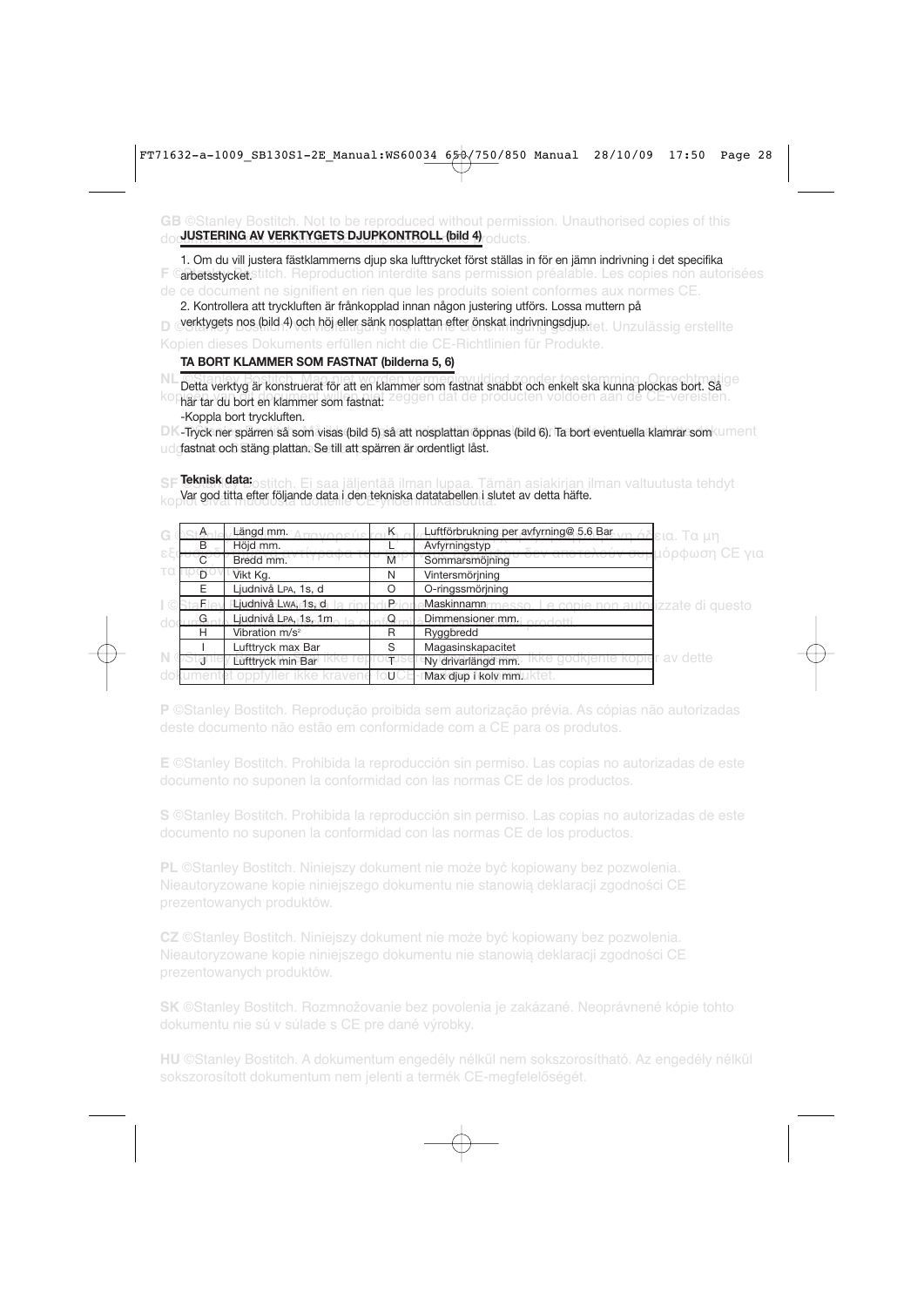## JUSTERING AV VERKTYGETS DJUPKONTROLL (bild 4)

1. Om du vill justera fästklammerns djup ska lufttrycket först ställas in för en jämn indrivning i det specifika arbetsstycket.

2. Kontrollera att tryckluften är frånkopplad innan någon justering utförs. Lossa muttern på verktygets nos (bild 4) och höj eller sänk nosplattan efter önskat indrivningsdjup.

## TA BORT KLAMMER SOM FASTNAT (bilderna 5, 6)

Detta verktyg är konstruerat för att en klammer som fastnat snabbt och enkelt ska kunna plockas bort. Så här tar du bort en klammer som fastnat:

-Koppla bort tryckluften.

-Tryck ner spärren så som visas (bild 5) så att nosplattan öppnas (bild 6). Ta bort eventuella klamrar som fastnat och stäng plattan. Se till att spärren är ordentligt låst.

**Teknisk data:**
Var god titta efter följande data i den tekniska datatabellen i slutet av detta häfte.

| | | | |
|---|---|---|---|
| A | Längd mm. | K | Luftförbrukning per avfyrning@ 5.6 Bar |
| B | Höjd mm. | L | Avfyrningstyp |
| C | Bredd mm. | M | Sommarsmörjning |
| D | Vikt Kg. | N | Vintersmörjning |
| E | Ljudnivå LPA, 1s, d | O | O-ringssmörjning |
| F | Ljudnivå LWA, 1s, d | P | Maskinnamn |
| G | Ljudnivå LPA, 1s, 1m | Q | Dimmensioner mm. |
| H | Vibration m/s² | R | Ryggbredd |
| I | Lufttryck max Bar | S | Magasinskapacitet |
| J | Lufttryck min Bar | T | Ny drivarlängd mm. |
| | | U | Max djup i kolv mm. |

**GB** ©Stanley Bostitch. Not to be reproduced without permission. Unauthorised copies of this document do not signify CE compliance of products.

**F** ©Stanley Bostitch. Reproduction interdite sans permission préalable. Les copies non autorisées de ce document ne signifient en rien que les produits soient conformes aux normes CE.

**D** ©Stanley Bostitch. Vervielfältigung nicht ohne Genehmigung gestattet. Unzulässig erstellte Kopien dieses Dokuments erfüllen nicht die CE-Richtlinien für Produkte.

**NL** ©Stanley Bostitch. Mag niet worden vermenigvuldigd zonder toestemming. Onrechtmatige kopieën van dit document willen niet zeggen dat de producten voldoen aan de CE-vereisten.

**DK** ©Stanley Bostitch. Må ikke gengives uden tilladelse. Uautoriserede kopier af dette dokument udgør ikke CE-overensstemmelse for produkter.

**SF** ©Stanley Bostitch. Ei saa jäljentää ilman lupaa. Tämän asiakirjan ilman valtuutusta tehdyt kopiot eivät muodosta tuotteille CE-yhdenmukaisuutta.

**G** ©Stanley Bostitch. Απαγορεύεται η αναπαραγωγή χωρίς προηγούμενη άδεια. Τα μη εξουσιοδοτημένα αντίγραφα του παρόντος εγγράφου δεν αποτελούν συμμόρφωση CE για τα προϊόντα.

**I** ©Stanley Bostitch. Vietata la riproduzione senza permesso. Le copie non autorizzate di questo documento non significano la conformità CE dei prodotti.

**N** ©Stanley Bostitch. Må ikke reproduseres uten tillatelse. Ikke godkjente kopier av dette dokumentet oppfyller ikke kravene for CE-merking av produktet.

**P** ©Stanley Bostitch. Reprodução proibida sem autorização prévia. As cópias não autorizadas deste documento não estão em conformidade com a CE para os produtos.

**E** ©Stanley Bostitch. Prohibida la reproducción sin permiso. Las copias no autorizadas de este documento no suponen la conformidad con las normas CE de los productos.

**S** ©Stanley Bostitch. Prohibida la reproducción sin permiso. Las copias no autorizadas de este documento no suponen la conformidad con las normas CE de los productos.

**PL** ©Stanley Bostitch. Niniejszy dokument nie może być kopiowany bez pozwolenia. Nieautoryzowane kopie niniejszego dokumentu nie stanowią deklaracji zgodności CE prezentowanych produktów.

**CZ** ©Stanley Bostitch. Niniejszy dokument nie może być kopiowany bez pozwolenia. Nieautoryzowane kopie niniejszego dokumentu nie stanowią deklaracji zgodności CE prezentowanych produktów.

**SK** ©Stanley Bostitch. Rozmnožovanie bez povolenia je zakázané. Neoprávnené kópie tohto dokumentu nie sú v súlade s CE pre dané výrobky.

**HU** ©Stanley Bostitch. A dokumentum engedély nélkül nem sokszorosítható. Az engedély nélkül sokszorosított dokumentum nem jelenti a termék CE-megfelelőségét.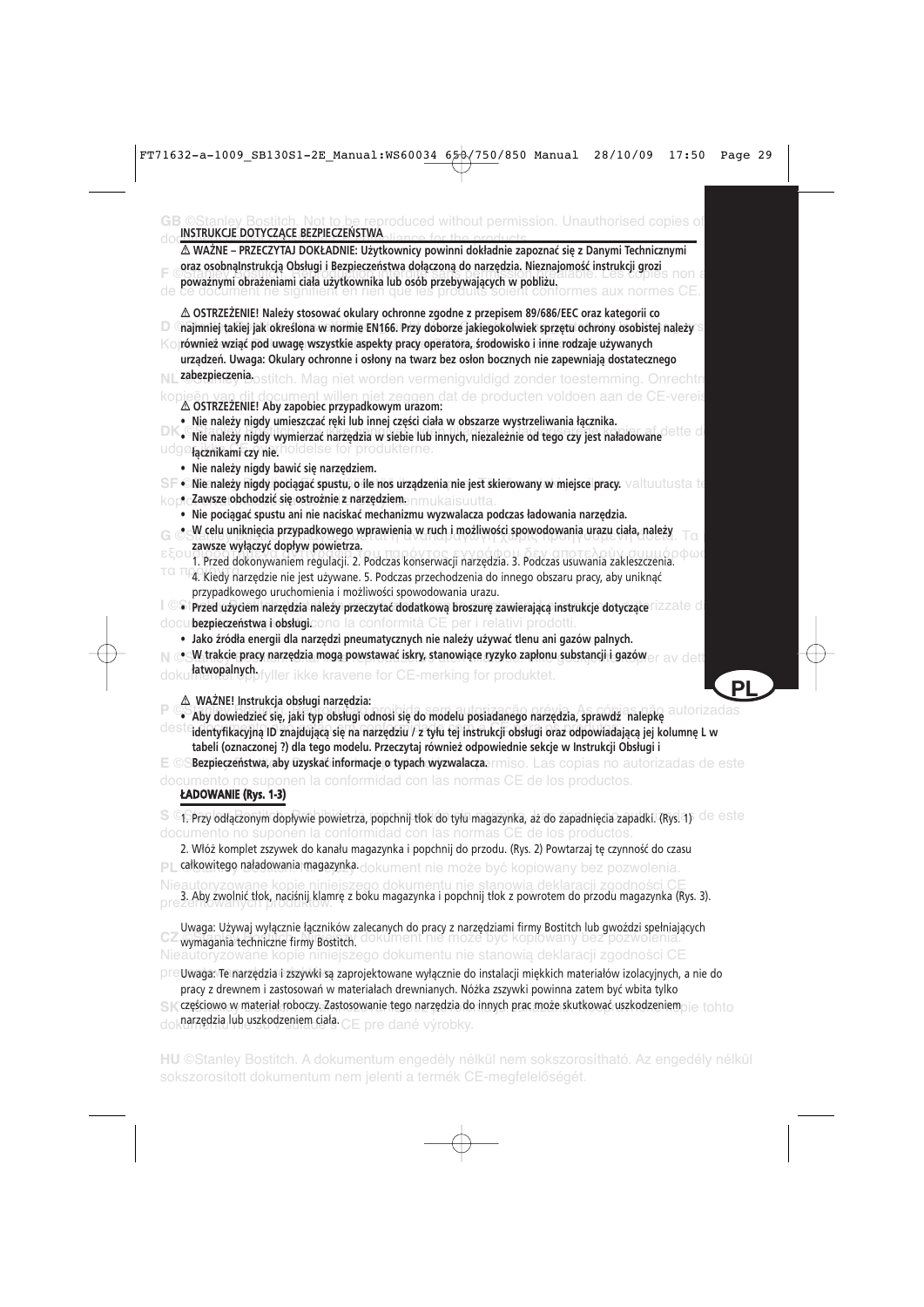## INSTRUKCJE DOTYCZĄCE BEZPIECZEŃSTWA

**⚠ WAŻNE – PRZECZYTAJ DOKŁADNIE: Użytkownicy powinni dokładnie zapoznać się z Danymi Technicznymi oraz osobnąInstrukcją Obsługi i Bezpieczeństwa dołączoną do narzędzia. Nieznajomość instrukcji grozi poważnymi obrażeniami ciała użytkownika lub osób przebywających w pobliżu.**

**⚠ OSTRZEŻENIE! Należy stosować okulary ochronne zgodne z przepisem 89/686/EEC oraz kategorii co najmniej takiej jak określona w normie EN166. Przy doborze jakiegokolwiek sprzętu ochrony osobistej należy również wziąć pod uwagę wszystkie aspekty pracy operatora, środowisko i inne rodzaje używanych urządzeń. Uwaga: Okulary ochronne i osłony na twarz bez osłon bocznych nie zapewniają dostatecznego zabezpieczenia.**

**⚠ OSTRZEŻENIE! Aby zapobiec przypadkowym urazom:**

- **Nie należy nigdy umieszczać ręki lub innej części ciała w obszarze wystrzeliwania łącznika.**
- **Nie należy nigdy wymierzać narzędzia w siebie lub innych, niezależnie od tego czy jest naładowane łącznikami czy nie.**
- **Nie należy nigdy bawić się narzędziem.**
- **Nie należy nigdy pociągać spustu, o ile nos urządzenia nie jest skierowany w miejsce pracy.**
- **Zawsze obchodzić się ostrożnie z narzędziem.**
- **Nie pociągać spustu ani nie naciskać mechanizmu wyzwalacza podczas ładowania narzędzia.**
- **W celu uniknięcia przypadkowego wprawienia w ruch i możliwości spowodowania urazu ciała, należy zawsze wyłączyć dopływ powietrza.**
  1. Przed dokonywaniem regulacji. 2. Podczas konserwacji narzędzia. 3. Podczas usuwania zakleszczenia. 4. Kiedy narzędzie nie jest używane. 5. Podczas przechodzenia do innego obszaru pracy, aby uniknąć przypadkowego uruchomienia i możliwości spowodowania urazu.
- **Przed użyciem narzędzia należy przeczytać dodatkową broszurę zawierającą instrukcje dotyczące bezpieczeństwa i obsługi.**
- **Jako źródła energii dla narzędzi pneumatycznych nie należy używać tlenu ani gazów palnych.**
- **W trakcie pracy narzędzia mogą powstawać iskry, stanowiące ryzyko zapłonu substancji i gazów łatwopalnych.**

**⚠ WAŻNE! Instrukcja obsługi narzędzia:**

- **Aby dowiedzieć się, jaki typ obsługi odnosi się do modelu posiadanego narzędzia, sprawdź nalepkę identyfikacyjną ID znajdującą się na narzędziu / z tyłu tej instrukcji obsługi oraz odpowiadającą jej kolumnę L w tabeli (oznaczonej ?) dla tego modelu. Przeczytaj również odpowiednie sekcje w Instrukcji Obsługi i Bezpieczeństwa, aby uzyskać informacje o typach wyzwalacza.**

### ŁADOWANIE (Rys. 1-3)

1. Przy odłączonym dopływie powietrza, popchnij tłok do tyłu magazynka, aż do zapadnięcia zapadki. (Rys. 1)

2. Włóż komplet zszywek do kanału magazynka i popchnij do przodu. (Rys. 2) Powtarzaj tę czynność do czasu całkowitego naładowania magazynka.

3. Aby zwolnić tłok, naciśnij klamrę z boku magazynka i popchnij tłok z powrotem do przodu magazynka (Rys. 3).

Uwaga: Używaj wyłącznie łączników zalecanych do pracy z narzędziami firmy Bostitch lub gwoździ spełniających wymagania techniczne firmy Bostitch.

Uwaga: Te narzędzia i zszywki są zaprojektowane wyłącznie do instalacji miękkich materiałów izolacyjnych, a nie do pracy z drewnem i zastosowań w materiałach drewnianych. Nóżka zszywki powinna zatem być wbita tylko częściowo w materiał roboczy. Zastosowanie tego narzędzia do innych prac może skutkować uszkodzeniem narzędzia lub uszkodzeniem ciała.

HU ©Stanley Bostitch. A dokumentum engedély nélkül nem sokszorosítható. Az engedély nélkül sokszorosított dokumentum nem jelenti a termék CE-megfelelőségét.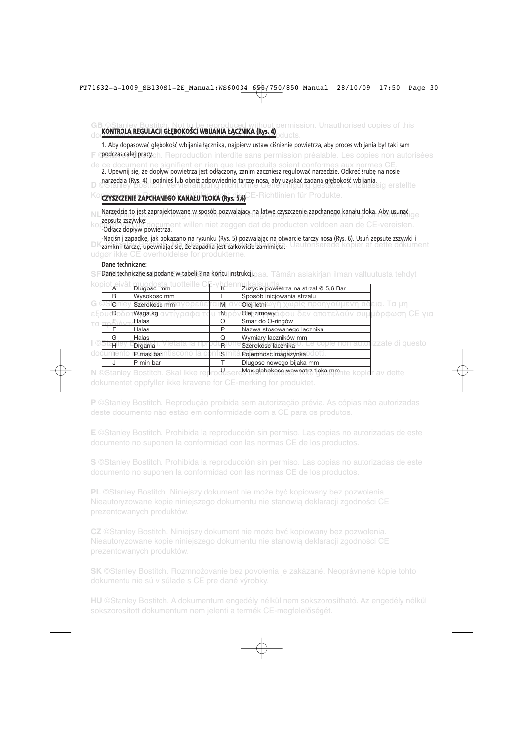## KONTROLA REGULACJI GŁĘBOKOŚCI WBIJANIA ŁĄCZNIKA (Rys. 4)

1. Aby dopasować głębokość wbijania łącznika, najpierw ustaw ciśnienie powietrza, aby proces wbijania był taki sam podczas całej pracy.

2. Upewnij się, że dopływ powietrza jest odłączony, zanim zaczniesz regulować narzędzie. Odkręć śrubę na nosie narzędzia (Rys. 4) i podnieś lub obniż odpowiednio tarczę nosa, aby uzyskać żądaną głębokość wbijania.

## CZYSZCZENIE ZAPCHANEGO KANAŁU TŁOKA (Rys. 5,6)

Narzędzie to jest zaprojektowane w sposób pozwalający na łatwe czyszczenie zapchanego kanału tłoka. Aby usunąć zepsutą zszywkę:

-Odłącz dopływ powietrza.

-Naciśnij zapadkę, jak pokazano na rysunku (Rys. 5) pozwalając na otwarcie tarczy nosa (Rys. 6). Usuń zepsute zszywki i zamknij tarczę, upewniając się, że zapadka jest całkowicie zamknięta.

**Dane techniczne:**

Dane techniczne są podane w tabeli ? na końcu instrukcji.

| | | | |
|---|---|---|---|
| A | Dlugosc mm | K | Zuzycie powietrza na strzal @ 5,6 Bar |
| B | Wysokosc mm | L | Sposób inicjowania strzalu |
| C | Szerokosc mm | M | Olej letni |
| D | Waga kg | N | Olej zimowy |
| E | Halas | O | Smar do O-ringów |
| F | Halas | P | Nazwa stosowanego lacznika |
| G | Halas | Q | Wymiary laczników mm |
| H | Drgania | R | Szerokosc lacznika |
| I | P max bar | S | Pojemnosc magazynka |
| J | P min bar | T | Dlugosc nowego bijaka mm |
| | | U | Max.glebokosc wewnatrz tloka mm |

**GB** ©Stanley Bostitch. Not to be reproduced without permission. Unauthorised copies of this document do not signify CE conformity of the products.

**F** ©Stanley Bostitch. Reproduction interdite sans permission préalable. Les copies non autorisées de ce document ne signifient en rien que les produits soient conformes aux normes CE.

**D** ©Stanley Bostitch. Vervielfältigung nicht ohne Genehmigung gestattet. Unzulässig erstellte Kopien dieses Dokuments erfüllen nicht die CE-Richtlinien für Produkte.

**NL** ©Stanley Bostitch. Mag niet worden vermenigvuldigd zonder toestemming. Onrechtmatige kopieën van dit document willen niet zeggen dat de producten voldoen aan de CE-vereisten.

**DK** ©Stanley Bostitch. Må ikke gengives uden tilladelse. Uautoriserede kopier af dette dokument udgør ikke CE overholdelse for produkterne.

**SF** ©Stanley Bostitch. Ei saa jäljentää ilman lupaa. Tämän asiakirjan ilman valtuutusta tehdyt kopiot eivät osoita tuotteille CE-yhdenmukaisuutta.

**G** ©Stanley Bostitch. Απαγορεύεται η αναπαραγωγή χωρίς προηγούμενη άδεια. Τα μη εξουσιοδοτημένα αντίγραφα του παρόντος εγγράφου δεν αποτελούν συμμόρφωση CE για τα προϊόντα.

**I** ©Stanley Bostitch. Vietata la riproduzione senza permesso. Le copie non autorizzate di questo documento non garantiscono la conformità CE dei prodotti.

**N** ©Stanley Bostitch. Skal ikke reproduseres uten tillatelse. Ikke-godkjente kopier av dette dokumentet oppfyller ikke kravene for CE-merking for produktet.

**P** ©Stanley Bostitch. Reprodução proibida sem autorização prévia. As cópias não autorizadas deste documento não estão em conformidade com a CE para os produtos.

**E** ©Stanley Bostitch. Prohibida la reproducción sin permiso. Las copias no autorizadas de este documento no suponen la conformidad con las normas CE de los productos.

**S** ©Stanley Bostitch. Prohibida la reproducción sin permiso. Las copias no autorizadas de este documento no suponen la conformidad con las normas CE de los productos.

**PL** ©Stanley Bostitch. Niniejszy dokument nie może być kopiowany bez pozwolenia. Nieautoryzowane kopie niniejszego dokumentu nie stanowią deklaracji zgodności CE prezentowanych produktów.

**CZ** ©Stanley Bostitch. Niniejszy dokument nie może być kopiowany bez pozwolenia. Nieautoryzowane kopie niniejszego dokumentu nie stanowią deklaracji zgodności CE prezentowanych produktów.

**SK** ©Stanley Bostitch. Rozmnožovanie bez povolenia je zakázané. Neoprávnené kópie tohto dokumentu nie sú v súlade s CE pre dané výrobky.

**HU** ©Stanley Bostitch. A dokumentum engedély nélkül nem sokszorosítható. Az engedély nélkül sokszorosított dokumentum nem jelenti a termék CE-megfelelőségét.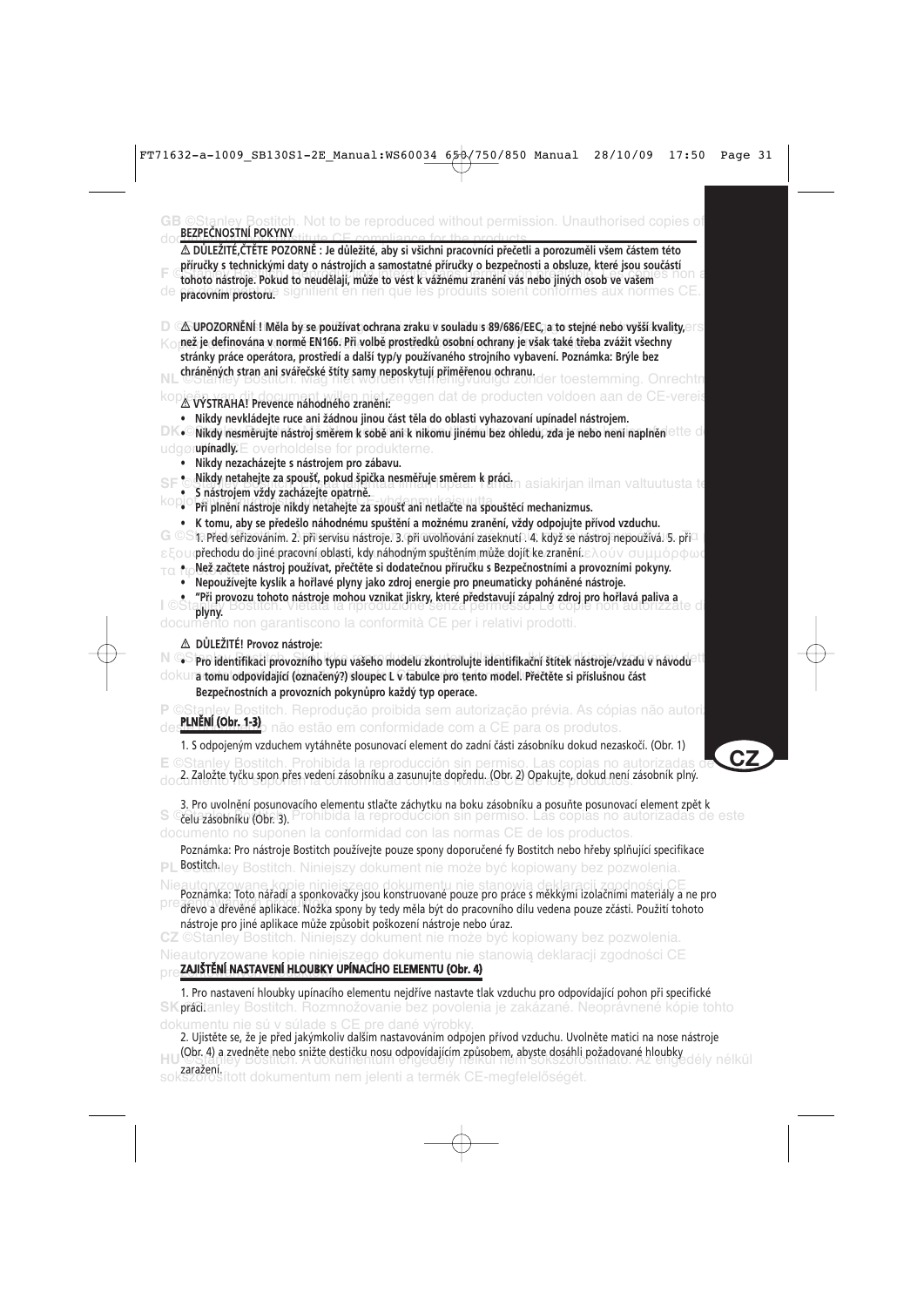## BEZPEČNOSTNÍ POKYNY

**⚠ DŮLEŽITÉ,ČTĚTE POZORNĚ : Je důležité, aby si všichni pracovníci přečetli a porozuměli všem částem této příručky s technickými daty o nástrojích a samostatné příručky o bezpečnosti a obsluze, které jsou součástí tohoto nástroje. Pokud to neudělají, může to vést k vážnému zranění vás nebo jiných osob ve vašem pracovním prostoru.**

**⚠ UPOZORNĚNÍ ! Měla by se používat ochrana zraku v souladu s 89/686/EEC, a to stejné nebo vyšší kvality, než je definována v normě EN166. Při volbě prostředků osobní ochrany je však také třeba zvážit všechny stránky práce operátora, prostředí a další typ/y používaného strojního vybavení. Poznámka: Brýle bez chráněných stran ani svářečské štíty samy neposkytují přiměřenou ochranu.**

**⚠ VÝSTRAHA! Prevence náhodného zranění:**

- **Nikdy nevkládejte ruce ani žádnou jinou část těla do oblasti vyhazování upínadel nástrojem.**
- **Nikdy nesměrujte nástroj směrem k sobě ani k nikomu jinému bez ohledu, zda je nebo není naplněn upínadly.**
- **Nikdy nezacházejte s nástrojem pro zábavu.**
- **Nikdy netahejte za spoušť, pokud špička nesměřuje směrem k práci.**
- **S nástrojem vždy zacházejte opatrně.**
- **Při plnění nástroje nikdy netahejte za spoušť ani netlačte na spouštěcí mechanizmus.**
- **K tomu, aby se předešlo náhodnému spuštění a možnému zranění, vždy odpojujte přívod vzduchu.** 1. Před seřizováním. 2. při servisu nástroje. 3. při uvolňování zaseknutí . 4. když se nástroj nepoužívá. 5. při přechodu do jiné pracovní oblasti, kdy náhodným spuštěním může dojít ke zranění.
- **Než začnete nástroj používat, přečtěte si dodatečnou příručku s Bezpečnostními a provozními pokyny.**
- **Nepoužívejte kyslík a hořlavé plyny jako zdroj energie pro pneumaticky poháněné nástroje.**
- **"Při provozu tohoto nástroje mohou vznikat jiskry, které představují zápalný zdroj pro hořlavá paliva a plyny.**

**⚠ DŮLEŽITÉ! Provoz nástroje:**

- **Pro identifikaci provozního typu vašeho modelu zkontrolujte identifikační štítek nástroje/vzadu v návodu a tomu odpovídající (označený?) sloupec L v tabulce pro tento model. Přečtěte si příslušnou část Bezpečnostních a provozních pokynůpro každý typ operace.**

## PLNĚNÍ (Obr. 1-3)

1. S odpojeným vzduchem vytáhněte posunovací element do zadní části zásobníku dokud nezaskočí. (Obr. 1)

2. Založte tyčku spon přes vedení zásobníku a zasunujte dopředu. (Obr. 2) Opakujte, dokud není zásobník plný.

3. Pro uvolnění posunovacího elementu stlačte záchytku na boku zásobníku a posuňte posunovací element zpět k čelu zásobníku (Obr. 3).

Poznámka: Pro nástroje Bostitch používejte pouze spony doporučené fy Bostitch nebo hřeby splňující specifikace Bostitch.

Poznámka: Toto nářadí a sponkovačky jsou konstruované pouze pro práce s měkkými izolačními materiály a ne pro dřevo a dřevěné aplikace. Nožka spony by tedy měla být do pracovního dílu vedena pouze zčásti. Použití tohoto nástroje pro jiné aplikace může způsobit poškození nástroje nebo úraz.

## ZAJIŠTĚNÍ NASTAVENÍ HLOUBKY UPÍNACÍHO ELEMENTU (Obr. 4)

1. Pro nastavení hloubky upínacího elementu nejdříve nastavte tlak vzduchu pro odpovídající pohon při specifické práci.

2. Ujistěte se, že je před jakýmkoliv dalším nastavováním odpojen přívod vzduchu. Uvolněte matici na nose nástroje (Obr. 4) a zvedněte nebo snižte destičku nosu odpovídajícím způsobem, abyste dosáhli požadované hloubky zaražení.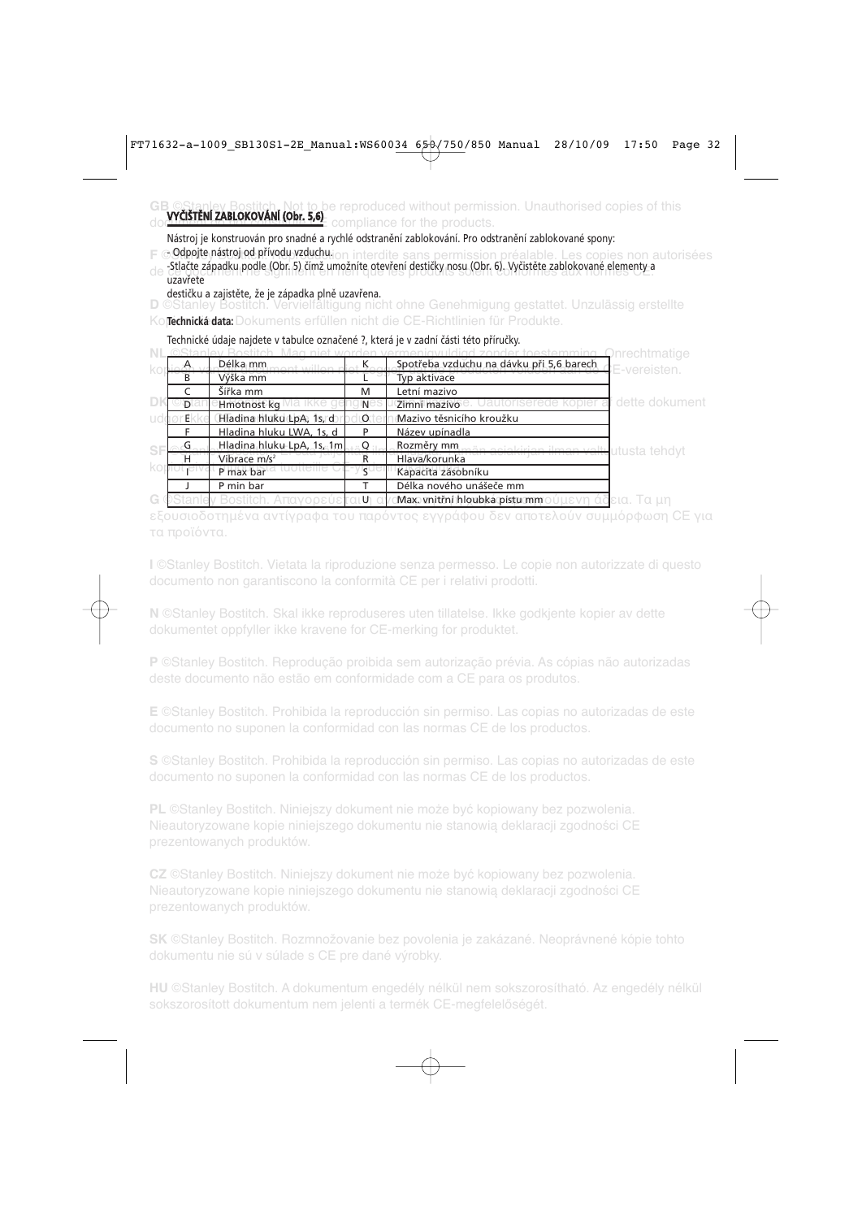**VYČIŠTĚNÍ ZABLOKOVÁNÍ (Obr. 5,6)**

Nástroj je konstruován pro snadné a rychlé odstranění zablokování. Pro odstranění zablokované spony:

- Odpojte nástroj od přívodu vzduchu.
- Stlačte západku podle (Obr. 5) čímž umožníte otevření destičky nosu (Obr. 6). Vyčistěte zablokované elementy a uzavřete destičku a zajistěte, že je západka plně uzavřena.

**Technická data:**

Technické údaje najdete v tabulce označené ?, která je v zadní části této příručky.

| | | | |
|---|---|---|---|
| A | Délka mm | K | Spotřeba vzduchu na dávku při 5,6 barech |
| B | Výška mm | L | Typ aktivace |
| C | Šířka mm | M | Letní mazivo |
| D | Hmotnost kg | N | Zimní mazivo |
| E | Hladina hluku LpA, 1s, d | O | Mazivo těsnicího kroužku |
| F | Hladina hluku LWA, 1s, d | P | Název upínadla |
| G | Hladina hluku LpA, 1s, 1m | Q | Rozměry mm |
| H | Vibrace m/s² | R | Hlava/korunka |
| I | P max bar | S | Kapacita zásobníku |
| J | P min bar | T | Délka nového unášeče mm |
| | | U | Max. vnitřní hloubka pístu mm |

**GB** ©Stanley Bostitch. Not to be reproduced without permission. Unauthorised copies of this document do not imply CE compliance for the products.

**F** ©Stanley Bostitch. Reproduction interdite sans permission préalable. Les copies non autorisées de ce document ne signifient en rien que les produits soient conformes aux normes CE.

**D** ©Stanley Bostitch. Vervielfältigung nicht ohne Genehmigung gestattet. Unzulässig erstellte Kopien dieses Dokuments erfüllen nicht die CE-Richtlinien für Produkte.

**NL** ©Stanley Bostitch. Mag niet worden vermenigvuldigd zonder toestemming. Onrechtmatige kopieën van dit document willen niet zeggen dat de producten voldoen aan de CE-vereisten.

**DK** ©Stanley Bostitch. Må ikke gengives uden tilladelse. Uautoriserede kopier af dette dokument udgør ikke CE-overensstemmelse for produkterne.

**SF** ©Stanley Bostitch. Kopiointi kielletty ilman lupaa. Tämän asiakirjan ilman valtuutusta tehdyt kopiot eivät takaa tuotteille CE-yhdenmukaisuutta.

**G** ©Stanley Bostitch. Απαγορεύεται η αναπαραγωγή χωρίς σχετική άδεια. Τα μη εξουσιοδοτημένα αντίγραφα του παρόντος εγγράφου δεν αποτελούν συμμόρφωση CE για τα προϊόντα.

**I** ©Stanley Bostitch. Vietata la riproduzione senza permesso. Le copie non autorizzate di questo documento non garantiscono la conformità CE per i relativi prodotti.

**N** ©Stanley Bostitch. Skal ikke reproduseres uten tillatelse. Ikke godkjente kopier av dette dokumentet oppfyller ikke kravene for CE-merking for produktet.

**P** ©Stanley Bostitch. Reprodução proibida sem autorização prévia. As cópias não autorizadas deste documento não estão em conformidade com a CE para os produtos.

**E** ©Stanley Bostitch. Prohibida la reproducción sin permiso. Las copias no autorizadas de este documento no suponen la conformidad con las normas CE de los productos.

**S** ©Stanley Bostitch. Prohibida la reproducción sin permiso. Las copias no autorizadas de este documento no suponen la conformidad con las normas CE de los productos.

**PL** ©Stanley Bostitch. Niniejszy dokument nie może być kopiowany bez pozwolenia. Nieautoryzowane kopie niniejszego dokumentu nie stanowią deklaracji zgodności CE prezentowanych produktów.

**CZ** ©Stanley Bostitch. Niniejszy dokument nie może być kopiowany bez pozwolenia. Nieautoryzowane kopie niniejszego dokumentu nie stanowią deklaracji zgodności CE prezentowanych produktów.

**SK** ©Stanley Bostitch. Rozmnožovanie bez povolenia je zakázané. Neoprávnené kópie tohto dokumentu nie sú v súlade s CE pre dané výrobky.

**HU** ©Stanley Bostitch. A dokumentum engedély nélkül nem sokszorosítható. Az engedély nélkül sokszorosított dokumentum nem jelenti a termék CE-megfelelőségét.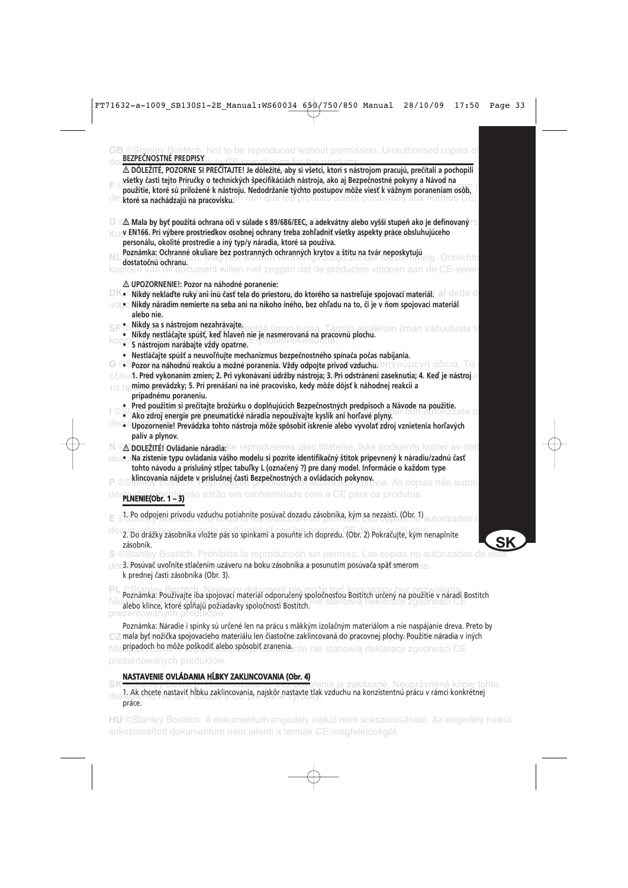## BEZPEČNOSTNÉ PREDPISY

**⚠ DÔLEŽITÉ, POZORNE SI PREČÍTAJTE! Je dôležité, aby si všetci, ktorí s nástrojom pracujú, prečítali a pochopili všetky časti tejto Príručky o technických špecifikáciách nástroja, ako aj Bezpečnostné pokyny a Návod na použitie, ktoré sú priložené k nástroju. Nedodržanie týchto postupov môže viesť k vážnym poraneniam osôb, ktoré sa nachádzajú na pracovisku.**

**⚠ Mala by byť použitá ochrana očí v súlade s 89/686/EEC, a adekvátny alebo vyšší stupeň ako je definovaný v EN166. Pri výbere prostriedkov osobnej ochrany treba zohľadniť všetky aspekty práce obsluhujúceho personálu, okolité prostredie a iný typ/y náradia, ktoré sa používa.**

**Poznámka: Ochranné okuliare bez postranných ochranných krytov a štítu na tvár neposkytujú dostatočnú ochranu.**

**⚠ UPOZORNENIE!: Pozor na náhodné poranenie:**

- **Nikdy nekladťe ruky ani inú časť tela do priestoru, do ktorého sa nastreľuje spojovací materiál.**
- **Nikdy náradím nemierte na seba ani na nikoho iného, bez ohľadu na to, či je v ňom spojovací materiál alebo nie.**
- **Nikdy sa s nástrojom nezahrávajte.**
- **Nikdy nestláčajte spúšť, keď hlaveň nie je nasmerovaná na pracovnú plochu.**
- **S nástrojom narábajte vždy opatrne.**
- **Nestláčajte spúšť a neuvoľňujte mechanizmus bezpečnostného spínača počas nabíjania.**
- **Pozor na náhodnú reakciu a možné poranenia. Vždy odpojte prívod vzduchu.**
  **1. Pred vykonaním zmien; 2. Pri vykonávaní údržby nástroja; 3. Pri odstránení zaseknutia; 4. Keď je nástroj mimo prevádzky; 5. Pri prenášaní na iné pracovisko, kedy môže dôjsť k náhodnej reakcii a prípadnému poraneniu.**
- **Pred použitím si prečítajte brožúrku o doplňujúcich Bezpečnostných predpisoch a Návode na použitie.**
- **Ako zdroj energie pre pneumatické náradia nepoužívajte kyslík ani horľavé plyny.**
- **Upozornenie! Prevádzka tohto nástroja môže spôsobiť iskrenie alebo vyvolať zdroj vznietenia horľavých palív a plynov.**

**⚠ DOLEŽITÉ! Ovládanie náradia:**

- **Na zistenie typu ovládania vášho modelu si pozrite identifikačný štítok pripevnený k náradiu/zadnú časť tohto návodu a príslušný stĺpec tabuľky L (označený ?) pre daný model. Informácie o každom type klincovania nájdete v príslušnej časti Bezpečnostných a ovládacích pokynov.**

### PLNENIE(Obr. 1 – 3)

1. Po odpojení prívodu vzduchu potiahnite posúvač dozadu zásobníka, kým sa nezaistí. (Obr. 1)

2. Do drážky zásobníka vložte pás so spinkami a posuňte ich dopredu. (Obr. 2) Pokračujte, kým nenaplníte zásobník.

3. Posúvač uvoľníte stlačením uzáveru na boku zásobníka a posunutím posúvača späť smerom k prednej časti zásobníka (Obr. 3).

Poznámka: Používajte iba spojovací materiál odporučený spoločnosťou Bostitch určený na použitie v náradí Bostitch alebo klince, ktoré spĺňajú požiadavky spoločnosti Bostitch.

Poznámka: Náradie i spinky sú určené len na prácu s mäkkým izolačným materiálom a nie naspájanie dreva. Preto by mala byť nožička spojovacieho materiálu len čiastočne zaklincovaná do pracovnej plochy. Použitie náradia v iných prípadoch ho môže poškodiť alebo spôsobiť zranenia.

### NASTAVENIE OVLÁDANIA HĹBKY ZAKLINCOVANIA (Obr. 4)

1. Ak chcete nastaviť hĺbku zaklincovania, najskôr nastavte tlak vzduchu na konzistentnú prácu v rámci konkrétnej práce.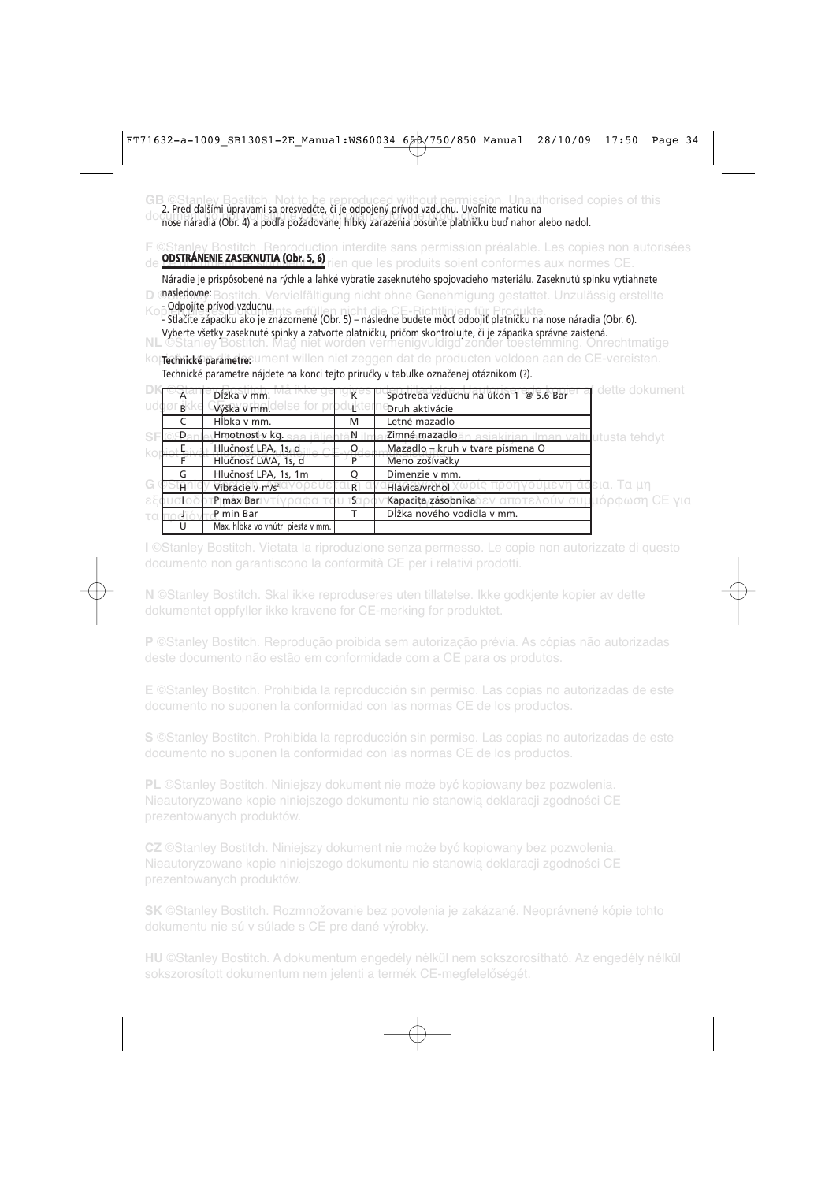2. Pred ďalšími úpravami sa presvedčte, či je odpojený prívod vzduchu. Uvoľnite maticu na nose náradia (Obr. 4) a podľa požadovanej hĺbky zarazenia posuňte platničku buď nahor alebo nadol.

## ODSTRÁNENIE ZASEKNUTIA (Obr. 5, 6)

Náradie je prispôsobené na rýchle a ľahké vybratie zaseknutého spojovacieho materiálu. Zaseknutú spinku vytiahnete nasledovne:

- Odpojte prívod vzduchu.
- Stlačíte západku ako je znázornené (Obr. 5) – následne budete môcť odpojiť platničku na nose náradia (Obr. 6).

Vyberte všetky zaseknuté spinky a zatvorte platničku, pričom skontrolujte, či je západka správne zaistená.

**Technické parametre:**

Technické parametre nájdete na konci tejto príručky v tabuľke označenej otáznikom (?).

| | | | |
|---|---|---|---|
| A | Dĺžka v mm. | K | Spotreba vzduchu na úkon 1 @ 5.6 Bar |
| B | Výška v mm. | L | Druh aktivácie |
| C | Hĺbka v mm. | M | Letné mazadlo |
| D | Hmotnosť v kg. | N | Zimné mazadlo |
| E | Hlučnosť LPA, 1s, d | O | Mazadlo – kruh v tvare písmena O |
| F | Hlučnosť LWA, 1s, d | P | Meno zošívačky |
| G | Hlučnosť LPA, 1s, 1m | Q | Dimenzie v mm. |
| H | Vibrácie v m/s² | R | Hlavica/vrchol |
| I | P max Bar | S | Kapacita zásobníka |
| J | P min Bar | T | Dĺžka nového vodidla v mm. |
| U | Max. hĺbka vo vnútri piesta v mm. | | |

**GB** ©Stanley Bostitch. Not to be reproduced without permission. Unauthorised copies of this document do not guarantee that the products conform to CE requirements.

**F** ©Stanley Bostitch. Reproduction interdite sans permission préalable. Les copies non autorisées de ce document ne garantissent en rien que les produits soient conformes aux normes CE.

**D** ©Stanley Bostitch. Vervielfältigung nicht ohne Genehmigung gestattet. Unzulässig erstellte Kopien dieses Dokuments erfüllen nicht die CE-Richtlinien für Produkte.

**NL** ©Stanley Bostitch. Mag niet worden vermenigvuldigd zonder toestemming. Onrechtmatige kopieën van dit document willen niet zeggen dat de producten voldoen aan de CE-vereisten.

**DK** ©Stanley Bostitch. Må ikke gengives uden tilladelse. Uautoriserede kopier af dette dokument udgør ikke en garanti for overholdelse for produktets CE-krav.

**SF** ©Stanley Bostitch. Ei saa jäljentää ilman lupaa. Tämän asiakirjan ilman valtuutusta tehdyt kopiot eivät takaa tuotteiden CE-yhdenmukaisuutta.

**G** ©Stanley Bostitch. Απαγορεύεται η αναπαραγωγή χωρίς προηγούμενη άδεια. Τα μη εξουσιοδοτημένα αντίγραφα του παρόντος εγγράφου δεν αποτελούν συμμόρφωση CE για τα προϊόντα.

**I** ©Stanley Bostitch. Vietata la riproduzione senza permesso. Le copie non autorizzate di questo documento non garantiscono la conformità CE per i relativi prodotti.

**N** ©Stanley Bostitch. Skal ikke reproduseres uten tillatelse. Ikke godkjente kopier av dette dokumentet oppfyller ikke kravene for CE-merking for produktet.

**P** ©Stanley Bostitch. Reprodução proibida sem autorização prévia. As cópias não autorizadas deste documento não estão em conformidade com a CE para os produtos.

**E** ©Stanley Bostitch. Prohibida la reproducción sin permiso. Las copias no autorizadas de este documento no suponen la conformidad con las normas CE de los productos.

**S** ©Stanley Bostitch. Prohibida la reproducción sin permiso. Las copias no autorizadas de este documento no suponen la conformidad con las normas CE de los productos.

**PL** ©Stanley Bostitch. Niniejszy dokument nie może być kopiowany bez pozwolenia. Nieautoryzowane kopie niniejszego dokumentu nie stanowią deklaracji zgodności CE prezentowanych produktów.

**CZ** ©Stanley Bostitch. Niniejszy dokument nie może być kopiowany bez pozwolenia. Nieautoryzowane kopie niniejszego dokumentu nie stanowią deklaracji zgodności CE prezentowanych produktów.

**SK** ©Stanley Bostitch. Rozmnožovanie bez povolenia je zakázané. Neoprávnené kópie tohto dokumentu nie sú v súlade s CE pre dané výrobky.

**HU** ©Stanley Bostitch. A dokumentum engedély nélkül nem sokszorosítható. Az engedély nélkül sokszorosított dokumentum nem jelenti a termék CE-megfelelőségét.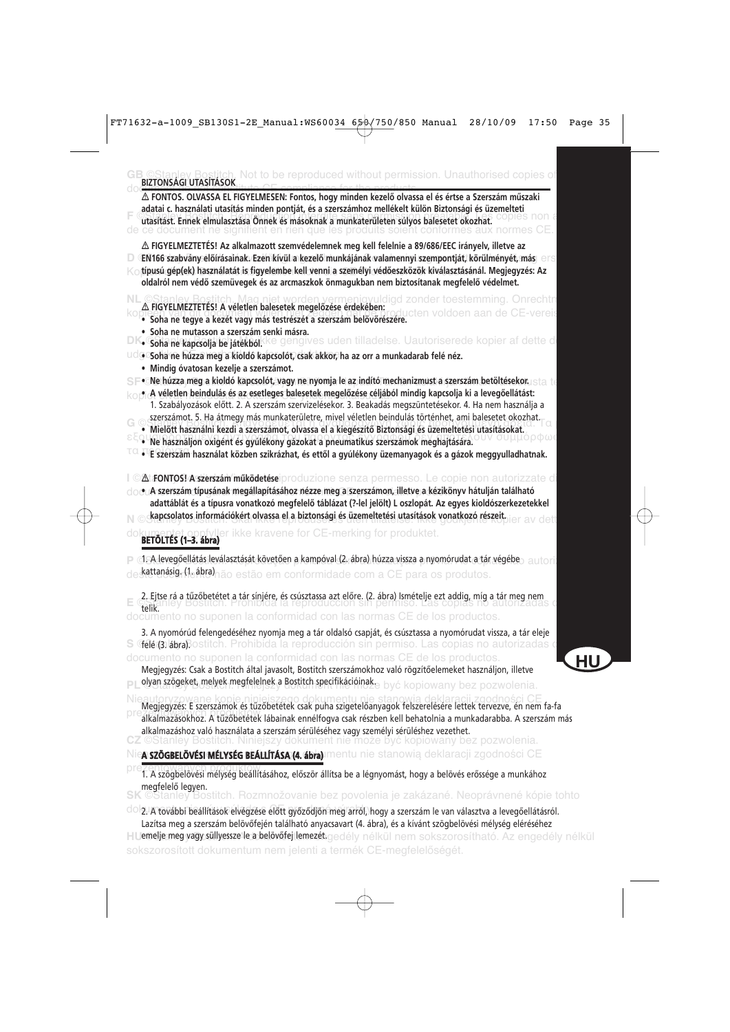## BIZTONSÁGI UTASÍTÁSOK

⚠ **FONTOS. OLVASSA EL FIGYELMESEN: Fontos, hogy minden kezelő olvassa el és értse a Szerszám műszaki adatai c. használati utasítás minden pontját, és a szerszámhoz mellékelt külön Biztonsági és üzemeltetési utasítást. Ennek elmulasztása Önnek és másoknak a munkaterületen súlyos balesetet okozhat.**

⚠ **FIGYELMEZTETÉS! Az alkalmazott szemvédelemnek meg kell felelnie a 89/686/EEC irányelv, illetve az EN166 szabvány előírásainak. Ezen kívül a kezelő munkájának valamennyi szempontját, körülményét, más típusú gép(ek) használatát is figyelembe kell venni a személyi védőeszközök kiválasztásánál. Megjegyzés: Az oldalról nem védő szemüvegek és az arcmaszkok önmagukban nem biztosítanak megfelelő védelmet.**

⚠ **FIGYELMEZTETÉS! A véletlen balesetek megelőzése érdekében:**

- **Soha ne tegye a kezét vagy más testrészét a szerszám belövőrészére.**
- **Soha ne mutasson a szerszám senki másra.**
- **Soha ne kapcsolja be játékból.**
- **Soha ne húzza meg a kioldó kapcsolót, csak akkor, ha az orr a munkadarab felé néz.**
- **Mindig óvatosan kezelje a szerszámot.**
- **Ne húzza meg a kioldó kapcsolót, vagy ne nyomja le az indító mechanizmust a szerszám betöltésekor.**
- **A véletlen beindulás és az esetleges balesetek megelőzése céljából mindig kapcsolja ki a levegőellátást:**
  1. Szabályozások előtt. 2. A szerszám szervizelésekor. 3. Beakadás megszüntetésekor. 4. Ha nem használja a szerszámot. 5. Ha átmegy más munkaterületre, mivel véletlen beindulás történhet, ami balesetet okozhat.
- **Mielőtt használni kezdi a szerszámot, olvassa el a kiegészítő Biztonsági és üzemeltetési utasításokat.**
- **Ne használjon oxigént és gyúlékony gázokat a pneumatikus szerszámok meghajtására.**
- **E szerszám használat közben szikrázhat, és ettől a gyúlékony üzemanyagok és a gázok meggyulladhatnak.**

⚠ **FONTOS! A szerszám működtetése**

- **A szerszám típusának megállapításához nézze meg a szerszámon, illetve a kézikönyv hátulján található adattáblát és a típusra vonatkozó megfelelő táblázat (?-lel jelölt) L oszlopát. Az egyes kioldószerkezetekkel kapcsolatos információkért olvassa el a biztonsági és üzemeltetési utasítások vonatkozó részeit.**

## BETÖLTÉS (1–3. ábra)

1. A levegőellátás leválasztását követően a kampóval (2. ábra) húzza vissza a nyomórudat a tár végébe kattanásig. (1. ábra)

2. Ejtse rá a tűzőbetétet a tár sínjére, és csúsztassa azt előre. (2. ábra) Ismételje ezt addig, míg a tár meg nem telik.

3. A nyomórúd felengedéséhez nyomja meg a tár oldalsó csapját, és csúsztassa a nyomórudat vissza, a tár eleje felé (3. ábra).

Megjegyzés: Csak a Bostitch által javasolt, Bostitch szerszámokhoz való rögzítőelemeket használjon, illetve olyan szögeket, melyek megfelelnek a Bostitch specifikációinak.

Megjegyzés: E szerszámok és tűzőbetétek csak puha szigetelőanyagok felszerelésére lettek tervezve, én nem fa-fa alkalmazásokhoz. A tűzőbetétek lábainak ennélfogva csak részben kell behatolnia a munkadarabba. A szerszám más alkalmazáshoz való használata a szerszám sérüléséhez vagy személyi sérüléshez vezethet.

## A SZÖGBELÖVÉSI MÉLYSÉG BEÁLLÍTÁSA (4. ábra)

1. A szögbelövési mélység beállításához, először állítsa be a légnyomást, hogy a belövés erőssége a munkához megfelelő legyen.

2. A további beállítások elvégzése előtt győződjön meg arról, hogy a szerszám le van választva a levegőellátásról. Lazítsa meg a szerszám belövőfején található anyacsavart (4. ábra), és a kívánt szögbelövési mélység eléréséhez emelje meg vagy süllyesze le a belövőfej lemezét.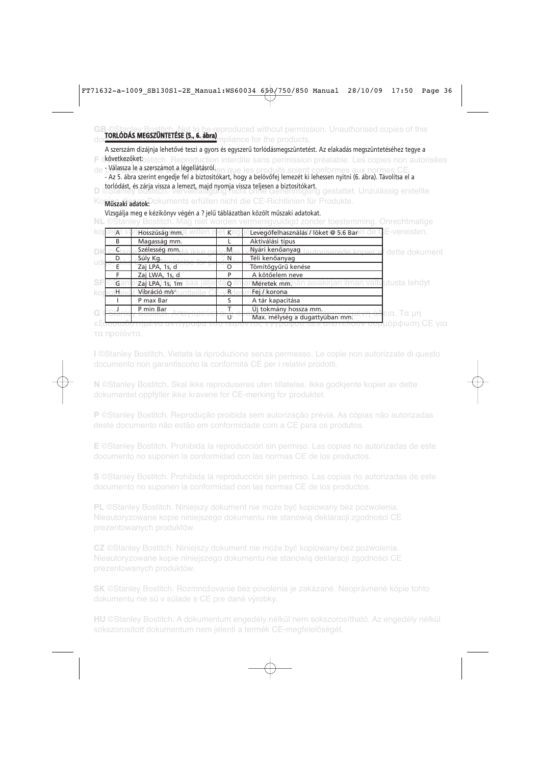## TORLÓDÁS MEGSZÜNTETÉSE (5., 6. ábra)

A szerszám dizájnja lehetővé teszi a gyors és egyszerű torlódásmegszüntetést. Az elakadás megszüntetéséhez tegye a következőket:

- Válassza le a szerszámot a légellátásról.
- Az 5. ábra szerint engedje fel a biztosítókart, hogy a belövőfej lemezét ki lehessen nyitni (6. ábra). Távolítsa el a torlódást, és zárja vissza a lemezt, majd nyomja vissza teljesen a biztosítókart.

**Műszaki adatok:**

Vizsgálja meg e kézikönyv végén a ? jelű táblázatban közölt műszaki adatokat.

| | | | |
|---|---|---|---|
| A | Hosszúság mm. | K | Levegőfelhasználás / löket @ 5.6 Bar |
| B | Magasság mm. | L | Aktiválási típus |
| C | Szélesség mm. | M | Nyári kenőanyag |
| D | Súly Kg. | N | Téli kenőanyag |
| E | Zaj LPA, 1s, d | O | Tömítőgyűrű kenése |
| F | Zaj LWA, 1s, d | P | A kötőelem neve |
| G | Zaj LPA, 1s, 1m | Q | Méretek mm. |
| H | Vibráció m/s² | R | Fej / korona |
| I | P max Bar | S | A tár kapacitása |
| J | P min Bar | T | Új tokmány hossza mm. |
| | | U | Max. mélység a dugattyúban mm. |

**GB** ©Stanley Bostitch. Not to be reproduced without permission. Unauthorised copies of this document do not represent CE compliance for the products.

**F** ©Stanley Bostitch. Reproduction interdite sans permission préalable. Les copies non autorisées de ce document ne garantissent en que les produits soient conformes aux normes CE.

**D** ©Stanley Bostitch. Vervielfältigung nicht ohne Genehmigung gestattet. Unzulässig erstellte Kopien dieses Dokuments erfüllen nicht die CE-Richtlinien für Produkte.

**NL** ©Stanley Bostitch. Mag niet worden vermenigvuldigd zonder toestemming. Onrechtmatige kopieën van dit document willen niet zeggen dat de producten voldoen aan de CE-vereisten.

**DK** ©Stanley Bostitch. Må ikke gengives uden tilladelse. Uautoriserede kopier af dette dokument udgør ikke CE-overholdelse for produkterne.

**SF** ©Stanley Bostitch. Ei saa jäljentää ilman lupaa. Tämän asiakirjan ilman valtuutusta tehdyt kopiot eivät edusta tuotteille CE-yhdenmukaisuutta.

**G** ©Stanley Bostitch. Απαγορεύεται η αναπαραγωγή χωρίς προηγούμενη άδεια. Τα μη εξουσιοδοτημένα αντίγραφα του παρόντος εγγράφου δεν αποτελούν συμμόρφωση CE για τα προϊόντα.

**I** ©Stanley Bostitch. Vietata la riproduzione senza permesso. Le copie non autorizzate di questo documento non garantiscono la conformità CE per i relativi prodotti.

**N** ©Stanley Bostitch. Skal ikke reproduseres uten tillatelse. Ikke godkjente kopier av dette dokumentet oppfyller ikke kravene for CE-merking for produktet.

**P** ©Stanley Bostitch. Reprodução proibida sem autorização prévia. As cópias não autorizadas deste documento não estão em conformidade com a CE para os produtos.

**E** ©Stanley Bostitch. Prohibida la reproducción sin permiso. Las copias no autorizadas de este documento no suponen la conformidad con las normas CE de los productos.

**S** ©Stanley Bostitch. Prohibida la reproducción sin permiso. Las copias no autorizadas de este documento no suponen la conformidad con las normas CE de los productos.

**PL** ©Stanley Bostitch. Niniejszy dokument nie może być kopiowany bez pozwolenia. Nieautoryzowane kopie niniejszego dokumentu nie stanowią deklaracji zgodności CE prezentowanych produktów.

**CZ** ©Stanley Bostitch. Niniejszy dokument nie może być kopiowany bez pozwolenia. Nieautoryzowane kopie niniejszego dokumentu nie stanowią deklaracji zgodności CE prezentowanych produktów.

**SK** ©Stanley Bostitch. Rozmnožovanie bez povolenia je zakázané. Neoprávnené kópie tohto dokumentu nie sú v súlade s CE pre dané výrobky.

**HU** ©Stanley Bostitch. A dokumentum engedély nélkül nem sokszorosítható. Az engedély nélkül sokszorosított dokumentum nem jelenti a termék CE-megfelelőségét.